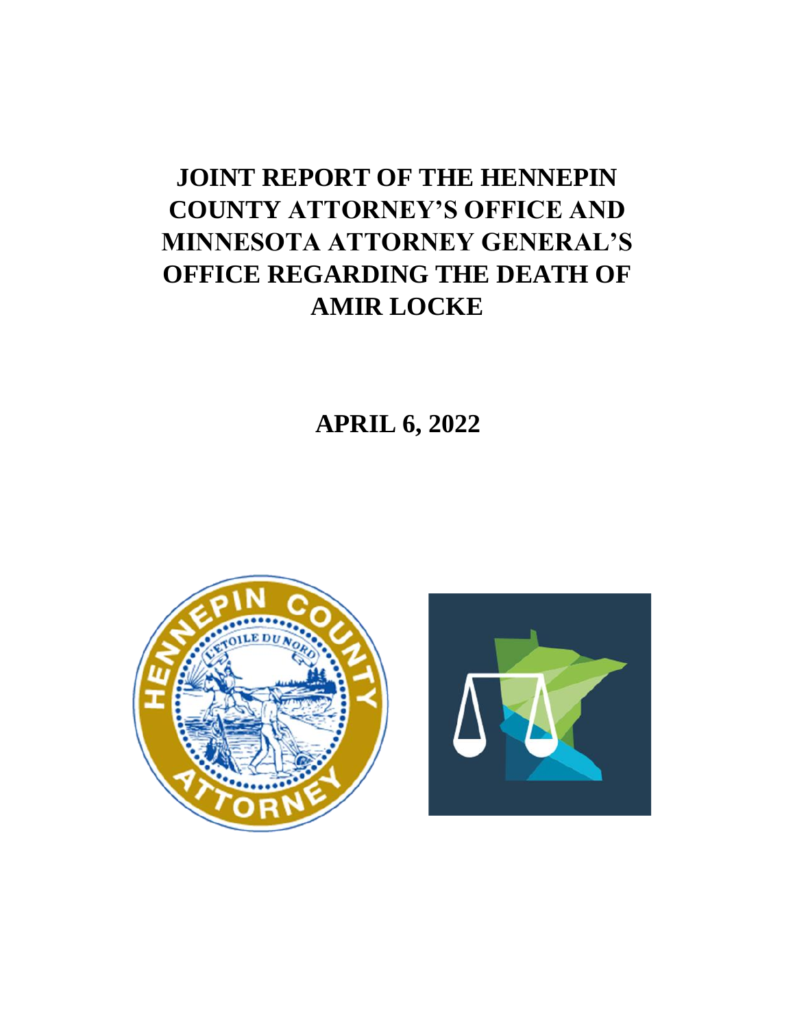# JOINT REPORT OF THE HENNEPIN COUNTY ATTORNEY'S OFFICE AND MINNESOTA ATTORNEY GENERAL'S OFFICE REGARDING THE DEATH OF AMIR LOCKE

**APRIL 6, 2022**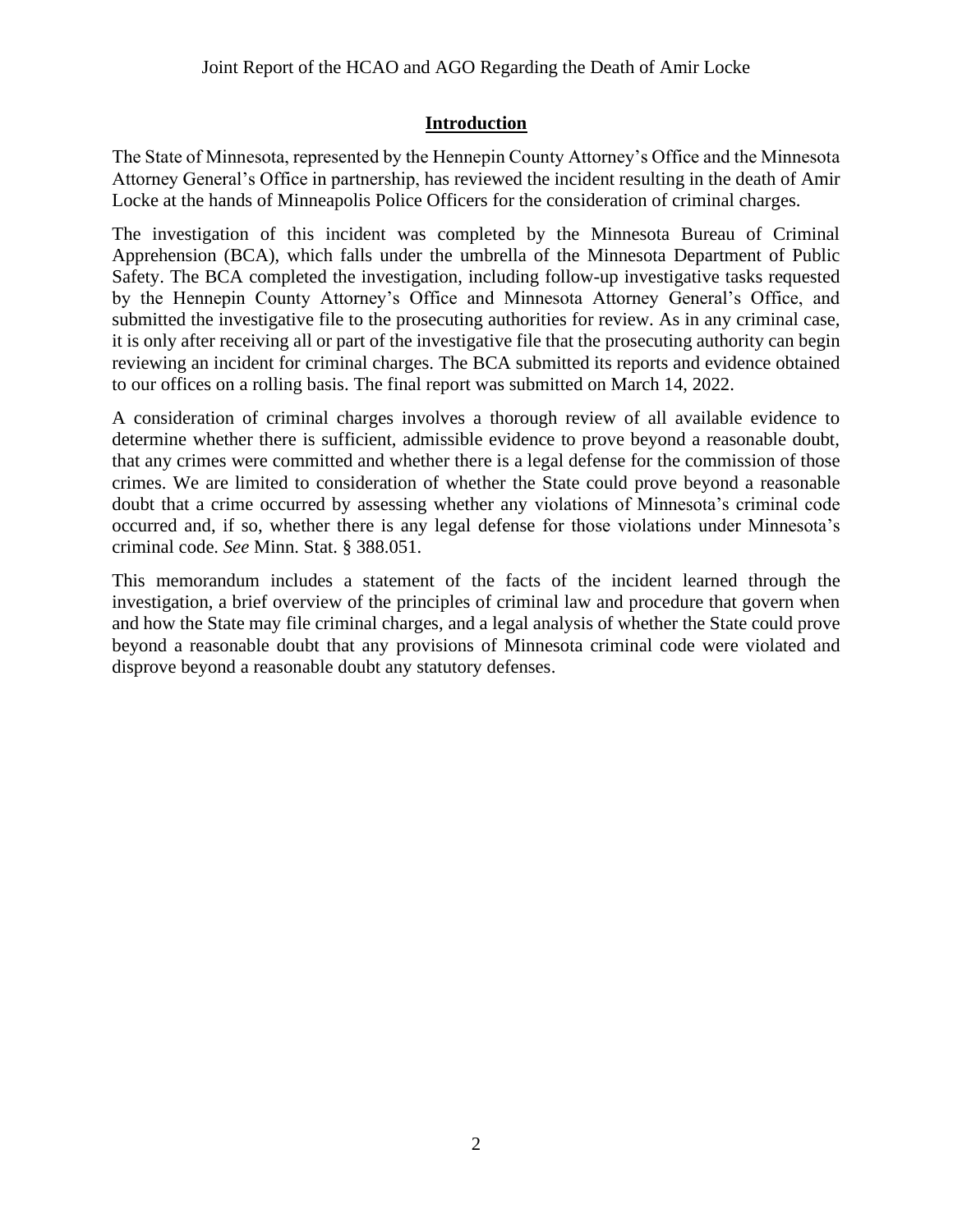## Introduction

The State of Minnesota, represented by the Hennepin County Attorney's Office and the Minnesota Attorney General's Office in partnership, has reviewed the incident resulting in the death of Amir Locke at the hands of Minneapolis Police Officers for the consideration of criminal charges.

The investigation of this incident was completed by the Minnesota Bureau of Criminal Apprehension (BCA), which falls under the umbrella of the Minnesota Department of Public Safety. The BCA completed the investigation, including follow-up investigative tasks requested by the Hennepin County Attorney's Office and Minnesota Attorney General's Office, and submitted the investigative file to the prosecuting authorities for review. As in any criminal case, it is only after receiving all or part of the investigative file that the prosecuting authority can begin reviewing an incident for criminal charges. The BCA submitted its reports and evidence obtained to our offices on a rolling basis. The final report was submitted on March 14, 2022.

A consideration of criminal charges involves a thorough review of all available evidence to determine whether there is sufficient, admissible evidence to prove beyond a reasonable doubt, that any crimes were committed and whether there is a legal defense for the commission of those crimes. We are limited to consideration of whether the State could prove beyond a reasonable doubt that a crime occurred by assessing whether any violations of Minnesota's criminal code occurred and, if so, whether there is any legal defense for those violations under Minnesota's criminal code. *See* Minn. Stat. § 388.051.

This memorandum includes a statement of the facts of the incident learned through the investigation, a brief overview of the principles of criminal law and procedure that govern when and how the State may file criminal charges, and a legal analysis of whether the State could prove beyond a reasonable doubt that any provisions of Minnesota criminal code were violated and disprove beyond a reasonable doubt any statutory defenses.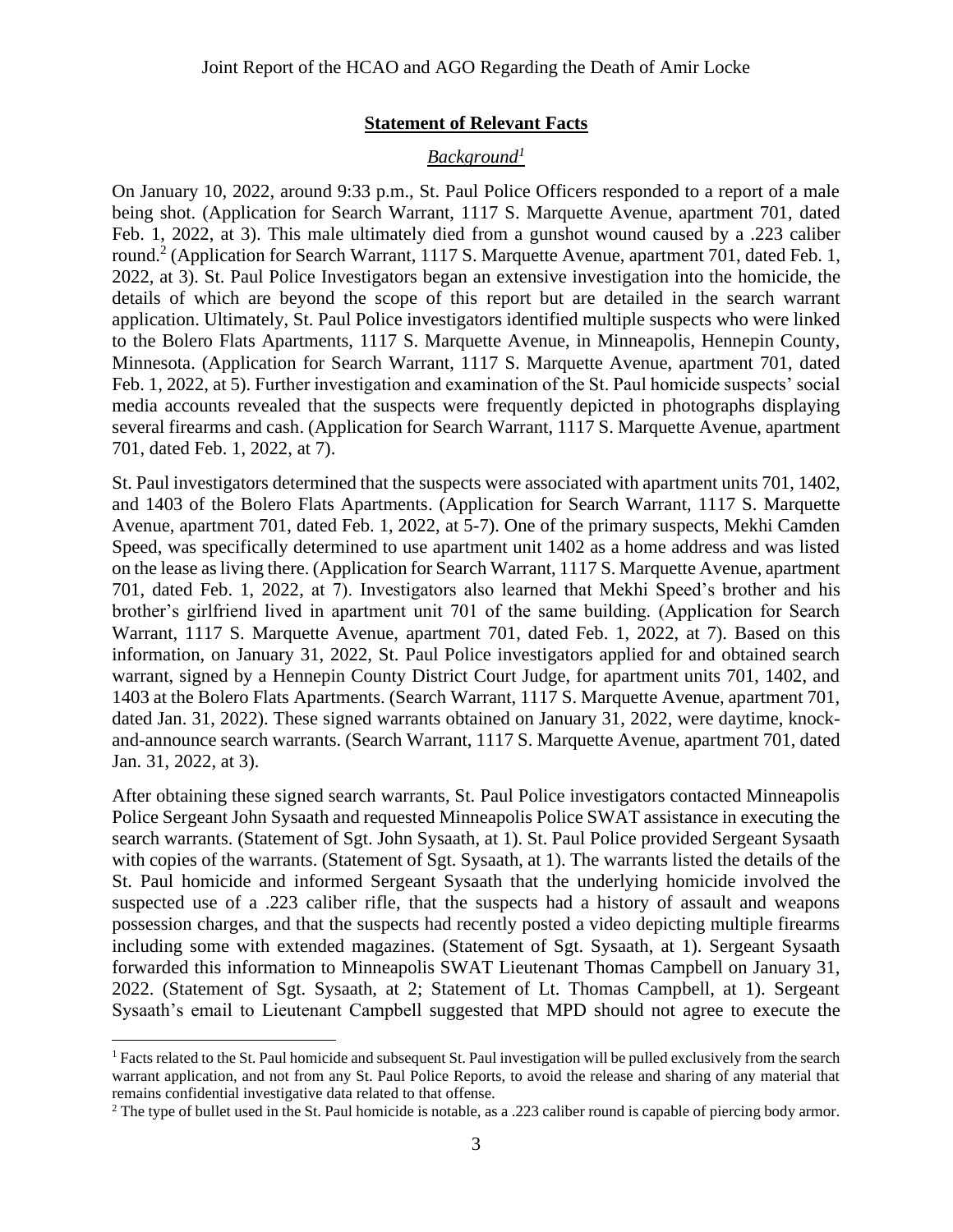**Statement of Relevant Facts**

*Background*[1]

On January 10, 2022, around 9:33 p.m., St. Paul Police Officers responded to a report of a male being shot. (Application for Search Warrant, 1117 S. Marquette Avenue, apartment 701, dated Feb. 1, 2022, at 3). This male ultimately died from a gunshot wound caused by a .223 caliber round.[2] (Application for Search Warrant, 1117 S. Marquette Avenue, apartment 701, dated Feb. 1, 2022, at 3). St. Paul Police Investigators began an extensive investigation into the homicide, the details of which are beyond the scope of this report but are detailed in the search warrant application. Ultimately, St. Paul Police investigators identified multiple suspects who were linked to the Bolero Flats Apartments, 1117 S. Marquette Avenue, in Minneapolis, Hennepin County, Minnesota. (Application for Search Warrant, 1117 S. Marquette Avenue, apartment 701, dated Feb. 1, 2022, at 5). Further investigation and examination of the St. Paul homicide suspects' social media accounts revealed that the suspects were frequently depicted in photographs displaying several firearms and cash. (Application for Search Warrant, 1117 S. Marquette Avenue, apartment 701, dated Feb. 1, 2022, at 7).

St. Paul investigators determined that the suspects were associated with apartment units 701, 1402, and 1403 of the Bolero Flats Apartments. (Application for Search Warrant, 1117 S. Marquette Avenue, apartment 701, dated Feb. 1, 2022, at 5-7). One of the primary suspects, Mekhi Camden Speed, was specifically determined to use apartment unit 1402 as a home address and was listed on the lease as living there. (Application for Search Warrant, 1117 S. Marquette Avenue, apartment 701, dated Feb. 1, 2022, at 7). Investigators also learned that Mekhi Speed's brother and his brother's girlfriend lived in apartment unit 701 of the same building. (Application for Search Warrant, 1117 S. Marquette Avenue, apartment 701, dated Feb. 1, 2022, at 7). Based on this information, on January 31, 2022, St. Paul Police investigators applied for and obtained search warrant, signed by a Hennepin County District Court Judge, for apartment units 701, 1402, and 1403 at the Bolero Flats Apartments. (Search Warrant, 1117 S. Marquette Avenue, apartment 701, dated Jan. 31, 2022). These signed warrants obtained on January 31, 2022, were daytime, knock-and-announce search warrants. (Search Warrant, 1117 S. Marquette Avenue, apartment 701, dated Jan. 31, 2022, at 3).

After obtaining these signed search warrants, St. Paul Police investigators contacted Minneapolis Police Sergeant John Sysaath and requested Minneapolis Police SWAT assistance in executing the search warrants. (Statement of Sgt. John Sysaath, at 1). St. Paul Police provided Sergeant Sysaath with copies of the warrants. (Statement of Sgt. Sysaath, at 1). The warrants listed the details of the St. Paul homicide and informed Sergeant Sysaath that the underlying homicide involved the suspected use of a .223 caliber rifle, that the suspects had a history of assault and weapons possession charges, and that the suspects had recently posted a video depicting multiple firearms including some with extended magazines. (Statement of Sgt. Sysaath, at 1). Sergeant Sysaath forwarded this information to Minneapolis SWAT Lieutenant Thomas Campbell on January 31, 2022. (Statement of Sgt. Sysaath, at 2; Statement of Lt. Thomas Campbell, at 1). Sergeant Sysaath's email to Lieutenant Campbell suggested that MPD should not agree to execute the

---

[1] Facts related to the St. Paul homicide and subsequent St. Paul investigation will be pulled exclusively from the search warrant application, and not from any St. Paul Police Reports, to avoid the release and sharing of any material that remains confidential investigative data related to that offense.

[2] The type of bullet used in the St. Paul homicide is notable, as a .223 caliber round is capable of piercing body armor.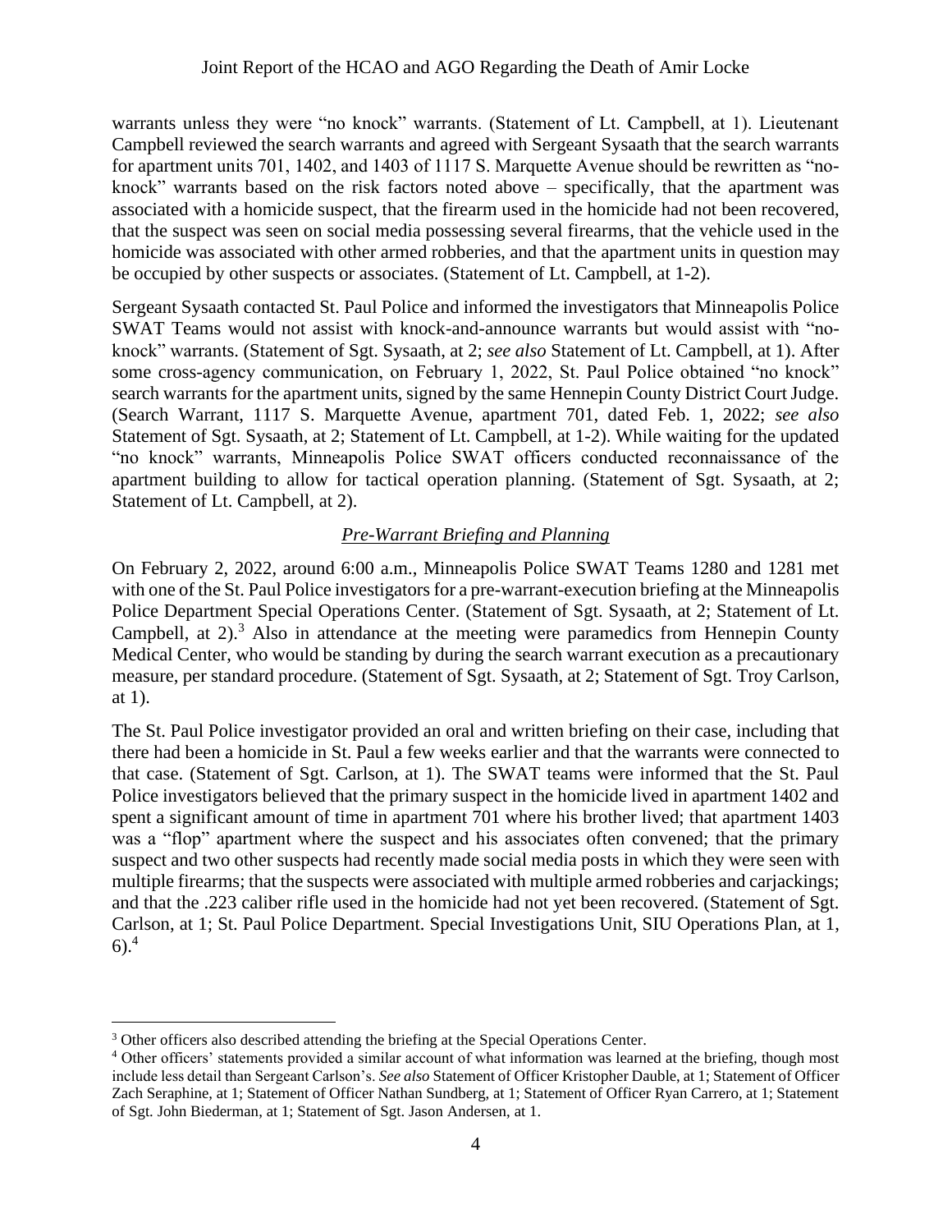warrants unless they were "no knock" warrants. (Statement of Lt. Campbell, at 1). Lieutenant Campbell reviewed the search warrants and agreed with Sergeant Sysaath that the search warrants for apartment units 701, 1402, and 1403 of 1117 S. Marquette Avenue should be rewritten as "no-knock" warrants based on the risk factors noted above – specifically, that the apartment was associated with a homicide suspect, that the firearm used in the homicide had not been recovered, that the suspect was seen on social media possessing several firearms, that the vehicle used in the homicide was associated with other armed robberies, and that the apartment units in question may be occupied by other suspects or associates. (Statement of Lt. Campbell, at 1-2).

Sergeant Sysaath contacted St. Paul Police and informed the investigators that Minneapolis Police SWAT Teams would not assist with knock-and-announce warrants but would assist with "no-knock" warrants. (Statement of Sgt. Sysaath, at 2; *see also* Statement of Lt. Campbell, at 1). After some cross-agency communication, on February 1, 2022, St. Paul Police obtained "no knock" search warrants for the apartment units, signed by the same Hennepin County District Court Judge. (Search Warrant, 1117 S. Marquette Avenue, apartment 701, dated Feb. 1, 2022; *see also* Statement of Sgt. Sysaath, at 2; Statement of Lt. Campbell, at 1-2). While waiting for the updated "no knock" warrants, Minneapolis Police SWAT officers conducted reconnaissance of the apartment building to allow for tactical operation planning. (Statement of Sgt. Sysaath, at 2; Statement of Lt. Campbell, at 2).

### *Pre-Warrant Briefing and Planning*

On February 2, 2022, around 6:00 a.m., Minneapolis Police SWAT Teams 1280 and 1281 met with one of the St. Paul Police investigators for a pre-warrant-execution briefing at the Minneapolis Police Department Special Operations Center. (Statement of Sgt. Sysaath, at 2; Statement of Lt. Campbell, at 2).[3] Also in attendance at the meeting were paramedics from Hennepin County Medical Center, who would be standing by during the search warrant execution as a precautionary measure, per standard procedure. (Statement of Sgt. Sysaath, at 2; Statement of Sgt. Troy Carlson, at 1).

The St. Paul Police investigator provided an oral and written briefing on their case, including that there had been a homicide in St. Paul a few weeks earlier and that the warrants were connected to that case. (Statement of Sgt. Carlson, at 1). The SWAT teams were informed that the St. Paul Police investigators believed that the primary suspect in the homicide lived in apartment 1402 and spent a significant amount of time in apartment 701 where his brother lived; that apartment 1403 was a "flop" apartment where the suspect and his associates often convened; that the primary suspect and two other suspects had recently made social media posts in which they were seen with multiple firearms; that the suspects were associated with multiple armed robberies and carjackings; and that the .223 caliber rifle used in the homicide had not yet been recovered. (Statement of Sgt. Carlson, at 1; St. Paul Police Department. Special Investigations Unit, SIU Operations Plan, at 1, 6).[4]

---

[3] Other officers also described attending the briefing at the Special Operations Center.

[4] Other officers' statements provided a similar account of what information was learned at the briefing, though most include less detail than Sergeant Carlson's. *See also* Statement of Officer Kristopher Dauble, at 1; Statement of Officer Zach Seraphine, at 1; Statement of Officer Nathan Sundberg, at 1; Statement of Officer Ryan Carrero, at 1; Statement of Sgt. John Biederman, at 1; Statement of Sgt. Jason Andersen, at 1.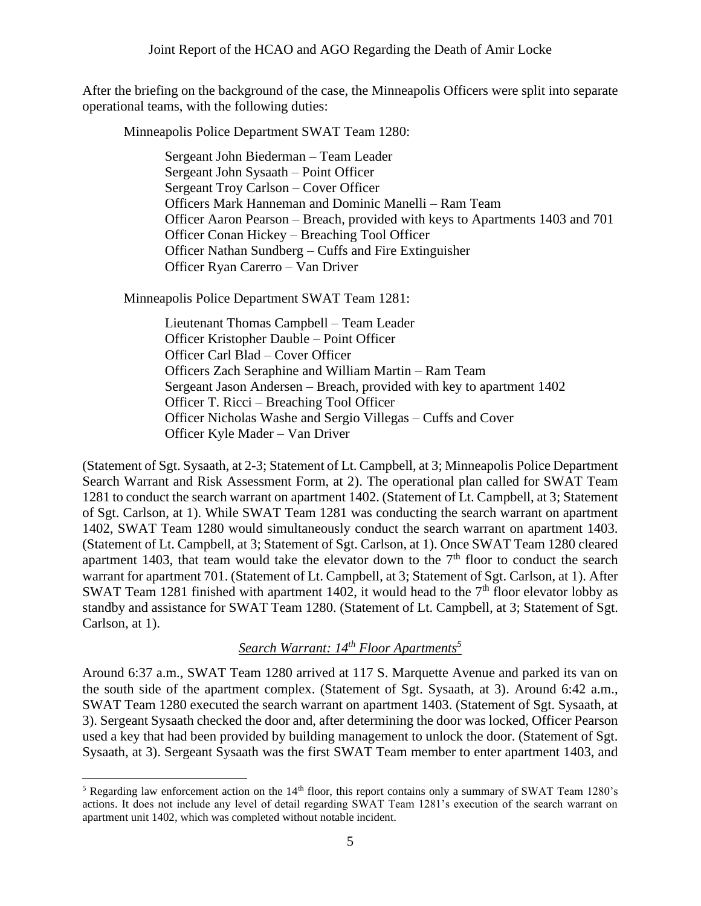After the briefing on the background of the case, the Minneapolis Officers were split into separate operational teams, with the following duties:

Minneapolis Police Department SWAT Team 1280:

> Sergeant John Biederman – Team Leader
> Sergeant John Sysaath – Point Officer
> Sergeant Troy Carlson – Cover Officer
> Officers Mark Hanneman and Dominic Manelli – Ram Team
> Officer Aaron Pearson – Breach, provided with keys to Apartments 1403 and 701
> Officer Conan Hickey – Breaching Tool Officer
> Officer Nathan Sundberg – Cuffs and Fire Extinguisher
> Officer Ryan Carerro – Van Driver

Minneapolis Police Department SWAT Team 1281:

> Lieutenant Thomas Campbell – Team Leader
> Officer Kristopher Dauble – Point Officer
> Officer Carl Blad – Cover Officer
> Officers Zach Seraphine and William Martin – Ram Team
> Sergeant Jason Andersen – Breach, provided with key to apartment 1402
> Officer T. Ricci – Breaching Tool Officer
> Officer Nicholas Washe and Sergio Villegas – Cuffs and Cover
> Officer Kyle Mader – Van Driver

(Statement of Sgt. Sysaath, at 2-3; Statement of Lt. Campbell, at 3; Minneapolis Police Department Search Warrant and Risk Assessment Form, at 2). The operational plan called for SWAT Team 1281 to conduct the search warrant on apartment 1402. (Statement of Lt. Campbell, at 3; Statement of Sgt. Carlson, at 1). While SWAT Team 1281 was conducting the search warrant on apartment 1402, SWAT Team 1280 would simultaneously conduct the search warrant on apartment 1403. (Statement of Lt. Campbell, at 3; Statement of Sgt. Carlson, at 1). Once SWAT Team 1280 cleared apartment 1403, that team would take the elevator down to the 7th floor to conduct the search warrant for apartment 701. (Statement of Lt. Campbell, at 3; Statement of Sgt. Carlson, at 1). After SWAT Team 1281 finished with apartment 1402, it would head to the 7th floor elevator lobby as standby and assistance for SWAT Team 1280. (Statement of Lt. Campbell, at 3; Statement of Sgt. Carlson, at 1).

## *Search Warrant: 14th Floor Apartments*[5]

Around 6:37 a.m., SWAT Team 1280 arrived at 117 S. Marquette Avenue and parked its van on the south side of the apartment complex. (Statement of Sgt. Sysaath, at 3). Around 6:42 a.m., SWAT Team 1280 executed the search warrant on apartment 1403. (Statement of Sgt. Sysaath, at 3). Sergeant Sysaath checked the door and, after determining the door was locked, Officer Pearson used a key that had been provided by building management to unlock the door. (Statement of Sgt. Sysaath, at 3). Sergeant Sysaath was the first SWAT Team member to enter apartment 1403, and

[5] Regarding law enforcement action on the 14th floor, this report contains only a summary of SWAT Team 1280's actions. It does not include any level of detail regarding SWAT Team 1281's execution of the search warrant on apartment unit 1402, which was completed without notable incident.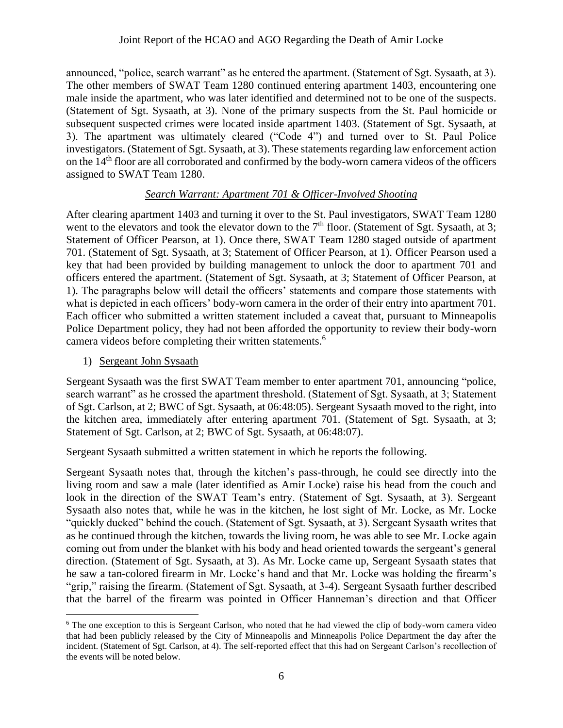announced, "police, search warrant" as he entered the apartment. (Statement of Sgt. Sysaath, at 3). The other members of SWAT Team 1280 continued entering apartment 1403, encountering one male inside the apartment, who was later identified and determined not to be one of the suspects. (Statement of Sgt. Sysaath, at 3). None of the primary suspects from the St. Paul homicide or subsequent suspected crimes were located inside apartment 1403. (Statement of Sgt. Sysaath, at 3). The apartment was ultimately cleared ("Code 4") and turned over to St. Paul Police investigators. (Statement of Sgt. Sysaath, at 3). These statements regarding law enforcement action on the 14th floor are all corroborated and confirmed by the body-worn camera videos of the officers assigned to SWAT Team 1280.

### *Search Warrant: Apartment 701 & Officer-Involved Shooting*

After clearing apartment 1403 and turning it over to the St. Paul investigators, SWAT Team 1280 went to the elevators and took the elevator down to the 7th floor. (Statement of Sgt. Sysaath, at 3; Statement of Officer Pearson, at 1). Once there, SWAT Team 1280 staged outside of apartment 701. (Statement of Sgt. Sysaath, at 3; Statement of Officer Pearson, at 1). Officer Pearson used a key that had been provided by building management to unlock the door to apartment 701 and officers entered the apartment. (Statement of Sgt. Sysaath, at 3; Statement of Officer Pearson, at 1). The paragraphs below will detail the officers' statements and compare those statements with what is depicted in each officers' body-worn camera in the order of their entry into apartment 701. Each officer who submitted a written statement included a caveat that, pursuant to Minneapolis Police Department policy, they had not been afforded the opportunity to review their body-worn camera videos before completing their written statements.[6]

1) Sergeant John Sysaath

Sergeant Sysaath was the first SWAT Team member to enter apartment 701, announcing "police, search warrant" as he crossed the apartment threshold. (Statement of Sgt. Sysaath, at 3; Statement of Sgt. Carlson, at 2; BWC of Sgt. Sysaath, at 06:48:05). Sergeant Sysaath moved to the right, into the kitchen area, immediately after entering apartment 701. (Statement of Sgt. Sysaath, at 3; Statement of Sgt. Carlson, at 2; BWC of Sgt. Sysaath, at 06:48:07).

Sergeant Sysaath submitted a written statement in which he reports the following.

Sergeant Sysaath notes that, through the kitchen's pass-through, he could see directly into the living room and saw a male (later identified as Amir Locke) raise his head from the couch and look in the direction of the SWAT Team's entry. (Statement of Sgt. Sysaath, at 3). Sergeant Sysaath also notes that, while he was in the kitchen, he lost sight of Mr. Locke, as Mr. Locke "quickly ducked" behind the couch. (Statement of Sgt. Sysaath, at 3). Sergeant Sysaath writes that as he continued through the kitchen, towards the living room, he was able to see Mr. Locke again coming out from under the blanket with his body and head oriented towards the sergeant's general direction. (Statement of Sgt. Sysaath, at 3). As Mr. Locke came up, Sergeant Sysaath states that he saw a tan-colored firearm in Mr. Locke's hand and that Mr. Locke was holding the firearm's "grip," raising the firearm. (Statement of Sgt. Sysaath, at 3-4). Sergeant Sysaath further described that the barrel of the firearm was pointed in Officer Hanneman's direction and that Officer

[6] The one exception to this is Sergeant Carlson, who noted that he had viewed the clip of body-worn camera video that had been publicly released by the City of Minneapolis and Minneapolis Police Department the day after the incident. (Statement of Sgt. Carlson, at 4). The self-reported effect that this had on Sergeant Carlson's recollection of the events will be noted below.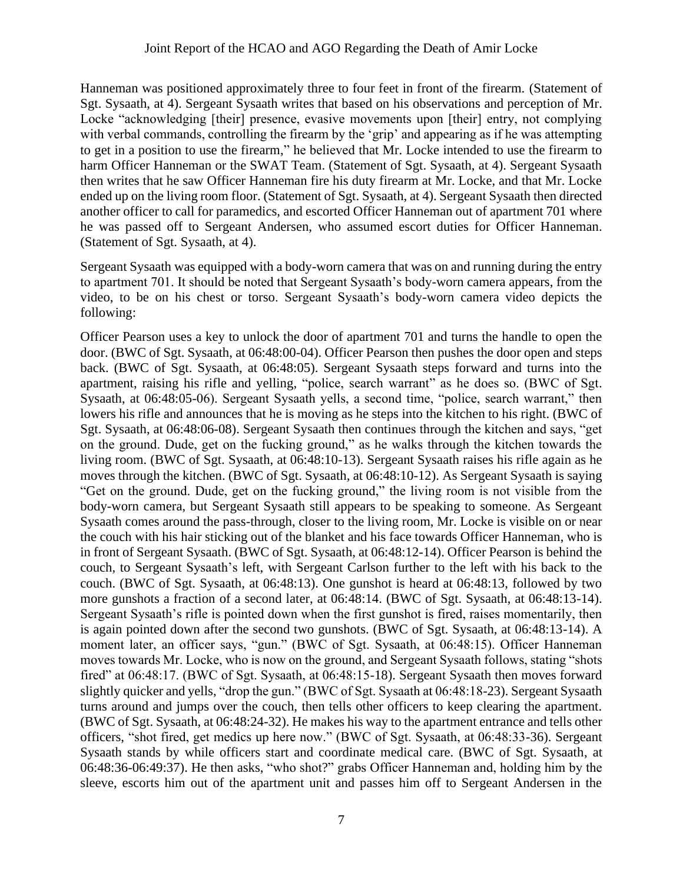Hanneman was positioned approximately three to four feet in front of the firearm. (Statement of Sgt. Sysaath, at 4). Sergeant Sysaath writes that based on his observations and perception of Mr. Locke "acknowledging [their] presence, evasive movements upon [their] entry, not complying with verbal commands, controlling the firearm by the 'grip' and appearing as if he was attempting to get in a position to use the firearm," he believed that Mr. Locke intended to use the firearm to harm Officer Hanneman or the SWAT Team. (Statement of Sgt. Sysaath, at 4). Sergeant Sysaath then writes that he saw Officer Hanneman fire his duty firearm at Mr. Locke, and that Mr. Locke ended up on the living room floor. (Statement of Sgt. Sysaath, at 4). Sergeant Sysaath then directed another officer to call for paramedics, and escorted Officer Hanneman out of apartment 701 where he was passed off to Sergeant Andersen, who assumed escort duties for Officer Hanneman. (Statement of Sgt. Sysaath, at 4).

Sergeant Sysaath was equipped with a body-worn camera that was on and running during the entry to apartment 701. It should be noted that Sergeant Sysaath's body-worn camera appears, from the video, to be on his chest or torso. Sergeant Sysaath's body-worn camera video depicts the following:

Officer Pearson uses a key to unlock the door of apartment 701 and turns the handle to open the door. (BWC of Sgt. Sysaath, at 06:48:00-04). Officer Pearson then pushes the door open and steps back. (BWC of Sgt. Sysaath, at 06:48:05). Sergeant Sysaath steps forward and turns into the apartment, raising his rifle and yelling, "police, search warrant" as he does so. (BWC of Sgt. Sysaath, at 06:48:05-06). Sergeant Sysaath yells, a second time, "police, search warrant," then lowers his rifle and announces that he is moving as he steps into the kitchen to his right. (BWC of Sgt. Sysaath, at 06:48:06-08). Sergeant Sysaath then continues through the kitchen and says, "get on the ground. Dude, get on the fucking ground," as he walks through the kitchen towards the living room. (BWC of Sgt. Sysaath, at 06:48:10-13). Sergeant Sysaath raises his rifle again as he moves through the kitchen. (BWC of Sgt. Sysaath, at 06:48:10-12). As Sergeant Sysaath is saying "Get on the ground. Dude, get on the fucking ground," the living room is not visible from the body-worn camera, but Sergeant Sysaath still appears to be speaking to someone. As Sergeant Sysaath comes around the pass-through, closer to the living room, Mr. Locke is visible on or near the couch with his hair sticking out of the blanket and his face towards Officer Hanneman, who is in front of Sergeant Sysaath. (BWC of Sgt. Sysaath, at 06:48:12-14). Officer Pearson is behind the couch, to Sergeant Sysaath's left, with Sergeant Carlson further to the left with his back to the couch. (BWC of Sgt. Sysaath, at 06:48:13). One gunshot is heard at 06:48:13, followed by two more gunshots a fraction of a second later, at 06:48:14. (BWC of Sgt. Sysaath, at 06:48:13-14). Sergeant Sysaath's rifle is pointed down when the first gunshot is fired, raises momentarily, then is again pointed down after the second two gunshots. (BWC of Sgt. Sysaath, at 06:48:13-14). A moment later, an officer says, "gun." (BWC of Sgt. Sysaath, at 06:48:15). Officer Hanneman moves towards Mr. Locke, who is now on the ground, and Sergeant Sysaath follows, stating "shots fired" at 06:48:17. (BWC of Sgt. Sysaath, at 06:48:15-18). Sergeant Sysaath then moves forward slightly quicker and yells, "drop the gun." (BWC of Sgt. Sysaath at 06:48:18-23). Sergeant Sysaath turns around and jumps over the couch, then tells other officers to keep clearing the apartment. (BWC of Sgt. Sysaath, at 06:48:24-32). He makes his way to the apartment entrance and tells other officers, "shot fired, get medics up here now." (BWC of Sgt. Sysaath, at 06:48:33-36). Sergeant Sysaath stands by while officers start and coordinate medical care. (BWC of Sgt. Sysaath, at 06:48:36-06:49:37). He then asks, "who shot?" grabs Officer Hanneman and, holding him by the sleeve, escorts him out of the apartment unit and passes him off to Sergeant Andersen in the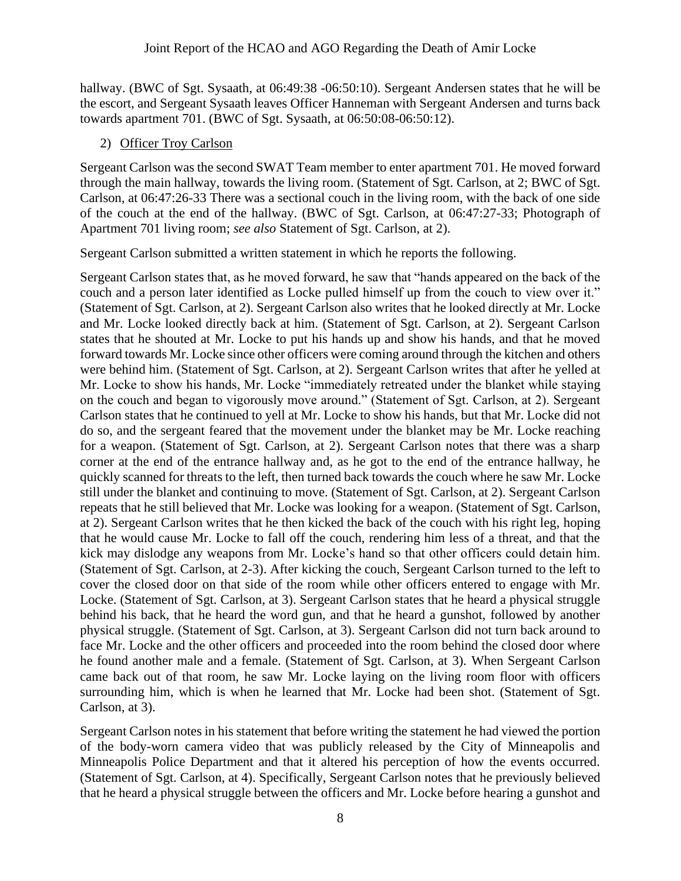hallway. (BWC of Sgt. Sysaath, at 06:49:38 -06:50:10). Sergeant Andersen states that he will be the escort, and Sergeant Sysaath leaves Officer Hanneman with Sergeant Andersen and turns back towards apartment 701. (BWC of Sgt. Sysaath, at 06:50:08-06:50:12).

2) Officer Troy Carlson

Sergeant Carlson was the second SWAT Team member to enter apartment 701. He moved forward through the main hallway, towards the living room. (Statement of Sgt. Carlson, at 2; BWC of Sgt. Carlson, at 06:47:26-33 There was a sectional couch in the living room, with the back of one side of the couch at the end of the hallway. (BWC of Sgt. Carlson, at 06:47:27-33; Photograph of Apartment 701 living room; *see also* Statement of Sgt. Carlson, at 2).

Sergeant Carlson submitted a written statement in which he reports the following.

Sergeant Carlson states that, as he moved forward, he saw that "hands appeared on the back of the couch and a person later identified as Locke pulled himself up from the couch to view over it." (Statement of Sgt. Carlson, at 2). Sergeant Carlson also writes that he looked directly at Mr. Locke and Mr. Locke looked directly back at him. (Statement of Sgt. Carlson, at 2). Sergeant Carlson states that he shouted at Mr. Locke to put his hands up and show his hands, and that he moved forward towards Mr. Locke since other officers were coming around through the kitchen and others were behind him. (Statement of Sgt. Carlson, at 2). Sergeant Carlson writes that after he yelled at Mr. Locke to show his hands, Mr. Locke "immediately retreated under the blanket while staying on the couch and began to vigorously move around." (Statement of Sgt. Carlson, at 2). Sergeant Carlson states that he continued to yell at Mr. Locke to show his hands, but that Mr. Locke did not do so, and the sergeant feared that the movement under the blanket may be Mr. Locke reaching for a weapon. (Statement of Sgt. Carlson, at 2). Sergeant Carlson notes that there was a sharp corner at the end of the entrance hallway and, as he got to the end of the entrance hallway, he quickly scanned for threats to the left, then turned back towards the couch where he saw Mr. Locke still under the blanket and continuing to move. (Statement of Sgt. Carlson, at 2). Sergeant Carlson repeats that he still believed that Mr. Locke was looking for a weapon. (Statement of Sgt. Carlson, at 2). Sergeant Carlson writes that he then kicked the back of the couch with his right leg, hoping that he would cause Mr. Locke to fall off the couch, rendering him less of a threat, and that the kick may dislodge any weapons from Mr. Locke's hand so that other officers could detain him. (Statement of Sgt. Carlson, at 2-3). After kicking the couch, Sergeant Carlson turned to the left to cover the closed door on that side of the room while other officers entered to engage with Mr. Locke. (Statement of Sgt. Carlson, at 3). Sergeant Carlson states that he heard a physical struggle behind his back, that he heard the word gun, and that he heard a gunshot, followed by another physical struggle. (Statement of Sgt. Carlson, at 3). Sergeant Carlson did not turn back around to face Mr. Locke and the other officers and proceeded into the room behind the closed door where he found another male and a female. (Statement of Sgt. Carlson, at 3). When Sergeant Carlson came back out of that room, he saw Mr. Locke laying on the living room floor with officers surrounding him, which is when he learned that Mr. Locke had been shot. (Statement of Sgt. Carlson, at 3).

Sergeant Carlson notes in his statement that before writing the statement he had viewed the portion of the body-worn camera video that was publicly released by the City of Minneapolis and Minneapolis Police Department and that it altered his perception of how the events occurred. (Statement of Sgt. Carlson, at 4). Specifically, Sergeant Carlson notes that he previously believed that he heard a physical struggle between the officers and Mr. Locke before hearing a gunshot and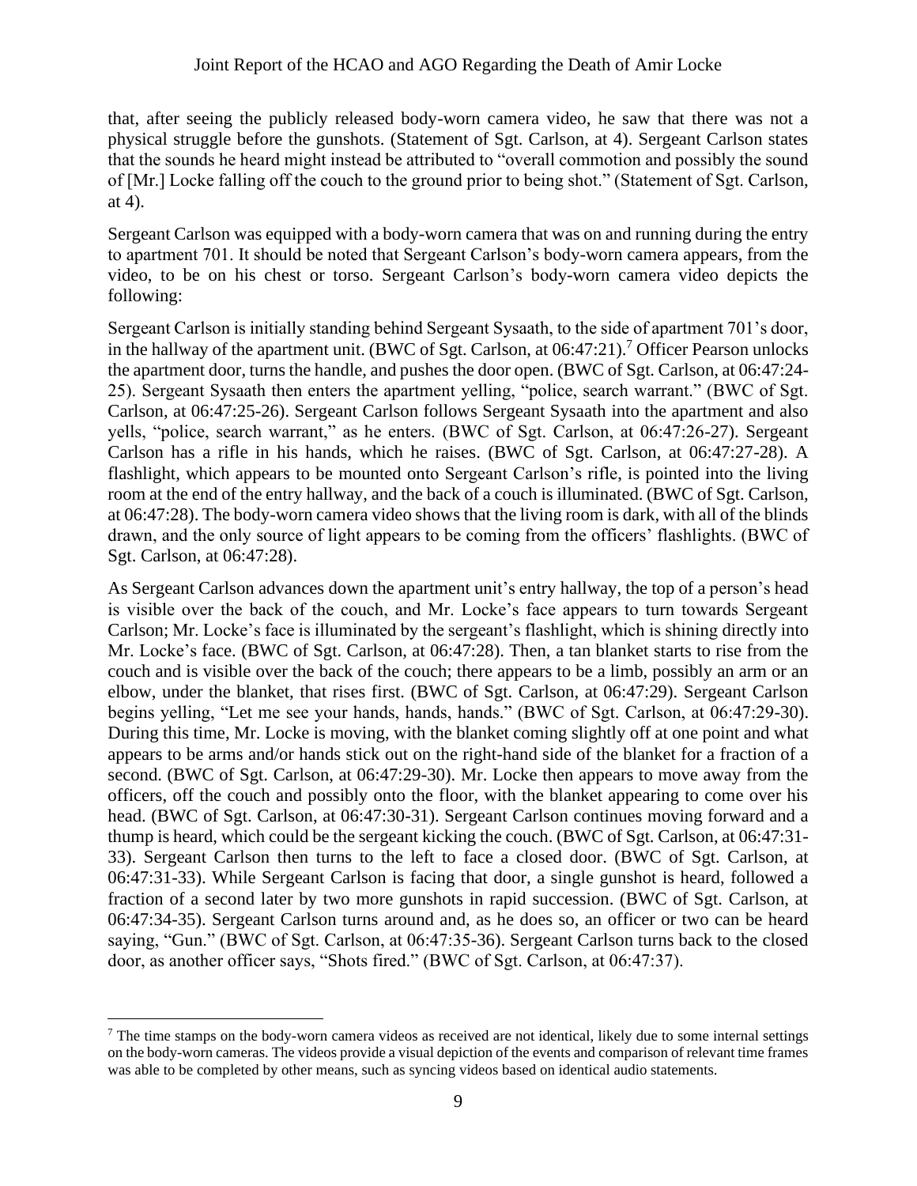that, after seeing the publicly released body-worn camera video, he saw that there was not a physical struggle before the gunshots. (Statement of Sgt. Carlson, at 4). Sergeant Carlson states that the sounds he heard might instead be attributed to "overall commotion and possibly the sound of [Mr.] Locke falling off the couch to the ground prior to being shot." (Statement of Sgt. Carlson, at 4).

Sergeant Carlson was equipped with a body-worn camera that was on and running during the entry to apartment 701. It should be noted that Sergeant Carlson's body-worn camera appears, from the video, to be on his chest or torso. Sergeant Carlson's body-worn camera video depicts the following:

Sergeant Carlson is initially standing behind Sergeant Sysaath, to the side of apartment 701's door, in the hallway of the apartment unit. (BWC of Sgt. Carlson, at 06:47:21).[7] Officer Pearson unlocks the apartment door, turns the handle, and pushes the door open. (BWC of Sgt. Carlson, at 06:47:24-25). Sergeant Sysaath then enters the apartment yelling, "police, search warrant." (BWC of Sgt. Carlson, at 06:47:25-26). Sergeant Carlson follows Sergeant Sysaath into the apartment and also yells, "police, search warrant," as he enters. (BWC of Sgt. Carlson, at 06:47:26-27). Sergeant Carlson has a rifle in his hands, which he raises. (BWC of Sgt. Carlson, at 06:47:27-28). A flashlight, which appears to be mounted onto Sergeant Carlson's rifle, is pointed into the living room at the end of the entry hallway, and the back of a couch is illuminated. (BWC of Sgt. Carlson, at 06:47:28). The body-worn camera video shows that the living room is dark, with all of the blinds drawn, and the only source of light appears to be coming from the officers' flashlights. (BWC of Sgt. Carlson, at 06:47:28).

As Sergeant Carlson advances down the apartment unit's entry hallway, the top of a person's head is visible over the back of the couch, and Mr. Locke's face appears to turn towards Sergeant Carlson; Mr. Locke's face is illuminated by the sergeant's flashlight, which is shining directly into Mr. Locke's face. (BWC of Sgt. Carlson, at 06:47:28). Then, a tan blanket starts to rise from the couch and is visible over the back of the couch; there appears to be a limb, possibly an arm or an elbow, under the blanket, that rises first. (BWC of Sgt. Carlson, at 06:47:29). Sergeant Carlson begins yelling, "Let me see your hands, hands, hands." (BWC of Sgt. Carlson, at 06:47:29-30). During this time, Mr. Locke is moving, with the blanket coming slightly off at one point and what appears to be arms and/or hands stick out on the right-hand side of the blanket for a fraction of a second. (BWC of Sgt. Carlson, at 06:47:29-30). Mr. Locke then appears to move away from the officers, off the couch and possibly onto the floor, with the blanket appearing to come over his head. (BWC of Sgt. Carlson, at 06:47:30-31). Sergeant Carlson continues moving forward and a thump is heard, which could be the sergeant kicking the couch. (BWC of Sgt. Carlson, at 06:47:31-33). Sergeant Carlson then turns to the left to face a closed door. (BWC of Sgt. Carlson, at 06:47:31-33). While Sergeant Carlson is facing that door, a single gunshot is heard, followed a fraction of a second later by two more gunshots in rapid succession. (BWC of Sgt. Carlson, at 06:47:34-35). Sergeant Carlson turns around and, as he does so, an officer or two can be heard saying, "Gun." (BWC of Sgt. Carlson, at 06:47:35-36). Sergeant Carlson turns back to the closed door, as another officer says, "Shots fired." (BWC of Sgt. Carlson, at 06:47:37).

[7] The time stamps on the body-worn camera videos as received are not identical, likely due to some internal settings on the body-worn cameras. The videos provide a visual depiction of the events and comparison of relevant time frames was able to be completed by other means, such as syncing videos based on identical audio statements.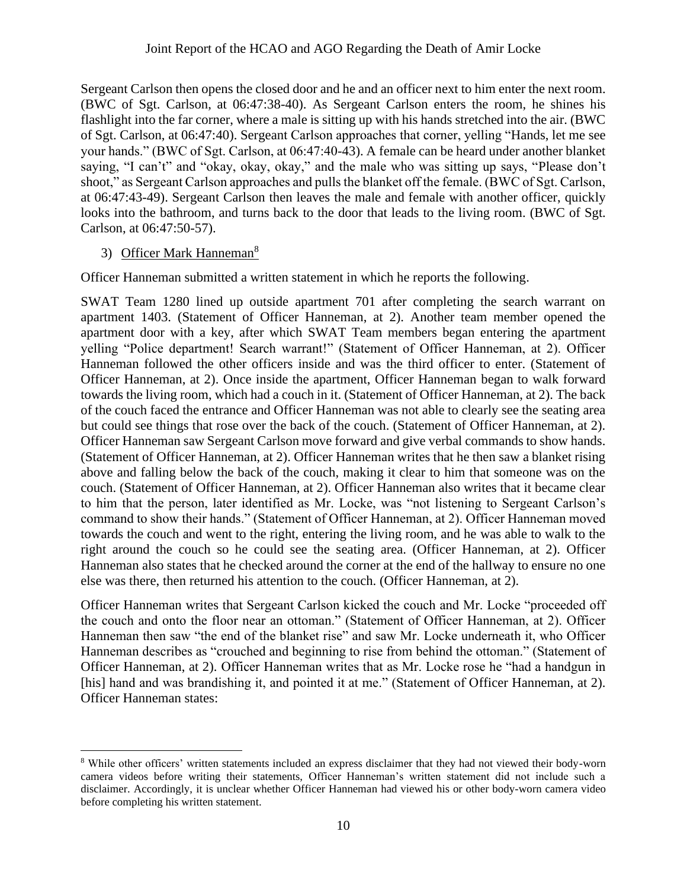Sergeant Carlson then opens the closed door and he and an officer next to him enter the next room. (BWC of Sgt. Carlson, at 06:47:38-40). As Sergeant Carlson enters the room, he shines his flashlight into the far corner, where a male is sitting up with his hands stretched into the air. (BWC of Sgt. Carlson, at 06:47:40). Sergeant Carlson approaches that corner, yelling "Hands, let me see your hands." (BWC of Sgt. Carlson, at 06:47:40-43). A female can be heard under another blanket saying, "I can't" and "okay, okay, okay," and the male who was sitting up says, "Please don't shoot," as Sergeant Carlson approaches and pulls the blanket off the female. (BWC of Sgt. Carlson, at 06:47:43-49). Sergeant Carlson then leaves the male and female with another officer, quickly looks into the bathroom, and turns back to the door that leads to the living room. (BWC of Sgt. Carlson, at 06:47:50-57).

3) Officer Mark Hanneman[8]

Officer Hanneman submitted a written statement in which he reports the following.

SWAT Team 1280 lined up outside apartment 701 after completing the search warrant on apartment 1403. (Statement of Officer Hanneman, at 2). Another team member opened the apartment door with a key, after which SWAT Team members began entering the apartment yelling "Police department! Search warrant!" (Statement of Officer Hanneman, at 2). Officer Hanneman followed the other officers inside and was the third officer to enter. (Statement of Officer Hanneman, at 2). Once inside the apartment, Officer Hanneman began to walk forward towards the living room, which had a couch in it. (Statement of Officer Hanneman, at 2). The back of the couch faced the entrance and Officer Hanneman was not able to clearly see the seating area but could see things that rose over the back of the couch. (Statement of Officer Hanneman, at 2). Officer Hanneman saw Sergeant Carlson move forward and give verbal commands to show hands. (Statement of Officer Hanneman, at 2). Officer Hanneman writes that he then saw a blanket rising above and falling below the back of the couch, making it clear to him that someone was on the couch. (Statement of Officer Hanneman, at 2). Officer Hanneman also writes that it became clear to him that the person, later identified as Mr. Locke, was "not listening to Sergeant Carlson's command to show their hands." (Statement of Officer Hanneman, at 2). Officer Hanneman moved towards the couch and went to the right, entering the living room, and he was able to walk to the right around the couch so he could see the seating area. (Officer Hanneman, at 2). Officer Hanneman also states that he checked around the corner at the end of the hallway to ensure no one else was there, then returned his attention to the couch. (Officer Hanneman, at 2).

Officer Hanneman writes that Sergeant Carlson kicked the couch and Mr. Locke "proceeded off the couch and onto the floor near an ottoman." (Statement of Officer Hanneman, at 2). Officer Hanneman then saw "the end of the blanket rise" and saw Mr. Locke underneath it, who Officer Hanneman describes as "crouched and beginning to rise from behind the ottoman." (Statement of Officer Hanneman, at 2). Officer Hanneman writes that as Mr. Locke rose he "had a handgun in [his] hand and was brandishing it, and pointed it at me." (Statement of Officer Hanneman, at 2). Officer Hanneman states:

[8] While other officers' written statements included an express disclaimer that they had not viewed their body-worn camera videos before writing their statements, Officer Hanneman's written statement did not include such a disclaimer. Accordingly, it is unclear whether Officer Hanneman had viewed his or other body-worn camera video before completing his written statement.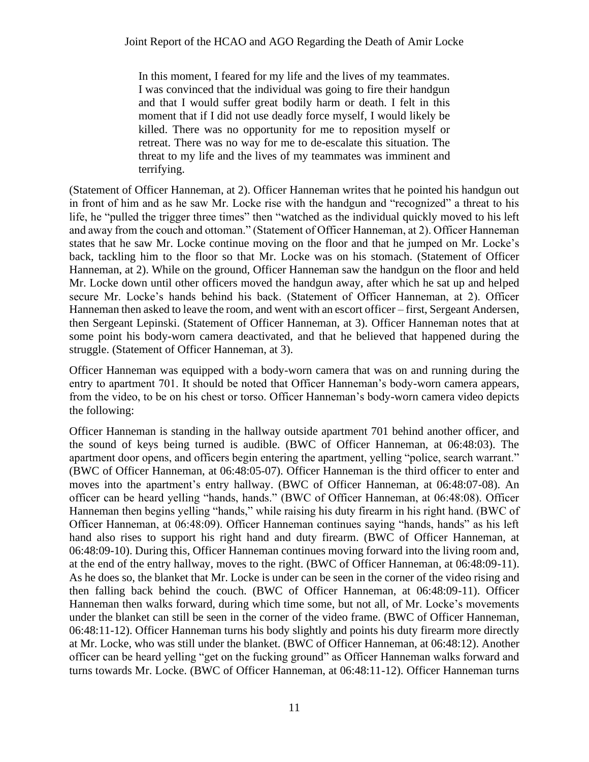> In this moment, I feared for my life and the lives of my teammates. I was convinced that the individual was going to fire their handgun and that I would suffer great bodily harm or death. I felt in this moment that if I did not use deadly force myself, I would likely be killed. There was no opportunity for me to reposition myself or retreat. There was no way for me to de-escalate this situation. The threat to my life and the lives of my teammates was imminent and terrifying.

(Statement of Officer Hanneman, at 2). Officer Hanneman writes that he pointed his handgun out in front of him and as he saw Mr. Locke rise with the handgun and "recognized" a threat to his life, he "pulled the trigger three times" then "watched as the individual quickly moved to his left and away from the couch and ottoman." (Statement of Officer Hanneman, at 2). Officer Hanneman states that he saw Mr. Locke continue moving on the floor and that he jumped on Mr. Locke's back, tackling him to the floor so that Mr. Locke was on his stomach. (Statement of Officer Hanneman, at 2). While on the ground, Officer Hanneman saw the handgun on the floor and held Mr. Locke down until other officers moved the handgun away, after which he sat up and helped secure Mr. Locke's hands behind his back. (Statement of Officer Hanneman, at 2). Officer Hanneman then asked to leave the room, and went with an escort officer – first, Sergeant Andersen, then Sergeant Lepinski. (Statement of Officer Hanneman, at 3). Officer Hanneman notes that at some point his body-worn camera deactivated, and that he believed that happened during the struggle. (Statement of Officer Hanneman, at 3).

Officer Hanneman was equipped with a body-worn camera that was on and running during the entry to apartment 701. It should be noted that Officer Hanneman's body-worn camera appears, from the video, to be on his chest or torso. Officer Hanneman's body-worn camera video depicts the following:

Officer Hanneman is standing in the hallway outside apartment 701 behind another officer, and the sound of keys being turned is audible. (BWC of Officer Hanneman, at 06:48:03). The apartment door opens, and officers begin entering the apartment, yelling "police, search warrant." (BWC of Officer Hanneman, at 06:48:05-07). Officer Hanneman is the third officer to enter and moves into the apartment's entry hallway. (BWC of Officer Hanneman, at 06:48:07-08). An officer can be heard yelling "hands, hands." (BWC of Officer Hanneman, at 06:48:08). Officer Hanneman then begins yelling "hands," while raising his duty firearm in his right hand. (BWC of Officer Hanneman, at 06:48:09). Officer Hanneman continues saying "hands, hands" as his left hand also rises to support his right hand and duty firearm. (BWC of Officer Hanneman, at 06:48:09-10). During this, Officer Hanneman continues moving forward into the living room and, at the end of the entry hallway, moves to the right. (BWC of Officer Hanneman, at 06:48:09-11). As he does so, the blanket that Mr. Locke is under can be seen in the corner of the video rising and then falling back behind the couch. (BWC of Officer Hanneman, at 06:48:09-11). Officer Hanneman then walks forward, during which time some, but not all, of Mr. Locke's movements under the blanket can still be seen in the corner of the video frame. (BWC of Officer Hanneman, 06:48:11-12). Officer Hanneman turns his body slightly and points his duty firearm more directly at Mr. Locke, who was still under the blanket. (BWC of Officer Hanneman, at 06:48:12). Another officer can be heard yelling "get on the fucking ground" as Officer Hanneman walks forward and turns towards Mr. Locke. (BWC of Officer Hanneman, at 06:48:11-12). Officer Hanneman turns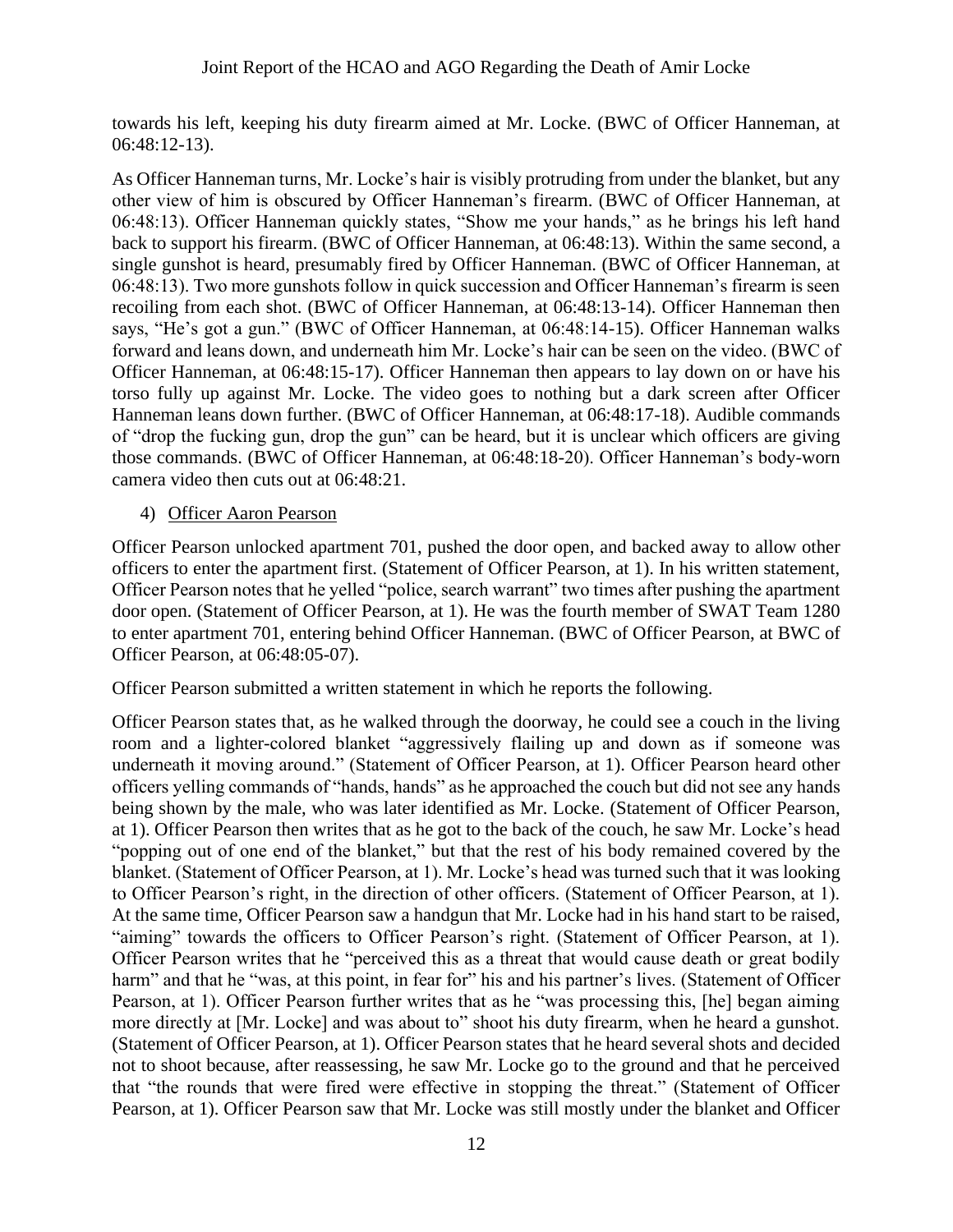towards his left, keeping his duty firearm aimed at Mr. Locke. (BWC of Officer Hanneman, at 06:48:12-13).

As Officer Hanneman turns, Mr. Locke's hair is visibly protruding from under the blanket, but any other view of him is obscured by Officer Hanneman's firearm. (BWC of Officer Hanneman, at 06:48:13). Officer Hanneman quickly states, "Show me your hands," as he brings his left hand back to support his firearm. (BWC of Officer Hanneman, at 06:48:13). Within the same second, a single gunshot is heard, presumably fired by Officer Hanneman. (BWC of Officer Hanneman, at 06:48:13). Two more gunshots follow in quick succession and Officer Hanneman's firearm is seen recoiling from each shot. (BWC of Officer Hanneman, at 06:48:13-14). Officer Hanneman then says, "He's got a gun." (BWC of Officer Hanneman, at 06:48:14-15). Officer Hanneman walks forward and leans down, and underneath him Mr. Locke's hair can be seen on the video. (BWC of Officer Hanneman, at 06:48:15-17). Officer Hanneman then appears to lay down on or have his torso fully up against Mr. Locke. The video goes to nothing but a dark screen after Officer Hanneman leans down further. (BWC of Officer Hanneman, at 06:48:17-18). Audible commands of "drop the fucking gun, drop the gun" can be heard, but it is unclear which officers are giving those commands. (BWC of Officer Hanneman, at 06:48:18-20). Officer Hanneman's body-worn camera video then cuts out at 06:48:21.

4) Officer Aaron Pearson

Officer Pearson unlocked apartment 701, pushed the door open, and backed away to allow other officers to enter the apartment first. (Statement of Officer Pearson, at 1). In his written statement, Officer Pearson notes that he yelled "police, search warrant" two times after pushing the apartment door open. (Statement of Officer Pearson, at 1). He was the fourth member of SWAT Team 1280 to enter apartment 701, entering behind Officer Hanneman. (BWC of Officer Pearson, at BWC of Officer Pearson, at 06:48:05-07).

Officer Pearson submitted a written statement in which he reports the following.

Officer Pearson states that, as he walked through the doorway, he could see a couch in the living room and a lighter-colored blanket "aggressively flailing up and down as if someone was underneath it moving around." (Statement of Officer Pearson, at 1). Officer Pearson heard other officers yelling commands of "hands, hands" as he approached the couch but did not see any hands being shown by the male, who was later identified as Mr. Locke. (Statement of Officer Pearson, at 1). Officer Pearson then writes that as he got to the back of the couch, he saw Mr. Locke's head "popping out of one end of the blanket," but that the rest of his body remained covered by the blanket. (Statement of Officer Pearson, at 1). Mr. Locke's head was turned such that it was looking to Officer Pearson's right, in the direction of other officers. (Statement of Officer Pearson, at 1). At the same time, Officer Pearson saw a handgun that Mr. Locke had in his hand start to be raised, "aiming" towards the officers to Officer Pearson's right. (Statement of Officer Pearson, at 1). Officer Pearson writes that he "perceived this as a threat that would cause death or great bodily harm" and that he "was, at this point, in fear for" his and his partner's lives. (Statement of Officer Pearson, at 1). Officer Pearson further writes that as he "was processing this, [he] began aiming more directly at [Mr. Locke] and was about to" shoot his duty firearm, when he heard a gunshot. (Statement of Officer Pearson, at 1). Officer Pearson states that he heard several shots and decided not to shoot because, after reassessing, he saw Mr. Locke go to the ground and that he perceived that "the rounds that were fired were effective in stopping the threat." (Statement of Officer Pearson, at 1). Officer Pearson saw that Mr. Locke was still mostly under the blanket and Officer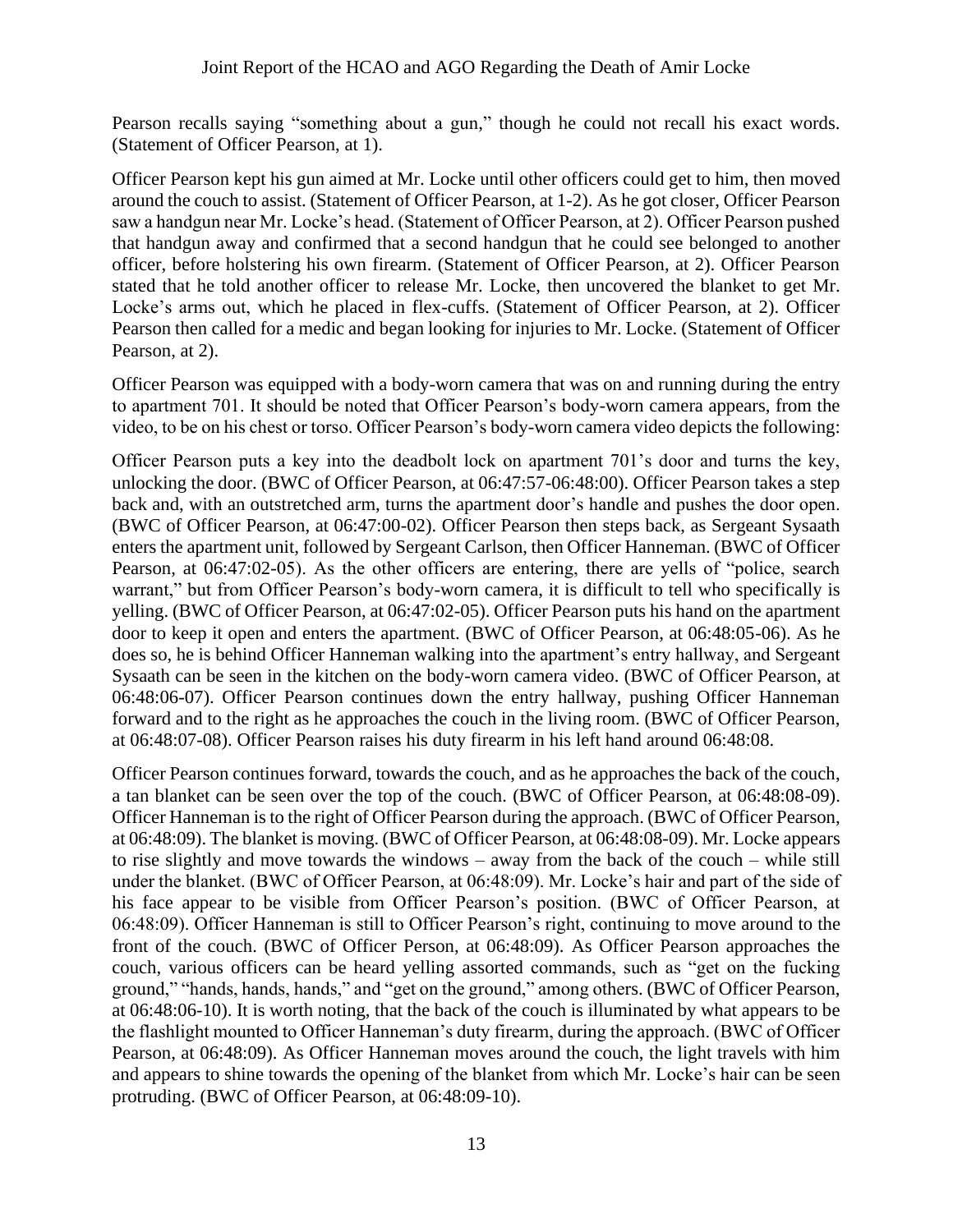Pearson recalls saying "something about a gun," though he could not recall his exact words. (Statement of Officer Pearson, at 1).

Officer Pearson kept his gun aimed at Mr. Locke until other officers could get to him, then moved around the couch to assist. (Statement of Officer Pearson, at 1-2). As he got closer, Officer Pearson saw a handgun near Mr. Locke's head. (Statement of Officer Pearson, at 2). Officer Pearson pushed that handgun away and confirmed that a second handgun that he could see belonged to another officer, before holstering his own firearm. (Statement of Officer Pearson, at 2). Officer Pearson stated that he told another officer to release Mr. Locke, then uncovered the blanket to get Mr. Locke's arms out, which he placed in flex-cuffs. (Statement of Officer Pearson, at 2). Officer Pearson then called for a medic and began looking for injuries to Mr. Locke. (Statement of Officer Pearson, at 2).

Officer Pearson was equipped with a body-worn camera that was on and running during the entry to apartment 701. It should be noted that Officer Pearson's body-worn camera appears, from the video, to be on his chest or torso. Officer Pearson's body-worn camera video depicts the following:

Officer Pearson puts a key into the deadbolt lock on apartment 701's door and turns the key, unlocking the door. (BWC of Officer Pearson, at 06:47:57-06:48:00). Officer Pearson takes a step back and, with an outstretched arm, turns the apartment door's handle and pushes the door open. (BWC of Officer Pearson, at 06:47:00-02). Officer Pearson then steps back, as Sergeant Sysaath enters the apartment unit, followed by Sergeant Carlson, then Officer Hanneman. (BWC of Officer Pearson, at 06:47:02-05). As the other officers are entering, there are yells of "police, search warrant," but from Officer Pearson's body-worn camera, it is difficult to tell who specifically is yelling. (BWC of Officer Pearson, at 06:47:02-05). Officer Pearson puts his hand on the apartment door to keep it open and enters the apartment. (BWC of Officer Pearson, at 06:48:05-06). As he does so, he is behind Officer Hanneman walking into the apartment's entry hallway, and Sergeant Sysaath can be seen in the kitchen on the body-worn camera video. (BWC of Officer Pearson, at 06:48:06-07). Officer Pearson continues down the entry hallway, pushing Officer Hanneman forward and to the right as he approaches the couch in the living room. (BWC of Officer Pearson, at 06:48:07-08). Officer Pearson raises his duty firearm in his left hand around 06:48:08.

Officer Pearson continues forward, towards the couch, and as he approaches the back of the couch, a tan blanket can be seen over the top of the couch. (BWC of Officer Pearson, at 06:48:08-09). Officer Hanneman is to the right of Officer Pearson during the approach. (BWC of Officer Pearson, at 06:48:09). The blanket is moving. (BWC of Officer Pearson, at 06:48:08-09). Mr. Locke appears to rise slightly and move towards the windows – away from the back of the couch – while still under the blanket. (BWC of Officer Pearson, at 06:48:09). Mr. Locke's hair and part of the side of his face appear to be visible from Officer Pearson's position. (BWC of Officer Pearson, at 06:48:09). Officer Hanneman is still to Officer Pearson's right, continuing to move around to the front of the couch. (BWC of Officer Person, at 06:48:09). As Officer Pearson approaches the couch, various officers can be heard yelling assorted commands, such as "get on the fucking ground," "hands, hands, hands," and "get on the ground," among others. (BWC of Officer Pearson, at 06:48:06-10). It is worth noting, that the back of the couch is illuminated by what appears to be the flashlight mounted to Officer Hanneman's duty firearm, during the approach. (BWC of Officer Pearson, at 06:48:09). As Officer Hanneman moves around the couch, the light travels with him and appears to shine towards the opening of the blanket from which Mr. Locke's hair can be seen protruding. (BWC of Officer Pearson, at 06:48:09-10).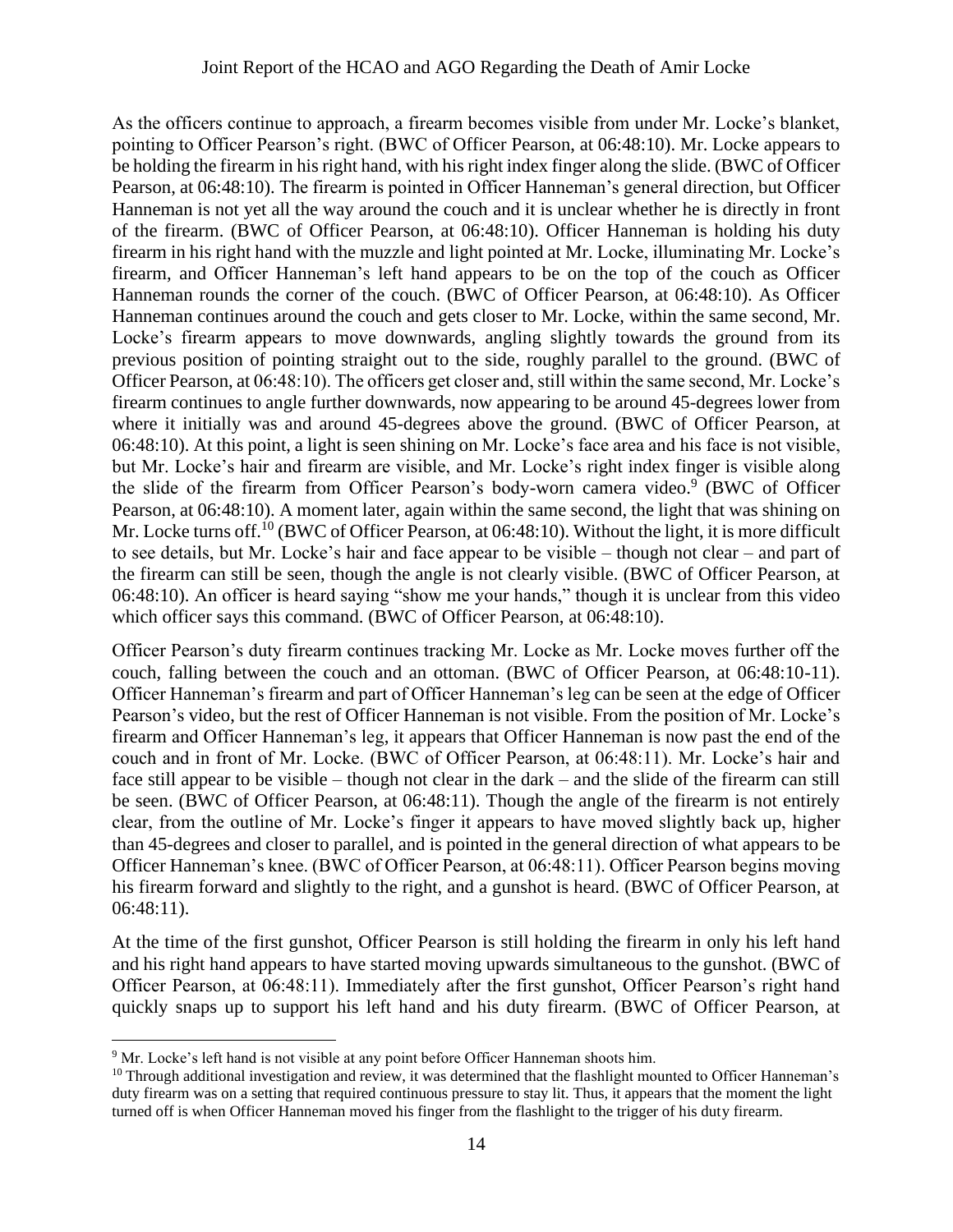As the officers continue to approach, a firearm becomes visible from under Mr. Locke's blanket, pointing to Officer Pearson's right. (BWC of Officer Pearson, at 06:48:10). Mr. Locke appears to be holding the firearm in his right hand, with his right index finger along the slide. (BWC of Officer Pearson, at 06:48:10). The firearm is pointed in Officer Hanneman's general direction, but Officer Hanneman is not yet all the way around the couch and it is unclear whether he is directly in front of the firearm. (BWC of Officer Pearson, at 06:48:10). Officer Hanneman is holding his duty firearm in his right hand with the muzzle and light pointed at Mr. Locke, illuminating Mr. Locke's firearm, and Officer Hanneman's left hand appears to be on the top of the couch as Officer Hanneman rounds the corner of the couch. (BWC of Officer Pearson, at 06:48:10). As Officer Hanneman continues around the couch and gets closer to Mr. Locke, within the same second, Mr. Locke's firearm appears to move downwards, angling slightly towards the ground from its previous position of pointing straight out to the side, roughly parallel to the ground. (BWC of Officer Pearson, at 06:48:10). The officers get closer and, still within the same second, Mr. Locke's firearm continues to angle further downwards, now appearing to be around 45-degrees lower from where it initially was and around 45-degrees above the ground. (BWC of Officer Pearson, at 06:48:10). At this point, a light is seen shining on Mr. Locke's face area and his face is not visible, but Mr. Locke's hair and firearm are visible, and Mr. Locke's right index finger is visible along the slide of the firearm from Officer Pearson's body-worn camera video.[9] (BWC of Officer Pearson, at 06:48:10). A moment later, again within the same second, the light that was shining on Mr. Locke turns off.[10] (BWC of Officer Pearson, at 06:48:10). Without the light, it is more difficult to see details, but Mr. Locke's hair and face appear to be visible – though not clear – and part of the firearm can still be seen, though the angle is not clearly visible. (BWC of Officer Pearson, at 06:48:10). An officer is heard saying "show me your hands," though it is unclear from this video which officer says this command. (BWC of Officer Pearson, at 06:48:10).

Officer Pearson's duty firearm continues tracking Mr. Locke as Mr. Locke moves further off the couch, falling between the couch and an ottoman. (BWC of Officer Pearson, at 06:48:10-11). Officer Hanneman's firearm and part of Officer Hanneman's leg can be seen at the edge of Officer Pearson's video, but the rest of Officer Hanneman is not visible. From the position of Mr. Locke's firearm and Officer Hanneman's leg, it appears that Officer Hanneman is now past the end of the couch and in front of Mr. Locke. (BWC of Officer Pearson, at 06:48:11). Mr. Locke's hair and face still appear to be visible – though not clear in the dark – and the slide of the firearm can still be seen. (BWC of Officer Pearson, at 06:48:11). Though the angle of the firearm is not entirely clear, from the outline of Mr. Locke's finger it appears to have moved slightly back up, higher than 45-degrees and closer to parallel, and is pointed in the general direction of what appears to be Officer Hanneman's knee. (BWC of Officer Pearson, at 06:48:11). Officer Pearson begins moving his firearm forward and slightly to the right, and a gunshot is heard. (BWC of Officer Pearson, at 06:48:11).

At the time of the first gunshot, Officer Pearson is still holding the firearm in only his left hand and his right hand appears to have started moving upwards simultaneous to the gunshot. (BWC of Officer Pearson, at 06:48:11). Immediately after the first gunshot, Officer Pearson's right hand quickly snaps up to support his left hand and his duty firearm. (BWC of Officer Pearson, at

---

[9] Mr. Locke's left hand is not visible at any point before Officer Hanneman shoots him.

[10] Through additional investigation and review, it was determined that the flashlight mounted to Officer Hanneman's duty firearm was on a setting that required continuous pressure to stay lit. Thus, it appears that the moment the light turned off is when Officer Hanneman moved his finger from the flashlight to the trigger of his duty firearm.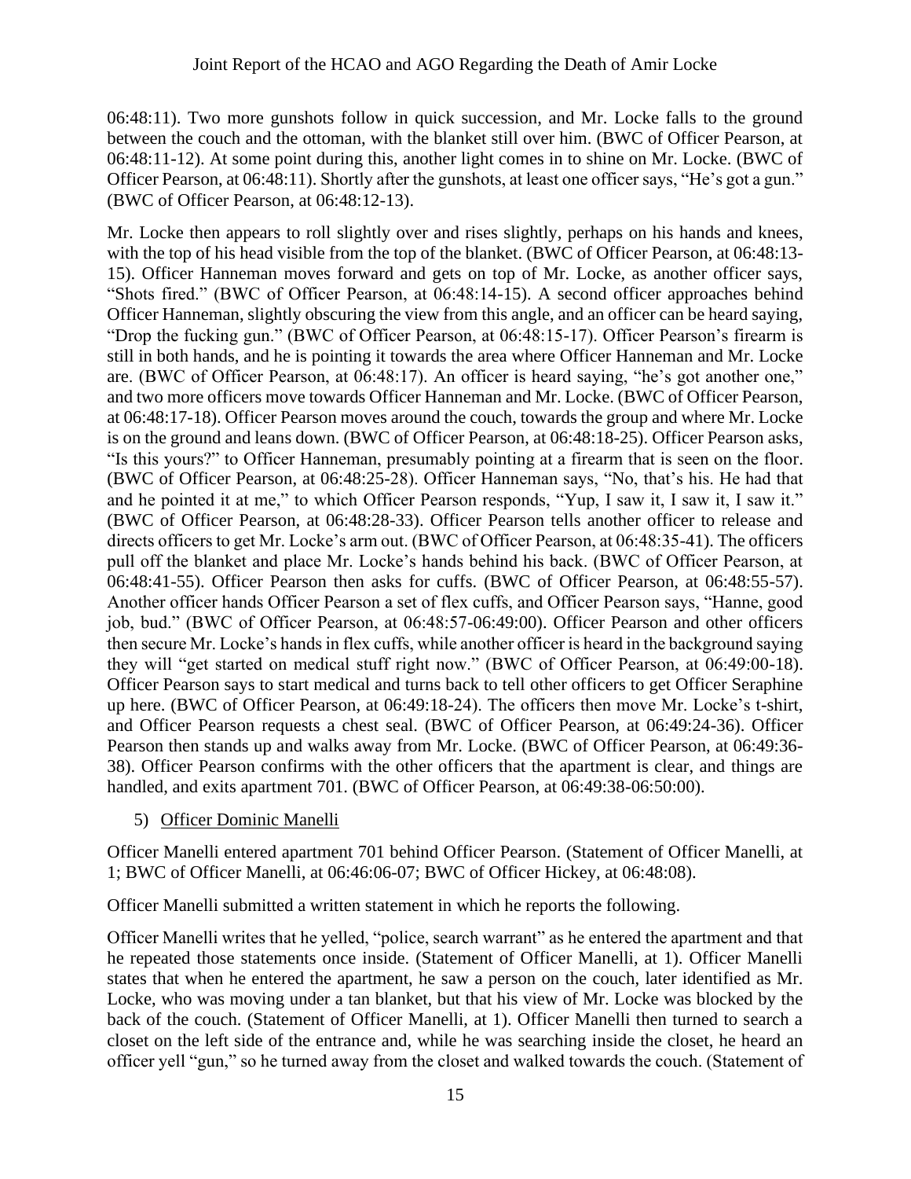06:48:11). Two more gunshots follow in quick succession, and Mr. Locke falls to the ground between the couch and the ottoman, with the blanket still over him. (BWC of Officer Pearson, at 06:48:11-12). At some point during this, another light comes in to shine on Mr. Locke. (BWC of Officer Pearson, at 06:48:11). Shortly after the gunshots, at least one officer says, "He's got a gun." (BWC of Officer Pearson, at 06:48:12-13).

Mr. Locke then appears to roll slightly over and rises slightly, perhaps on his hands and knees, with the top of his head visible from the top of the blanket. (BWC of Officer Pearson, at 06:48:13-15). Officer Hanneman moves forward and gets on top of Mr. Locke, as another officer says, "Shots fired." (BWC of Officer Pearson, at 06:48:14-15). A second officer approaches behind Officer Hanneman, slightly obscuring the view from this angle, and an officer can be heard saying, "Drop the fucking gun." (BWC of Officer Pearson, at 06:48:15-17). Officer Pearson's firearm is still in both hands, and he is pointing it towards the area where Officer Hanneman and Mr. Locke are. (BWC of Officer Pearson, at 06:48:17). An officer is heard saying, "he's got another one," and two more officers move towards Officer Hanneman and Mr. Locke. (BWC of Officer Pearson, at 06:48:17-18). Officer Pearson moves around the couch, towards the group and where Mr. Locke is on the ground and leans down. (BWC of Officer Pearson, at 06:48:18-25). Officer Pearson asks, "Is this yours?" to Officer Hanneman, presumably pointing at a firearm that is seen on the floor. (BWC of Officer Pearson, at 06:48:25-28). Officer Hanneman says, "No, that's his. He had that and he pointed it at me," to which Officer Pearson responds, "Yup, I saw it, I saw it, I saw it." (BWC of Officer Pearson, at 06:48:28-33). Officer Pearson tells another officer to release and directs officers to get Mr. Locke's arm out. (BWC of Officer Pearson, at 06:48:35-41). The officers pull off the blanket and place Mr. Locke's hands behind his back. (BWC of Officer Pearson, at 06:48:41-55). Officer Pearson then asks for cuffs. (BWC of Officer Pearson, at 06:48:55-57). Another officer hands Officer Pearson a set of flex cuffs, and Officer Pearson says, "Hanne, good job, bud." (BWC of Officer Pearson, at 06:48:57-06:49:00). Officer Pearson and other officers then secure Mr. Locke's hands in flex cuffs, while another officer is heard in the background saying they will "get started on medical stuff right now." (BWC of Officer Pearson, at 06:49:00-18). Officer Pearson says to start medical and turns back to tell other officers to get Officer Seraphine up here. (BWC of Officer Pearson, at 06:49:18-24). The officers then move Mr. Locke's t-shirt, and Officer Pearson requests a chest seal. (BWC of Officer Pearson, at 06:49:24-36). Officer Pearson then stands up and walks away from Mr. Locke. (BWC of Officer Pearson, at 06:49:36-38). Officer Pearson confirms with the other officers that the apartment is clear, and things are handled, and exits apartment 701. (BWC of Officer Pearson, at 06:49:38-06:50:00).

5) Officer Dominic Manelli

Officer Manelli entered apartment 701 behind Officer Pearson. (Statement of Officer Manelli, at 1; BWC of Officer Manelli, at 06:46:06-07; BWC of Officer Hickey, at 06:48:08).

Officer Manelli submitted a written statement in which he reports the following.

Officer Manelli writes that he yelled, "police, search warrant" as he entered the apartment and that he repeated those statements once inside. (Statement of Officer Manelli, at 1). Officer Manelli states that when he entered the apartment, he saw a person on the couch, later identified as Mr. Locke, who was moving under a tan blanket, but that his view of Mr. Locke was blocked by the back of the couch. (Statement of Officer Manelli, at 1). Officer Manelli then turned to search a closet on the left side of the entrance and, while he was searching inside the closet, he heard an officer yell "gun," so he turned away from the closet and walked towards the couch. (Statement of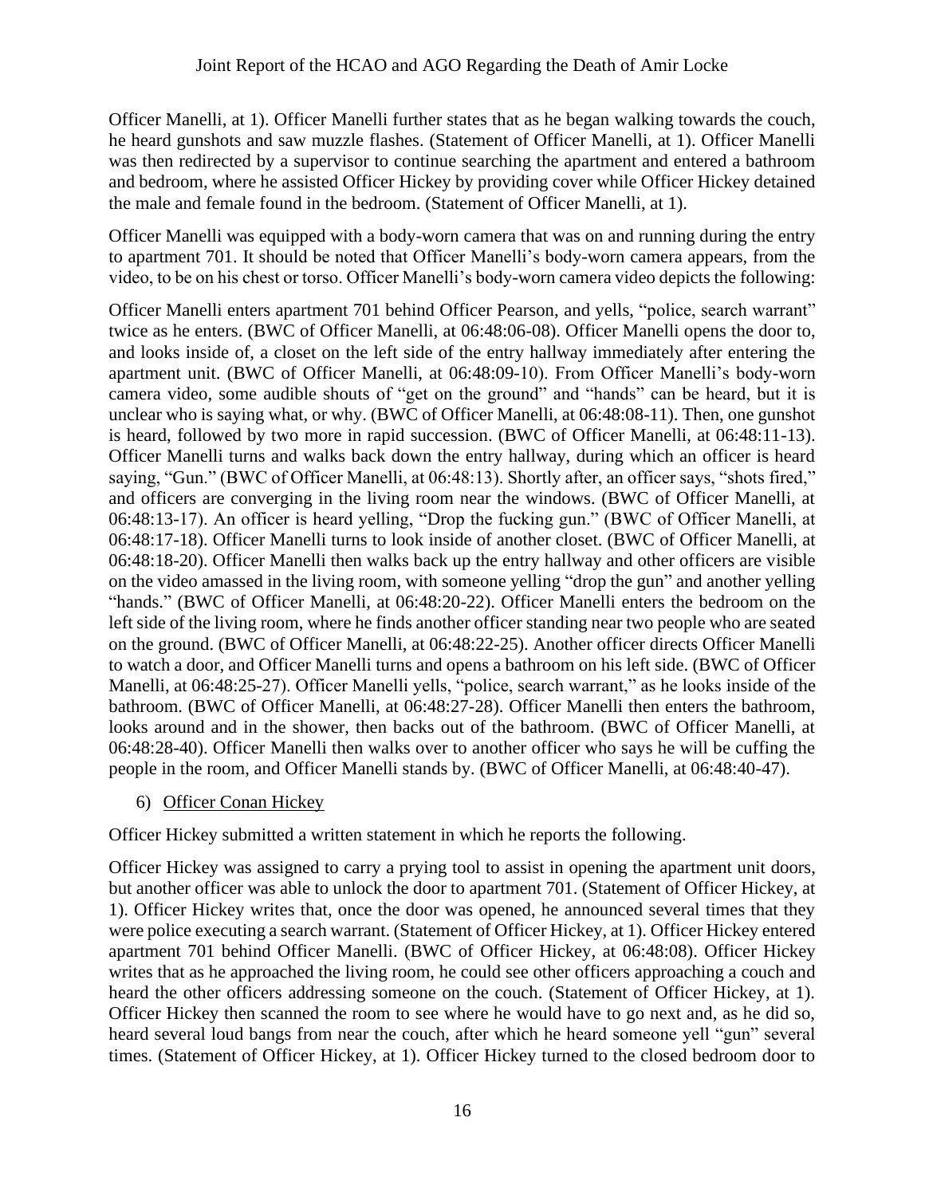Officer Manelli, at 1). Officer Manelli further states that as he began walking towards the couch, he heard gunshots and saw muzzle flashes. (Statement of Officer Manelli, at 1). Officer Manelli was then redirected by a supervisor to continue searching the apartment and entered a bathroom and bedroom, where he assisted Officer Hickey by providing cover while Officer Hickey detained the male and female found in the bedroom. (Statement of Officer Manelli, at 1).

Officer Manelli was equipped with a body-worn camera that was on and running during the entry to apartment 701. It should be noted that Officer Manelli's body-worn camera appears, from the video, to be on his chest or torso. Officer Manelli's body-worn camera video depicts the following:

Officer Manelli enters apartment 701 behind Officer Pearson, and yells, "police, search warrant" twice as he enters. (BWC of Officer Manelli, at 06:48:06-08). Officer Manelli opens the door to, and looks inside of, a closet on the left side of the entry hallway immediately after entering the apartment unit. (BWC of Officer Manelli, at 06:48:09-10). From Officer Manelli's body-worn camera video, some audible shouts of "get on the ground" and "hands" can be heard, but it is unclear who is saying what, or why. (BWC of Officer Manelli, at 06:48:08-11). Then, one gunshot is heard, followed by two more in rapid succession. (BWC of Officer Manelli, at 06:48:11-13). Officer Manelli turns and walks back down the entry hallway, during which an officer is heard saying, "Gun." (BWC of Officer Manelli, at 06:48:13). Shortly after, an officer says, "shots fired," and officers are converging in the living room near the windows. (BWC of Officer Manelli, at 06:48:13-17). An officer is heard yelling, "Drop the fucking gun." (BWC of Officer Manelli, at 06:48:17-18). Officer Manelli turns to look inside of another closet. (BWC of Officer Manelli, at 06:48:18-20). Officer Manelli then walks back up the entry hallway and other officers are visible on the video amassed in the living room, with someone yelling "drop the gun" and another yelling "hands." (BWC of Officer Manelli, at 06:48:20-22). Officer Manelli enters the bedroom on the left side of the living room, where he finds another officer standing near two people who are seated on the ground. (BWC of Officer Manelli, at 06:48:22-25). Another officer directs Officer Manelli to watch a door, and Officer Manelli turns and opens a bathroom on his left side. (BWC of Officer Manelli, at 06:48:25-27). Officer Manelli yells, "police, search warrant," as he looks inside of the bathroom. (BWC of Officer Manelli, at 06:48:27-28). Officer Manelli then enters the bathroom, looks around and in the shower, then backs out of the bathroom. (BWC of Officer Manelli, at 06:48:28-40). Officer Manelli then walks over to another officer who says he will be cuffing the people in the room, and Officer Manelli stands by. (BWC of Officer Manelli, at 06:48:40-47).

6) <u>Officer Conan Hickey</u>

Officer Hickey submitted a written statement in which he reports the following.

Officer Hickey was assigned to carry a prying tool to assist in opening the apartment unit doors, but another officer was able to unlock the door to apartment 701. (Statement of Officer Hickey, at 1). Officer Hickey writes that, once the door was opened, he announced several times that they were police executing a search warrant. (Statement of Officer Hickey, at 1). Officer Hickey entered apartment 701 behind Officer Manelli. (BWC of Officer Hickey, at 06:48:08). Officer Hickey writes that as he approached the living room, he could see other officers approaching a couch and heard the other officers addressing someone on the couch. (Statement of Officer Hickey, at 1). Officer Hickey then scanned the room to see where he would have to go next and, as he did so, heard several loud bangs from near the couch, after which he heard someone yell "gun" several times. (Statement of Officer Hickey, at 1). Officer Hickey turned to the closed bedroom door to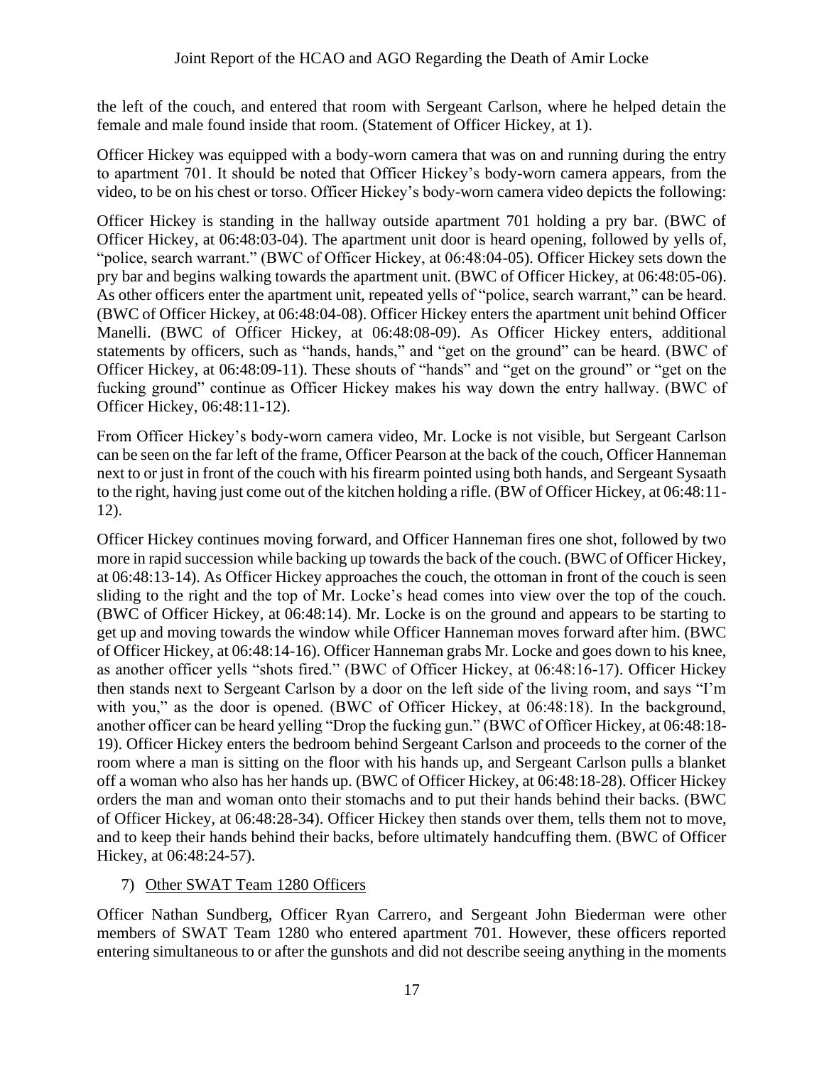the left of the couch, and entered that room with Sergeant Carlson, where he helped detain the female and male found inside that room. (Statement of Officer Hickey, at 1).

Officer Hickey was equipped with a body-worn camera that was on and running during the entry to apartment 701. It should be noted that Officer Hickey's body-worn camera appears, from the video, to be on his chest or torso. Officer Hickey's body-worn camera video depicts the following:

Officer Hickey is standing in the hallway outside apartment 701 holding a pry bar. (BWC of Officer Hickey, at 06:48:03-04). The apartment unit door is heard opening, followed by yells of, "police, search warrant." (BWC of Officer Hickey, at 06:48:04-05). Officer Hickey sets down the pry bar and begins walking towards the apartment unit. (BWC of Officer Hickey, at 06:48:05-06). As other officers enter the apartment unit, repeated yells of "police, search warrant," can be heard. (BWC of Officer Hickey, at 06:48:04-08). Officer Hickey enters the apartment unit behind Officer Manelli. (BWC of Officer Hickey, at 06:48:08-09). As Officer Hickey enters, additional statements by officers, such as "hands, hands," and "get on the ground" can be heard. (BWC of Officer Hickey, at 06:48:09-11). These shouts of "hands" and "get on the ground" or "get on the fucking ground" continue as Officer Hickey makes his way down the entry hallway. (BWC of Officer Hickey, 06:48:11-12).

From Officer Hickey's body-worn camera video, Mr. Locke is not visible, but Sergeant Carlson can be seen on the far left of the frame, Officer Pearson at the back of the couch, Officer Hanneman next to or just in front of the couch with his firearm pointed using both hands, and Sergeant Sysaath to the right, having just come out of the kitchen holding a rifle. (BW of Officer Hickey, at 06:48:11-12).

Officer Hickey continues moving forward, and Officer Hanneman fires one shot, followed by two more in rapid succession while backing up towards the back of the couch. (BWC of Officer Hickey, at 06:48:13-14). As Officer Hickey approaches the couch, the ottoman in front of the couch is seen sliding to the right and the top of Mr. Locke's head comes into view over the top of the couch. (BWC of Officer Hickey, at 06:48:14). Mr. Locke is on the ground and appears to be starting to get up and moving towards the window while Officer Hanneman moves forward after him. (BWC of Officer Hickey, at 06:48:14-16). Officer Hanneman grabs Mr. Locke and goes down to his knee, as another officer yells "shots fired." (BWC of Officer Hickey, at 06:48:16-17). Officer Hickey then stands next to Sergeant Carlson by a door on the left side of the living room, and says "I'm with you," as the door is opened. (BWC of Officer Hickey, at 06:48:18). In the background, another officer can be heard yelling "Drop the fucking gun." (BWC of Officer Hickey, at 06:48:18-19). Officer Hickey enters the bedroom behind Sergeant Carlson and proceeds to the corner of the room where a man is sitting on the floor with his hands up, and Sergeant Carlson pulls a blanket off a woman who also has her hands up. (BWC of Officer Hickey, at 06:48:18-28). Officer Hickey orders the man and woman onto their stomachs and to put their hands behind their backs. (BWC of Officer Hickey, at 06:48:28-34). Officer Hickey then stands over them, tells them not to move, and to keep their hands behind their backs, before ultimately handcuffing them. (BWC of Officer Hickey, at 06:48:24-57).

7) <u>Other SWAT Team 1280 Officers</u>

Officer Nathan Sundberg, Officer Ryan Carrero, and Sergeant John Biederman were other members of SWAT Team 1280 who entered apartment 701. However, these officers reported entering simultaneous to or after the gunshots and did not describe seeing anything in the moments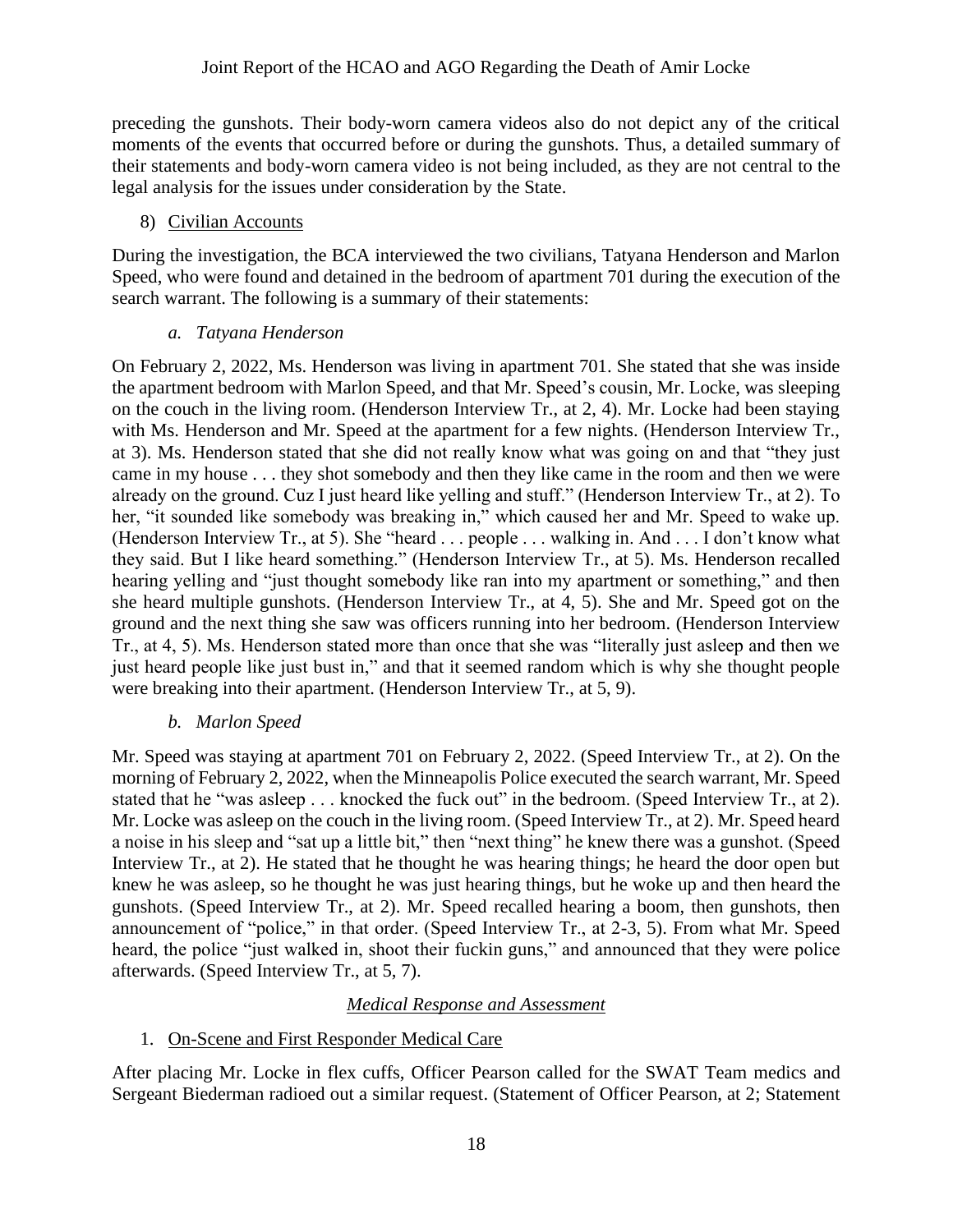preceding the gunshots. Their body-worn camera videos also do not depict any of the critical moments of the events that occurred before or during the gunshots. Thus, a detailed summary of their statements and body-worn camera video is not being included, as they are not central to the legal analysis for the issues under consideration by the State.

8) Civilian Accounts

During the investigation, the BCA interviewed the two civilians, Tatyana Henderson and Marlon Speed, who were found and detained in the bedroom of apartment 701 during the execution of the search warrant. The following is a summary of their statements:

*a. Tatyana Henderson*

On February 2, 2022, Ms. Henderson was living in apartment 701. She stated that she was inside the apartment bedroom with Marlon Speed, and that Mr. Speed's cousin, Mr. Locke, was sleeping on the couch in the living room. (Henderson Interview Tr., at 2, 4). Mr. Locke had been staying with Ms. Henderson and Mr. Speed at the apartment for a few nights. (Henderson Interview Tr., at 3). Ms. Henderson stated that she did not really know what was going on and that "they just came in my house . . . they shot somebody and then they like came in the room and then we were already on the ground. Cuz I just heard like yelling and stuff." (Henderson Interview Tr., at 2). To her, "it sounded like somebody was breaking in," which caused her and Mr. Speed to wake up. (Henderson Interview Tr., at 5). She "heard . . . people . . . walking in. And . . . I don't know what they said. But I like heard something." (Henderson Interview Tr., at 5). Ms. Henderson recalled hearing yelling and "just thought somebody like ran into my apartment or something," and then she heard multiple gunshots. (Henderson Interview Tr., at 4, 5). She and Mr. Speed got on the ground and the next thing she saw was officers running into her bedroom. (Henderson Interview Tr., at 4, 5). Ms. Henderson stated more than once that she was "literally just asleep and then we just heard people like just bust in," and that it seemed random which is why she thought people were breaking into their apartment. (Henderson Interview Tr., at 5, 9).

*b. Marlon Speed*

Mr. Speed was staying at apartment 701 on February 2, 2022. (Speed Interview Tr., at 2). On the morning of February 2, 2022, when the Minneapolis Police executed the search warrant, Mr. Speed stated that he "was asleep . . . knocked the fuck out" in the bedroom. (Speed Interview Tr., at 2). Mr. Locke was asleep on the couch in the living room. (Speed Interview Tr., at 2). Mr. Speed heard a noise in his sleep and "sat up a little bit," then "next thing" he knew there was a gunshot. (Speed Interview Tr., at 2). He stated that he thought he was hearing things; he heard the door open but knew he was asleep, so he thought he was just hearing things, but he woke up and then heard the gunshots. (Speed Interview Tr., at 2). Mr. Speed recalled hearing a boom, then gunshots, then announcement of "police," in that order. (Speed Interview Tr., at 2-3, 5). From what Mr. Speed heard, the police "just walked in, shoot their fuckin guns," and announced that they were police afterwards. (Speed Interview Tr., at 5, 7).

*Medical Response and Assessment*

1. On-Scene and First Responder Medical Care

After placing Mr. Locke in flex cuffs, Officer Pearson called for the SWAT Team medics and Sergeant Biederman radioed out a similar request. (Statement of Officer Pearson, at 2; Statement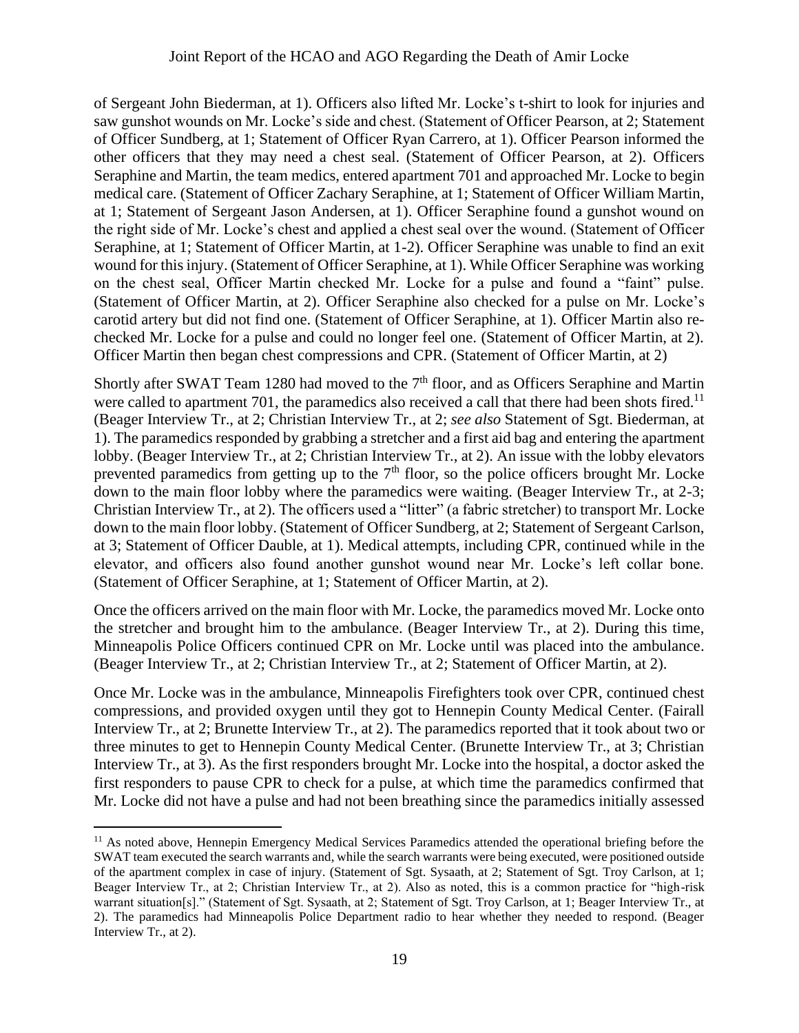of Sergeant John Biederman, at 1). Officers also lifted Mr. Locke's t-shirt to look for injuries and saw gunshot wounds on Mr. Locke's side and chest. (Statement of Officer Pearson, at 2; Statement of Officer Sundberg, at 1; Statement of Officer Ryan Carrero, at 1). Officer Pearson informed the other officers that they may need a chest seal. (Statement of Officer Pearson, at 2). Officers Seraphine and Martin, the team medics, entered apartment 701 and approached Mr. Locke to begin medical care. (Statement of Officer Zachary Seraphine, at 1; Statement of Officer William Martin, at 1; Statement of Sergeant Jason Andersen, at 1). Officer Seraphine found a gunshot wound on the right side of Mr. Locke's chest and applied a chest seal over the wound. (Statement of Officer Seraphine, at 1; Statement of Officer Martin, at 1-2). Officer Seraphine was unable to find an exit wound for this injury. (Statement of Officer Seraphine, at 1). While Officer Seraphine was working on the chest seal, Officer Martin checked Mr. Locke for a pulse and found a "faint" pulse. (Statement of Officer Martin, at 2). Officer Seraphine also checked for a pulse on Mr. Locke's carotid artery but did not find one. (Statement of Officer Seraphine, at 1). Officer Martin also re-checked Mr. Locke for a pulse and could no longer feel one. (Statement of Officer Martin, at 2). Officer Martin then began chest compressions and CPR. (Statement of Officer Martin, at 2)

Shortly after SWAT Team 1280 had moved to the 7th floor, and as Officers Seraphine and Martin were called to apartment 701, the paramedics also received a call that there had been shots fired.[11] (Beager Interview Tr., at 2; Christian Interview Tr., at 2; *see also* Statement of Sgt. Biederman, at 1). The paramedics responded by grabbing a stretcher and a first aid bag and entering the apartment lobby. (Beager Interview Tr., at 2; Christian Interview Tr., at 2). An issue with the lobby elevators prevented paramedics from getting up to the 7th floor, so the police officers brought Mr. Locke down to the main floor lobby where the paramedics were waiting. (Beager Interview Tr., at 2-3; Christian Interview Tr., at 2). The officers used a "litter" (a fabric stretcher) to transport Mr. Locke down to the main floor lobby. (Statement of Officer Sundberg, at 2; Statement of Sergeant Carlson, at 3; Statement of Officer Dauble, at 1). Medical attempts, including CPR, continued while in the elevator, and officers also found another gunshot wound near Mr. Locke's left collar bone. (Statement of Officer Seraphine, at 1; Statement of Officer Martin, at 2).

Once the officers arrived on the main floor with Mr. Locke, the paramedics moved Mr. Locke onto the stretcher and brought him to the ambulance. (Beager Interview Tr., at 2). During this time, Minneapolis Police Officers continued CPR on Mr. Locke until was placed into the ambulance. (Beager Interview Tr., at 2; Christian Interview Tr., at 2; Statement of Officer Martin, at 2).

Once Mr. Locke was in the ambulance, Minneapolis Firefighters took over CPR, continued chest compressions, and provided oxygen until they got to Hennepin County Medical Center. (Fairall Interview Tr., at 2; Brunette Interview Tr., at 2). The paramedics reported that it took about two or three minutes to get to Hennepin County Medical Center. (Brunette Interview Tr., at 3; Christian Interview Tr., at 3). As the first responders brought Mr. Locke into the hospital, a doctor asked the first responders to pause CPR to check for a pulse, at which time the paramedics confirmed that Mr. Locke did not have a pulse and had not been breathing since the paramedics initially assessed

[11] As noted above, Hennepin Emergency Medical Services Paramedics attended the operational briefing before the SWAT team executed the search warrants and, while the search warrants were being executed, were positioned outside of the apartment complex in case of injury. (Statement of Sgt. Sysaath, at 2; Statement of Sgt. Troy Carlson, at 1; Beager Interview Tr., at 2; Christian Interview Tr., at 2). Also as noted, this is a common practice for "high-risk warrant situation[s]." (Statement of Sgt. Sysaath, at 2; Statement of Sgt. Troy Carlson, at 1; Beager Interview Tr., at 2). The paramedics had Minneapolis Police Department radio to hear whether they needed to respond. (Beager Interview Tr., at 2).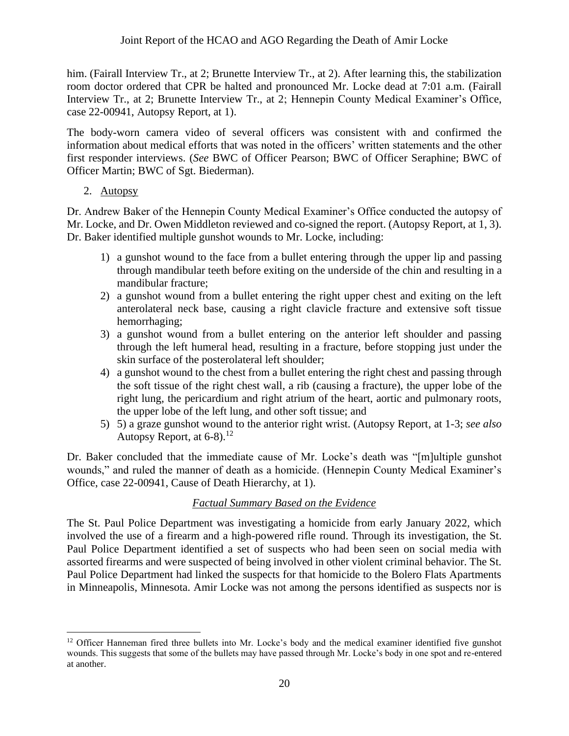him. (Fairall Interview Tr., at 2; Brunette Interview Tr., at 2). After learning this, the stabilization room doctor ordered that CPR be halted and pronounced Mr. Locke dead at 7:01 a.m. (Fairall Interview Tr., at 2; Brunette Interview Tr., at 2; Hennepin County Medical Examiner's Office, case 22-00941, Autopsy Report, at 1).

The body-worn camera video of several officers was consistent with and confirmed the information about medical efforts that was noted in the officers' written statements and the other first responder interviews. (*See* BWC of Officer Pearson; BWC of Officer Seraphine; BWC of Officer Martin; BWC of Sgt. Biederman).

2. Autopsy

Dr. Andrew Baker of the Hennepin County Medical Examiner's Office conducted the autopsy of Mr. Locke, and Dr. Owen Middleton reviewed and co-signed the report. (Autopsy Report, at 1, 3). Dr. Baker identified multiple gunshot wounds to Mr. Locke, including:

1) a gunshot wound to the face from a bullet entering through the upper lip and passing through mandibular teeth before exiting on the underside of the chin and resulting in a mandibular fracture;
2) a gunshot wound from a bullet entering the right upper chest and exiting on the left anterolateral neck base, causing a right clavicle fracture and extensive soft tissue hemorrhaging;
3) a gunshot wound from a bullet entering on the anterior left shoulder and passing through the left humeral head, resulting in a fracture, before stopping just under the skin surface of the posterolateral left shoulder;
4) a gunshot wound to the chest from a bullet entering the right chest and passing through the soft tissue of the right chest wall, a rib (causing a fracture), the upper lobe of the right lung, the pericardium and right atrium of the heart, aortic and pulmonary roots, the upper lobe of the left lung, and other soft tissue; and
5) 5) a graze gunshot wound to the anterior right wrist. (Autopsy Report, at 1-3; *see also* Autopsy Report, at 6-8).[12]

Dr. Baker concluded that the immediate cause of Mr. Locke's death was "[m]ultiple gunshot wounds," and ruled the manner of death as a homicide. (Hennepin County Medical Examiner's Office, case 22-00941, Cause of Death Hierarchy, at 1).

*Factual Summary Based on the Evidence*

The St. Paul Police Department was investigating a homicide from early January 2022, which involved the use of a firearm and a high-powered rifle round. Through its investigation, the St. Paul Police Department identified a set of suspects who had been seen on social media with assorted firearms and were suspected of being involved in other violent criminal behavior. The St. Paul Police Department had linked the suspects for that homicide to the Bolero Flats Apartments in Minneapolis, Minnesota. Amir Locke was not among the persons identified as suspects nor is

---

[12] Officer Hanneman fired three bullets into Mr. Locke's body and the medical examiner identified five gunshot wounds. This suggests that some of the bullets may have passed through Mr. Locke's body in one spot and re-entered at another.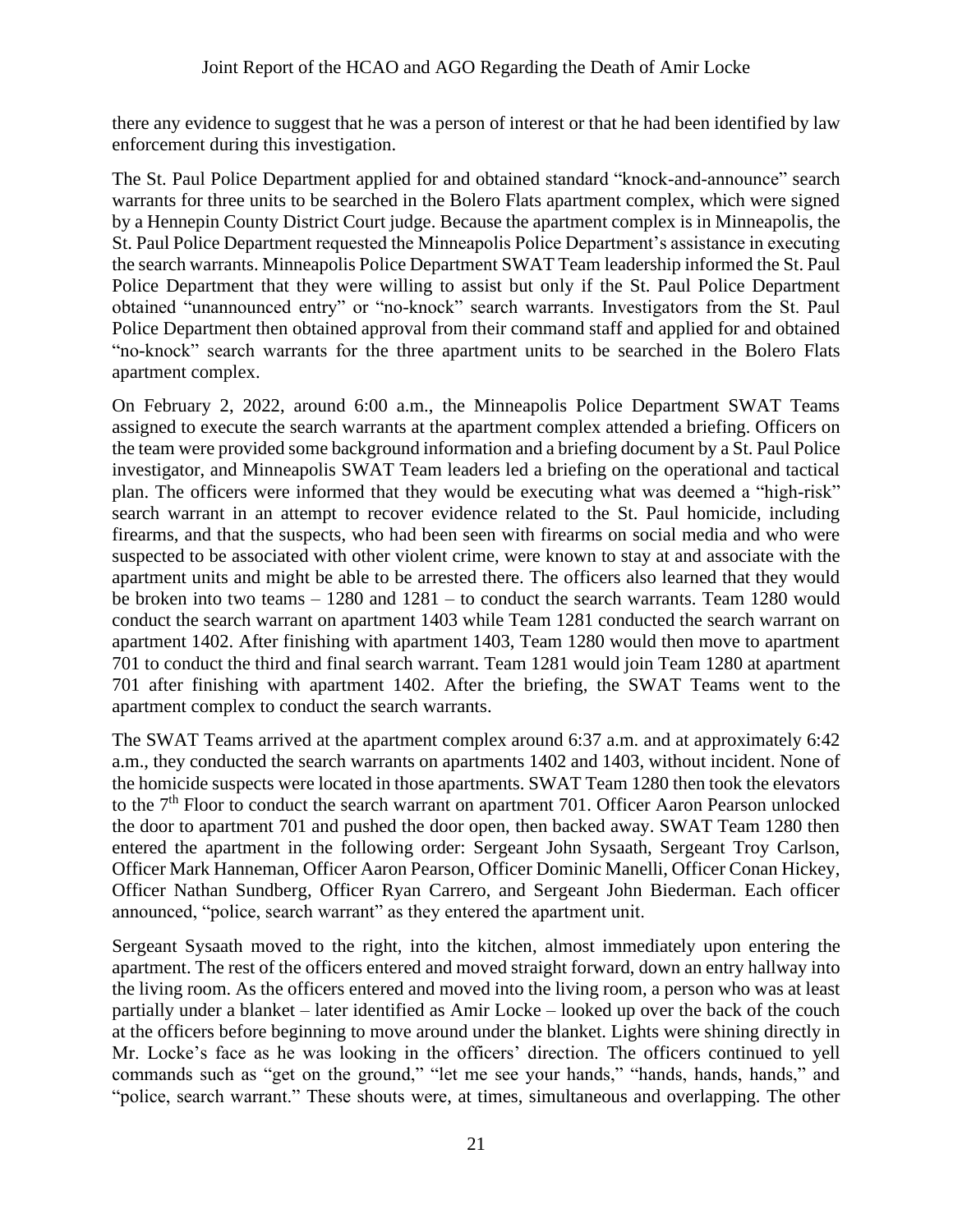there any evidence to suggest that he was a person of interest or that he had been identified by law enforcement during this investigation.

The St. Paul Police Department applied for and obtained standard "knock-and-announce" search warrants for three units to be searched in the Bolero Flats apartment complex, which were signed by a Hennepin County District Court judge. Because the apartment complex is in Minneapolis, the St. Paul Police Department requested the Minneapolis Police Department's assistance in executing the search warrants. Minneapolis Police Department SWAT Team leadership informed the St. Paul Police Department that they were willing to assist but only if the St. Paul Police Department obtained "unannounced entry" or "no-knock" search warrants. Investigators from the St. Paul Police Department then obtained approval from their command staff and applied for and obtained "no-knock" search warrants for the three apartment units to be searched in the Bolero Flats apartment complex.

On February 2, 2022, around 6:00 a.m., the Minneapolis Police Department SWAT Teams assigned to execute the search warrants at the apartment complex attended a briefing. Officers on the team were provided some background information and a briefing document by a St. Paul Police investigator, and Minneapolis SWAT Team leaders led a briefing on the operational and tactical plan. The officers were informed that they would be executing what was deemed a "high-risk" search warrant in an attempt to recover evidence related to the St. Paul homicide, including firearms, and that the suspects, who had been seen with firearms on social media and who were suspected to be associated with other violent crime, were known to stay at and associate with the apartment units and might be able to be arrested there. The officers also learned that they would be broken into two teams – 1280 and 1281 – to conduct the search warrants. Team 1280 would conduct the search warrant on apartment 1403 while Team 1281 conducted the search warrant on apartment 1402. After finishing with apartment 1403, Team 1280 would then move to apartment 701 to conduct the third and final search warrant. Team 1281 would join Team 1280 at apartment 701 after finishing with apartment 1402. After the briefing, the SWAT Teams went to the apartment complex to conduct the search warrants.

The SWAT Teams arrived at the apartment complex around 6:37 a.m. and at approximately 6:42 a.m., they conducted the search warrants on apartments 1402 and 1403, without incident. None of the homicide suspects were located in those apartments. SWAT Team 1280 then took the elevators to the 7th Floor to conduct the search warrant on apartment 701. Officer Aaron Pearson unlocked the door to apartment 701 and pushed the door open, then backed away. SWAT Team 1280 then entered the apartment in the following order: Sergeant John Sysaath, Sergeant Troy Carlson, Officer Mark Hanneman, Officer Aaron Pearson, Officer Dominic Manelli, Officer Conan Hickey, Officer Nathan Sundberg, Officer Ryan Carrero, and Sergeant John Biederman. Each officer announced, "police, search warrant" as they entered the apartment unit.

Sergeant Sysaath moved to the right, into the kitchen, almost immediately upon entering the apartment. The rest of the officers entered and moved straight forward, down an entry hallway into the living room. As the officers entered and moved into the living room, a person who was at least partially under a blanket – later identified as Amir Locke – looked up over the back of the couch at the officers before beginning to move around under the blanket. Lights were shining directly in Mr. Locke's face as he was looking in the officers' direction. The officers continued to yell commands such as "get on the ground," "let me see your hands," "hands, hands, hands," and "police, search warrant." These shouts were, at times, simultaneous and overlapping. The other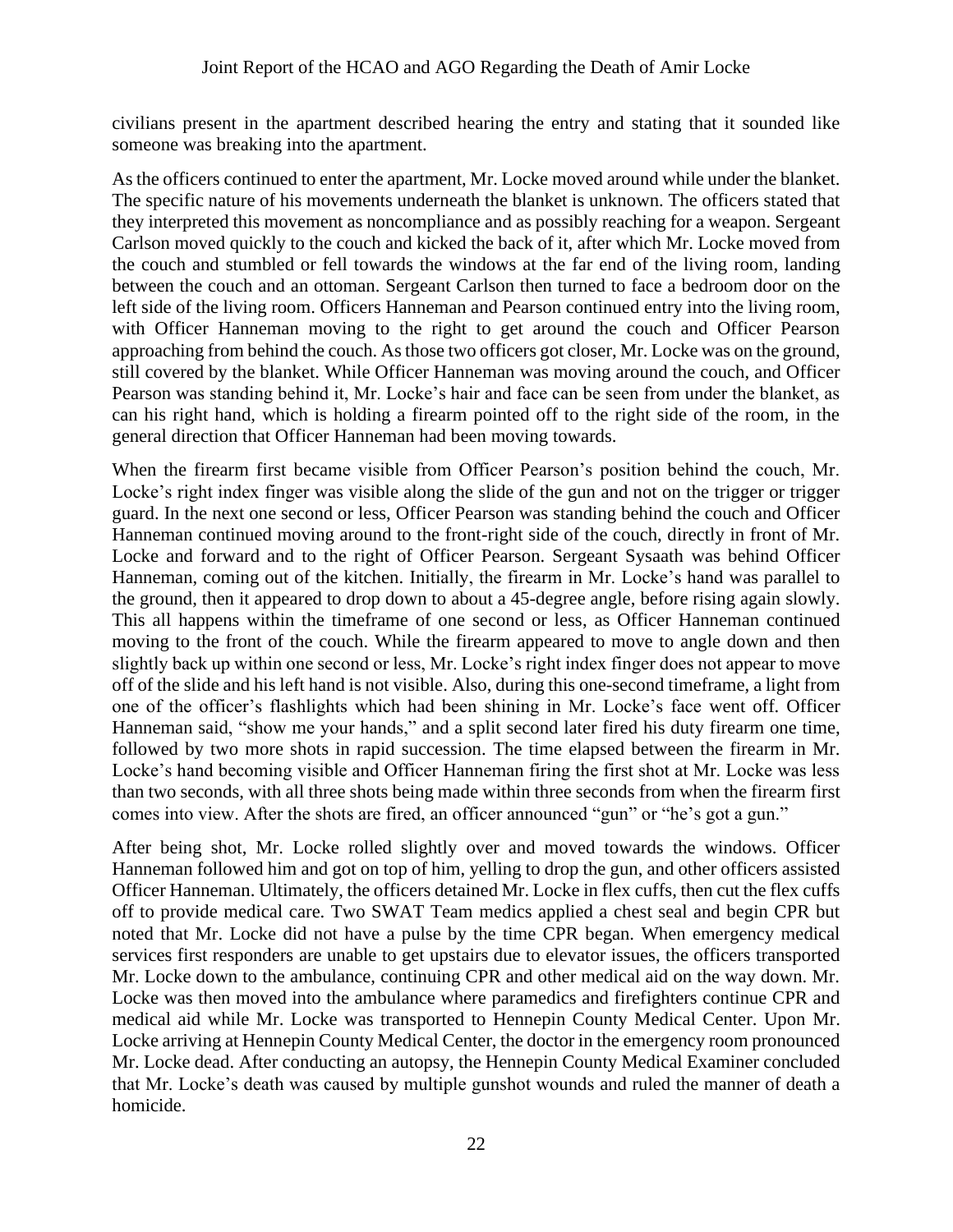civilians present in the apartment described hearing the entry and stating that it sounded like someone was breaking into the apartment.

As the officers continued to enter the apartment, Mr. Locke moved around while under the blanket. The specific nature of his movements underneath the blanket is unknown. The officers stated that they interpreted this movement as noncompliance and as possibly reaching for a weapon. Sergeant Carlson moved quickly to the couch and kicked the back of it, after which Mr. Locke moved from the couch and stumbled or fell towards the windows at the far end of the living room, landing between the couch and an ottoman. Sergeant Carlson then turned to face a bedroom door on the left side of the living room. Officers Hanneman and Pearson continued entry into the living room, with Officer Hanneman moving to the right to get around the couch and Officer Pearson approaching from behind the couch. As those two officers got closer, Mr. Locke was on the ground, still covered by the blanket. While Officer Hanneman was moving around the couch, and Officer Pearson was standing behind it, Mr. Locke's hair and face can be seen from under the blanket, as can his right hand, which is holding a firearm pointed off to the right side of the room, in the general direction that Officer Hanneman had been moving towards.

When the firearm first became visible from Officer Pearson's position behind the couch, Mr. Locke's right index finger was visible along the slide of the gun and not on the trigger or trigger guard. In the next one second or less, Officer Pearson was standing behind the couch and Officer Hanneman continued moving around to the front-right side of the couch, directly in front of Mr. Locke and forward and to the right of Officer Pearson. Sergeant Sysaath was behind Officer Hanneman, coming out of the kitchen. Initially, the firearm in Mr. Locke's hand was parallel to the ground, then it appeared to drop down to about a 45-degree angle, before rising again slowly. This all happens within the timeframe of one second or less, as Officer Hanneman continued moving to the front of the couch. While the firearm appeared to move to angle down and then slightly back up within one second or less, Mr. Locke's right index finger does not appear to move off of the slide and his left hand is not visible. Also, during this one-second timeframe, a light from one of the officer's flashlights which had been shining in Mr. Locke's face went off. Officer Hanneman said, "show me your hands," and a split second later fired his duty firearm one time, followed by two more shots in rapid succession. The time elapsed between the firearm in Mr. Locke's hand becoming visible and Officer Hanneman firing the first shot at Mr. Locke was less than two seconds, with all three shots being made within three seconds from when the firearm first comes into view. After the shots are fired, an officer announced "gun" or "he's got a gun."

After being shot, Mr. Locke rolled slightly over and moved towards the windows. Officer Hanneman followed him and got on top of him, yelling to drop the gun, and other officers assisted Officer Hanneman. Ultimately, the officers detained Mr. Locke in flex cuffs, then cut the flex cuffs off to provide medical care. Two SWAT Team medics applied a chest seal and begin CPR but noted that Mr. Locke did not have a pulse by the time CPR began. When emergency medical services first responders are unable to get upstairs due to elevator issues, the officers transported Mr. Locke down to the ambulance, continuing CPR and other medical aid on the way down. Mr. Locke was then moved into the ambulance where paramedics and firefighters continue CPR and medical aid while Mr. Locke was transported to Hennepin County Medical Center. Upon Mr. Locke arriving at Hennepin County Medical Center, the doctor in the emergency room pronounced Mr. Locke dead. After conducting an autopsy, the Hennepin County Medical Examiner concluded that Mr. Locke's death was caused by multiple gunshot wounds and ruled the manner of death a homicide.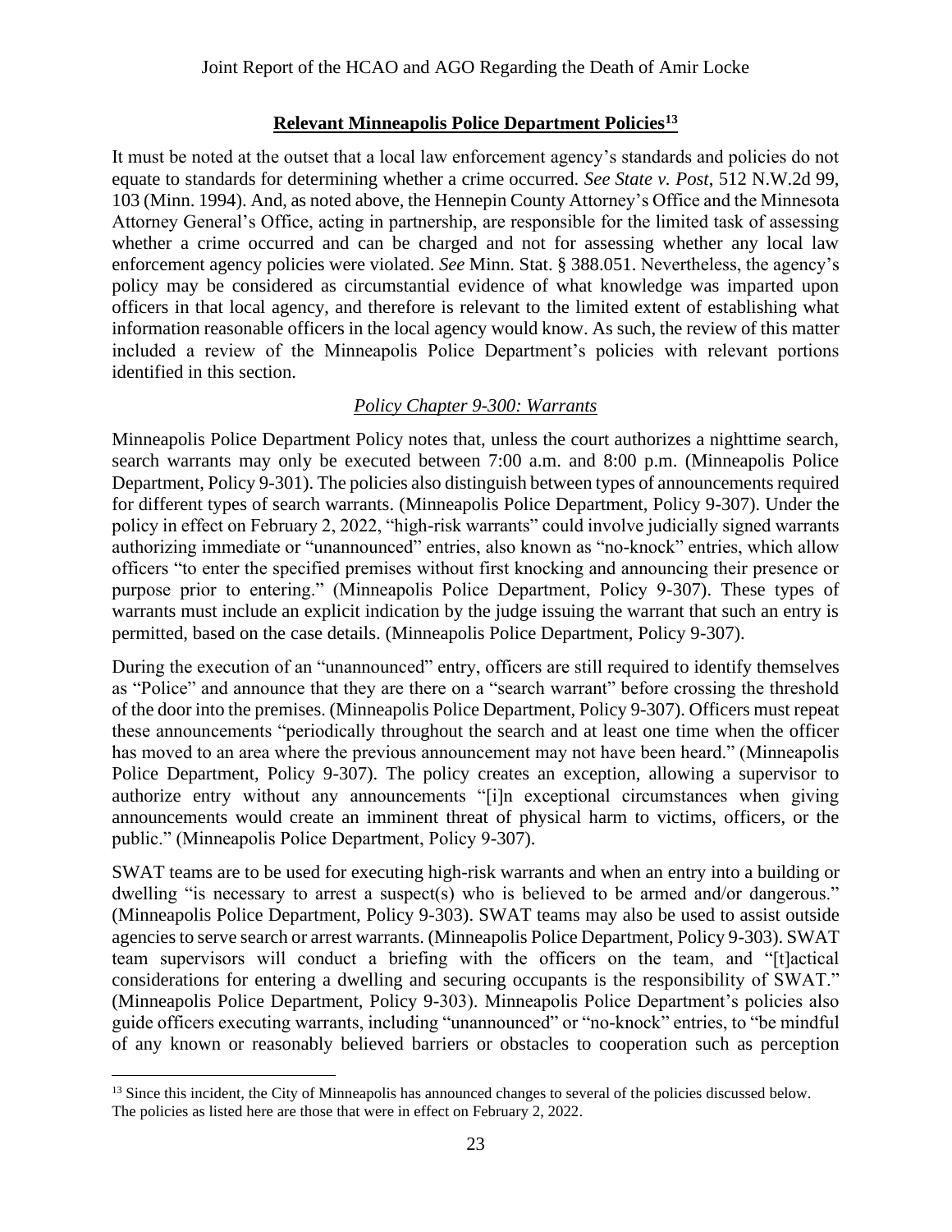## Relevant Minneapolis Police Department Policies[13]

It must be noted at the outset that a local law enforcement agency's standards and policies do not equate to standards for determining whether a crime occurred. *See State v. Post*, 512 N.W.2d 99, 103 (Minn. 1994). And, as noted above, the Hennepin County Attorney's Office and the Minnesota Attorney General's Office, acting in partnership, are responsible for the limited task of assessing whether a crime occurred and can be charged and not for assessing whether any local law enforcement agency policies were violated. *See* Minn. Stat. § 388.051. Nevertheless, the agency's policy may be considered as circumstantial evidence of what knowledge was imparted upon officers in that local agency, and therefore is relevant to the limited extent of establishing what information reasonable officers in the local agency would know. As such, the review of this matter included a review of the Minneapolis Police Department's policies with relevant portions identified in this section.

### *Policy Chapter 9-300: Warrants*

Minneapolis Police Department Policy notes that, unless the court authorizes a nighttime search, search warrants may only be executed between 7:00 a.m. and 8:00 p.m. (Minneapolis Police Department, Policy 9-301). The policies also distinguish between types of announcements required for different types of search warrants. (Minneapolis Police Department, Policy 9-307). Under the policy in effect on February 2, 2022, "high-risk warrants" could involve judicially signed warrants authorizing immediate or "unannounced" entries, also known as "no-knock" entries, which allow officers "to enter the specified premises without first knocking and announcing their presence or purpose prior to entering." (Minneapolis Police Department, Policy 9-307). These types of warrants must include an explicit indication by the judge issuing the warrant that such an entry is permitted, based on the case details. (Minneapolis Police Department, Policy 9-307).

During the execution of an "unannounced" entry, officers are still required to identify themselves as "Police" and announce that they are there on a "search warrant" before crossing the threshold of the door into the premises. (Minneapolis Police Department, Policy 9-307). Officers must repeat these announcements "periodically throughout the search and at least one time when the officer has moved to an area where the previous announcement may not have been heard." (Minneapolis Police Department, Policy 9-307). The policy creates an exception, allowing a supervisor to authorize entry without any announcements "[i]n exceptional circumstances when giving announcements would create an imminent threat of physical harm to victims, officers, or the public." (Minneapolis Police Department, Policy 9-307).

SWAT teams are to be used for executing high-risk warrants and when an entry into a building or dwelling "is necessary to arrest a suspect(s) who is believed to be armed and/or dangerous." (Minneapolis Police Department, Policy 9-303). SWAT teams may also be used to assist outside agencies to serve search or arrest warrants. (Minneapolis Police Department, Policy 9-303). SWAT team supervisors will conduct a briefing with the officers on the team, and "[t]actical considerations for entering a dwelling and securing occupants is the responsibility of SWAT." (Minneapolis Police Department, Policy 9-303). Minneapolis Police Department's policies also guide officers executing warrants, including "unannounced" or "no-knock" entries, to "be mindful of any known or reasonably believed barriers or obstacles to cooperation such as perception

[13] Since this incident, the City of Minneapolis has announced changes to several of the policies discussed below. The policies as listed here are those that were in effect on February 2, 2022.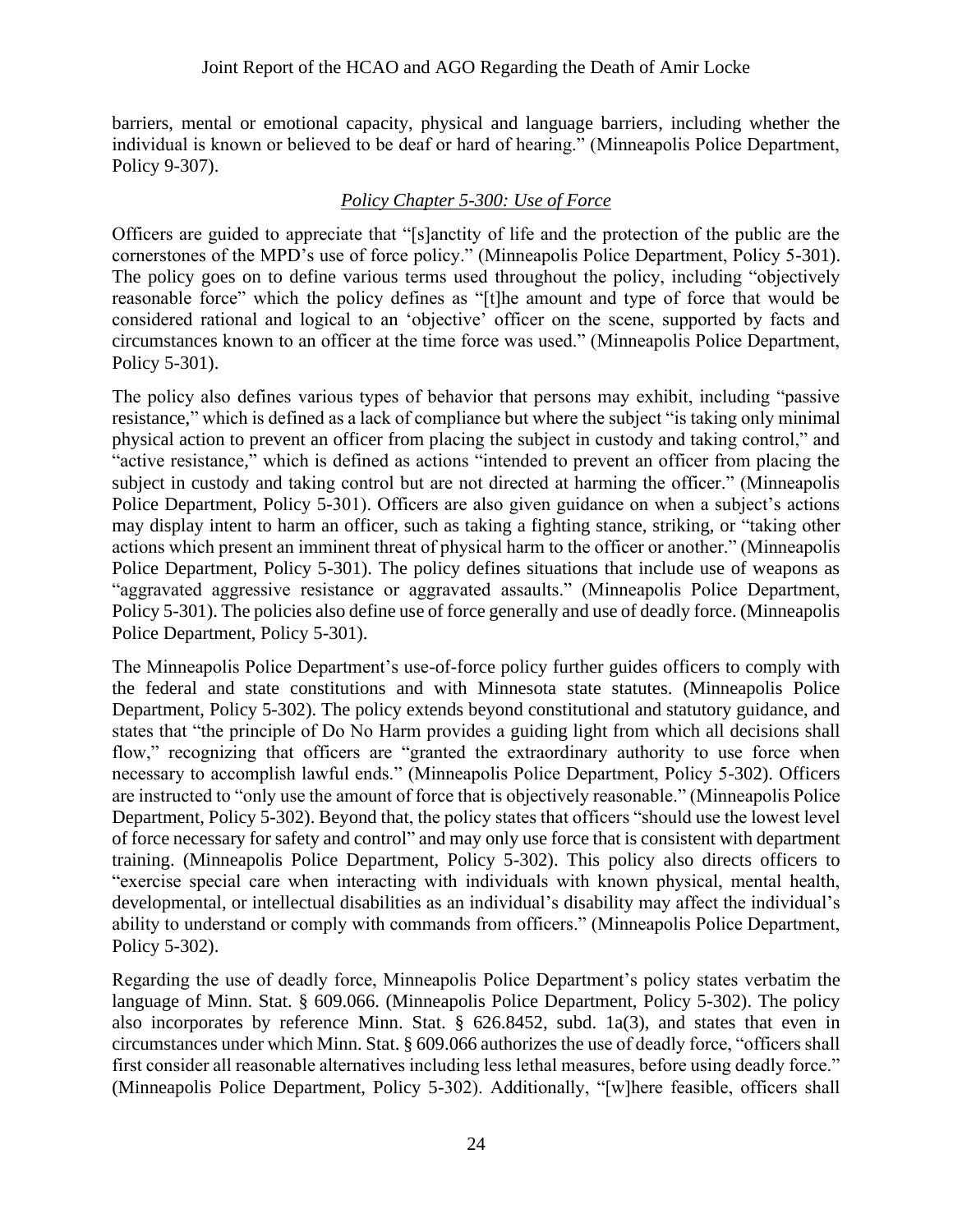barriers, mental or emotional capacity, physical and language barriers, including whether the individual is known or believed to be deaf or hard of hearing." (Minneapolis Police Department, Policy 9-307).

### *Policy Chapter 5-300: Use of Force*

Officers are guided to appreciate that "[s]anctity of life and the protection of the public are the cornerstones of the MPD's use of force policy." (Minneapolis Police Department, Policy 5-301). The policy goes on to define various terms used throughout the policy, including "objectively reasonable force" which the policy defines as "[t]he amount and type of force that would be considered rational and logical to an 'objective' officer on the scene, supported by facts and circumstances known to an officer at the time force was used." (Minneapolis Police Department, Policy 5-301).

The policy also defines various types of behavior that persons may exhibit, including "passive resistance," which is defined as a lack of compliance but where the subject "is taking only minimal physical action to prevent an officer from placing the subject in custody and taking control," and "active resistance," which is defined as actions "intended to prevent an officer from placing the subject in custody and taking control but are not directed at harming the officer." (Minneapolis Police Department, Policy 5-301). Officers are also given guidance on when a subject's actions may display intent to harm an officer, such as taking a fighting stance, striking, or "taking other actions which present an imminent threat of physical harm to the officer or another." (Minneapolis Police Department, Policy 5-301). The policy defines situations that include use of weapons as "aggravated aggressive resistance or aggravated assaults." (Minneapolis Police Department, Policy 5-301). The policies also define use of force generally and use of deadly force. (Minneapolis Police Department, Policy 5-301).

The Minneapolis Police Department's use-of-force policy further guides officers to comply with the federal and state constitutions and with Minnesota state statutes. (Minneapolis Police Department, Policy 5-302). The policy extends beyond constitutional and statutory guidance, and states that "the principle of Do No Harm provides a guiding light from which all decisions shall flow," recognizing that officers are "granted the extraordinary authority to use force when necessary to accomplish lawful ends." (Minneapolis Police Department, Policy 5-302). Officers are instructed to "only use the amount of force that is objectively reasonable." (Minneapolis Police Department, Policy 5-302). Beyond that, the policy states that officers "should use the lowest level of force necessary for safety and control" and may only use force that is consistent with department training. (Minneapolis Police Department, Policy 5-302). This policy also directs officers to "exercise special care when interacting with individuals with known physical, mental health, developmental, or intellectual disabilities as an individual's disability may affect the individual's ability to understand or comply with commands from officers." (Minneapolis Police Department, Policy 5-302).

Regarding the use of deadly force, Minneapolis Police Department's policy states verbatim the language of Minn. Stat. § 609.066. (Minneapolis Police Department, Policy 5-302). The policy also incorporates by reference Minn. Stat. § 626.8452, subd. 1a(3), and states that even in circumstances under which Minn. Stat. § 609.066 authorizes the use of deadly force, "officers shall first consider all reasonable alternatives including less lethal measures, before using deadly force." (Minneapolis Police Department, Policy 5-302). Additionally, "[w]here feasible, officers shall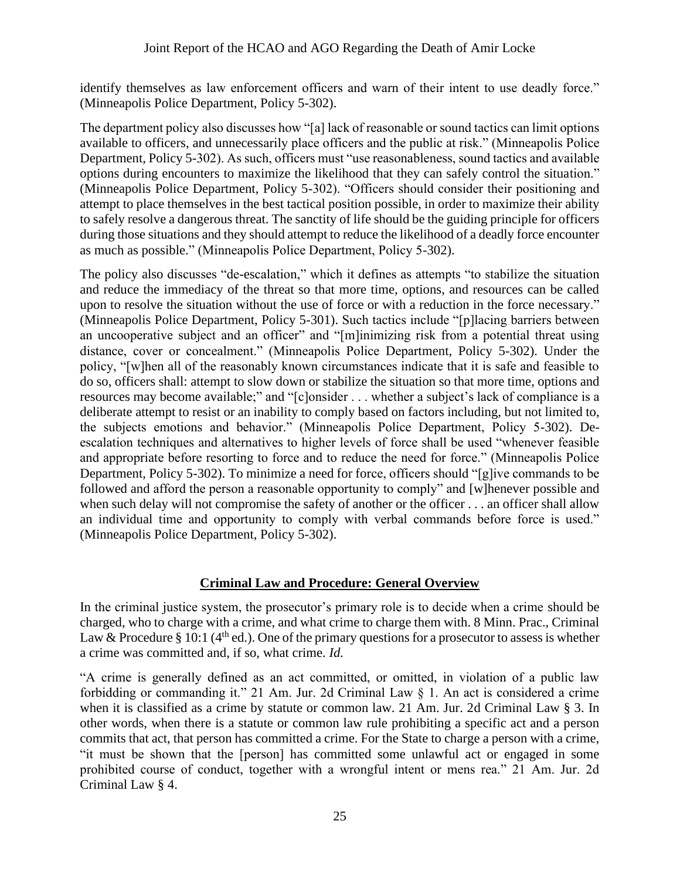identify themselves as law enforcement officers and warn of their intent to use deadly force." (Minneapolis Police Department, Policy 5-302).

The department policy also discusses how "[a] lack of reasonable or sound tactics can limit options available to officers, and unnecessarily place officers and the public at risk." (Minneapolis Police Department, Policy 5-302). As such, officers must "use reasonableness, sound tactics and available options during encounters to maximize the likelihood that they can safely control the situation." (Minneapolis Police Department, Policy 5-302). "Officers should consider their positioning and attempt to place themselves in the best tactical position possible, in order to maximize their ability to safely resolve a dangerous threat. The sanctity of life should be the guiding principle for officers during those situations and they should attempt to reduce the likelihood of a deadly force encounter as much as possible." (Minneapolis Police Department, Policy 5-302).

The policy also discusses "de-escalation," which it defines as attempts "to stabilize the situation and reduce the immediacy of the threat so that more time, options, and resources can be called upon to resolve the situation without the use of force or with a reduction in the force necessary." (Minneapolis Police Department, Policy 5-301). Such tactics include "[p]lacing barriers between an uncooperative subject and an officer" and "[m]inimizing risk from a potential threat using distance, cover or concealment." (Minneapolis Police Department, Policy 5-302). Under the policy, "[w]hen all of the reasonably known circumstances indicate that it is safe and feasible to do so, officers shall: attempt to slow down or stabilize the situation so that more time, options and resources may become available;" and "[c]onsider . . . whether a subject's lack of compliance is a deliberate attempt to resist or an inability to comply based on factors including, but not limited to, the subjects emotions and behavior." (Minneapolis Police Department, Policy 5-302). De-escalation techniques and alternatives to higher levels of force shall be used "whenever feasible and appropriate before resorting to force and to reduce the need for force." (Minneapolis Police Department, Policy 5-302). To minimize a need for force, officers should "[g]ive commands to be followed and afford the person a reasonable opportunity to comply" and [w]henever possible and when such delay will not compromise the safety of another or the officer . . . an officer shall allow an individual time and opportunity to comply with verbal commands before force is used." (Minneapolis Police Department, Policy 5-302).

## Criminal Law and Procedure: General Overview

In the criminal justice system, the prosecutor's primary role is to decide when a crime should be charged, who to charge with a crime, and what crime to charge them with. 8 Minn. Prac., Criminal Law & Procedure § 10:1 (4th ed.). One of the primary questions for a prosecutor to assess is whether a crime was committed and, if so, what crime. *Id.*

"A crime is generally defined as an act committed, or omitted, in violation of a public law forbidding or commanding it." 21 Am. Jur. 2d Criminal Law § 1. An act is considered a crime when it is classified as a crime by statute or common law. 21 Am. Jur. 2d Criminal Law § 3. In other words, when there is a statute or common law rule prohibiting a specific act and a person commits that act, that person has committed a crime. For the State to charge a person with a crime, "it must be shown that the [person] has committed some unlawful act or engaged in some prohibited course of conduct, together with a wrongful intent or mens rea." 21 Am. Jur. 2d Criminal Law § 4.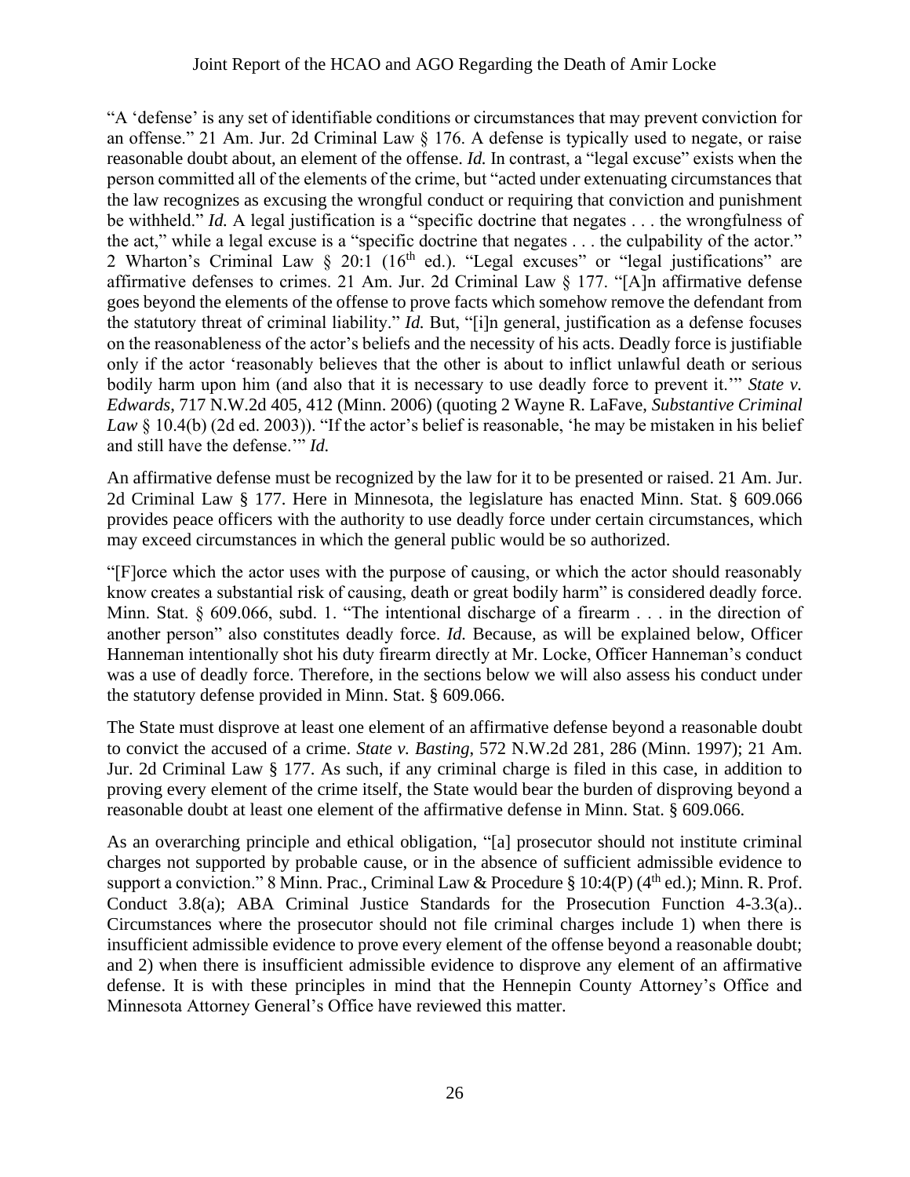"A 'defense' is any set of identifiable conditions or circumstances that may prevent conviction for an offense." 21 Am. Jur. 2d Criminal Law § 176. A defense is typically used to negate, or raise reasonable doubt about, an element of the offense. *Id.* In contrast, a "legal excuse" exists when the person committed all of the elements of the crime, but "acted under extenuating circumstances that the law recognizes as excusing the wrongful conduct or requiring that conviction and punishment be withheld." *Id.* A legal justification is a "specific doctrine that negates . . . the wrongfulness of the act," while a legal excuse is a "specific doctrine that negates . . . the culpability of the actor." 2 Wharton's Criminal Law § 20:1 (16th ed.). "Legal excuses" or "legal justifications" are affirmative defenses to crimes. 21 Am. Jur. 2d Criminal Law § 177. "[A]n affirmative defense goes beyond the elements of the offense to prove facts which somehow remove the defendant from the statutory threat of criminal liability." *Id.* But, "[i]n general, justification as a defense focuses on the reasonableness of the actor's beliefs and the necessity of his acts. Deadly force is justifiable only if the actor 'reasonably believes that the other is about to inflict unlawful death or serious bodily harm upon him (and also that it is necessary to use deadly force to prevent it.'" *State v. Edwards*, 717 N.W.2d 405, 412 (Minn. 2006) (quoting 2 Wayne R. LaFave, *Substantive Criminal Law* § 10.4(b) (2d ed. 2003)). "If the actor's belief is reasonable, 'he may be mistaken in his belief and still have the defense.'" *Id.*

An affirmative defense must be recognized by the law for it to be presented or raised. 21 Am. Jur. 2d Criminal Law § 177. Here in Minnesota, the legislature has enacted Minn. Stat. § 609.066 provides peace officers with the authority to use deadly force under certain circumstances, which may exceed circumstances in which the general public would be so authorized.

"[F]orce which the actor uses with the purpose of causing, or which the actor should reasonably know creates a substantial risk of causing, death or great bodily harm" is considered deadly force. Minn. Stat. § 609.066, subd. 1. "The intentional discharge of a firearm . . . in the direction of another person" also constitutes deadly force. *Id.* Because, as will be explained below, Officer Hanneman intentionally shot his duty firearm directly at Mr. Locke, Officer Hanneman's conduct was a use of deadly force. Therefore, in the sections below we will also assess his conduct under the statutory defense provided in Minn. Stat. § 609.066.

The State must disprove at least one element of an affirmative defense beyond a reasonable doubt to convict the accused of a crime. *State v. Basting*, 572 N.W.2d 281, 286 (Minn. 1997); 21 Am. Jur. 2d Criminal Law § 177. As such, if any criminal charge is filed in this case, in addition to proving every element of the crime itself, the State would bear the burden of disproving beyond a reasonable doubt at least one element of the affirmative defense in Minn. Stat. § 609.066.

As an overarching principle and ethical obligation, "[a] prosecutor should not institute criminal charges not supported by probable cause, or in the absence of sufficient admissible evidence to support a conviction." 8 Minn. Prac., Criminal Law & Procedure § 10:4(P) (4th ed.); Minn. R. Prof. Conduct 3.8(a); ABA Criminal Justice Standards for the Prosecution Function 4-3.3(a).. Circumstances where the prosecutor should not file criminal charges include 1) when there is insufficient admissible evidence to prove every element of the offense beyond a reasonable doubt; and 2) when there is insufficient admissible evidence to disprove any element of an affirmative defense. It is with these principles in mind that the Hennepin County Attorney's Office and Minnesota Attorney General's Office have reviewed this matter.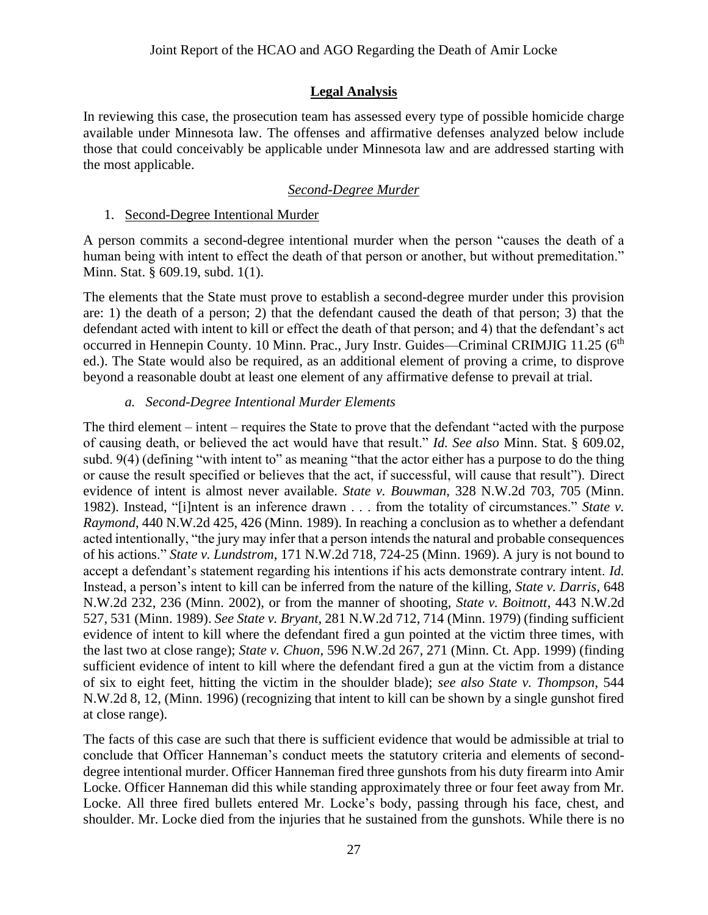## Legal Analysis

In reviewing this case, the prosecution team has assessed every type of possible homicide charge available under Minnesota law. The offenses and affirmative defenses analyzed below include those that could conceivably be applicable under Minnesota law and are addressed starting with the most applicable.

### *Second-Degree Murder*

1. Second-Degree Intentional Murder

A person commits a second-degree intentional murder when the person "causes the death of a human being with intent to effect the death of that person or another, but without premeditation." Minn. Stat. § 609.19, subd. 1(1).

The elements that the State must prove to establish a second-degree murder under this provision are: 1) the death of a person; 2) that the defendant caused the death of that person; 3) that the defendant acted with intent to kill or effect the death of that person; and 4) that the defendant's act occurred in Hennepin County. 10 Minn. Prac., Jury Instr. Guides—Criminal CRIMJIG 11.25 (6th ed.). The State would also be required, as an additional element of proving a crime, to disprove beyond a reasonable doubt at least one element of any affirmative defense to prevail at trial.

*a. Second-Degree Intentional Murder Elements*

The third element – intent – requires the State to prove that the defendant "acted with the purpose of causing death, or believed the act would have that result." *Id. See also* Minn. Stat. § 609.02, subd. 9(4) (defining "with intent to" as meaning "that the actor either has a purpose to do the thing or cause the result specified or believes that the act, if successful, will cause that result"). Direct evidence of intent is almost never available. *State v. Bouwman*, 328 N.W.2d 703, 705 (Minn. 1982). Instead, "[i]ntent is an inference drawn . . . from the totality of circumstances." *State v. Raymond*, 440 N.W.2d 425, 426 (Minn. 1989). In reaching a conclusion as to whether a defendant acted intentionally, "the jury may infer that a person intends the natural and probable consequences of his actions." *State v. Lundstrom*, 171 N.W.2d 718, 724-25 (Minn. 1969). A jury is not bound to accept a defendant's statement regarding his intentions if his acts demonstrate contrary intent. *Id.* Instead, a person's intent to kill can be inferred from the nature of the killing, *State v. Darris*, 648 N.W.2d 232, 236 (Minn. 2002), or from the manner of shooting, *State v. Boitnott*, 443 N.W.2d 527, 531 (Minn. 1989). *See State v. Bryant*, 281 N.W.2d 712, 714 (Minn. 1979) (finding sufficient evidence of intent to kill where the defendant fired a gun pointed at the victim three times, with the last two at close range); *State v. Chuon*, 596 N.W.2d 267, 271 (Minn. Ct. App. 1999) (finding sufficient evidence of intent to kill where the defendant fired a gun at the victim from a distance of six to eight feet, hitting the victim in the shoulder blade); *see also State v. Thompson*, 544 N.W.2d 8, 12, (Minn. 1996) (recognizing that intent to kill can be shown by a single gunshot fired at close range).

The facts of this case are such that there is sufficient evidence that would be admissible at trial to conclude that Officer Hanneman's conduct meets the statutory criteria and elements of second-degree intentional murder. Officer Hanneman fired three gunshots from his duty firearm into Amir Locke. Officer Hanneman did this while standing approximately three or four feet away from Mr. Locke. All three fired bullets entered Mr. Locke's body, passing through his face, chest, and shoulder. Mr. Locke died from the injuries that he sustained from the gunshots. While there is no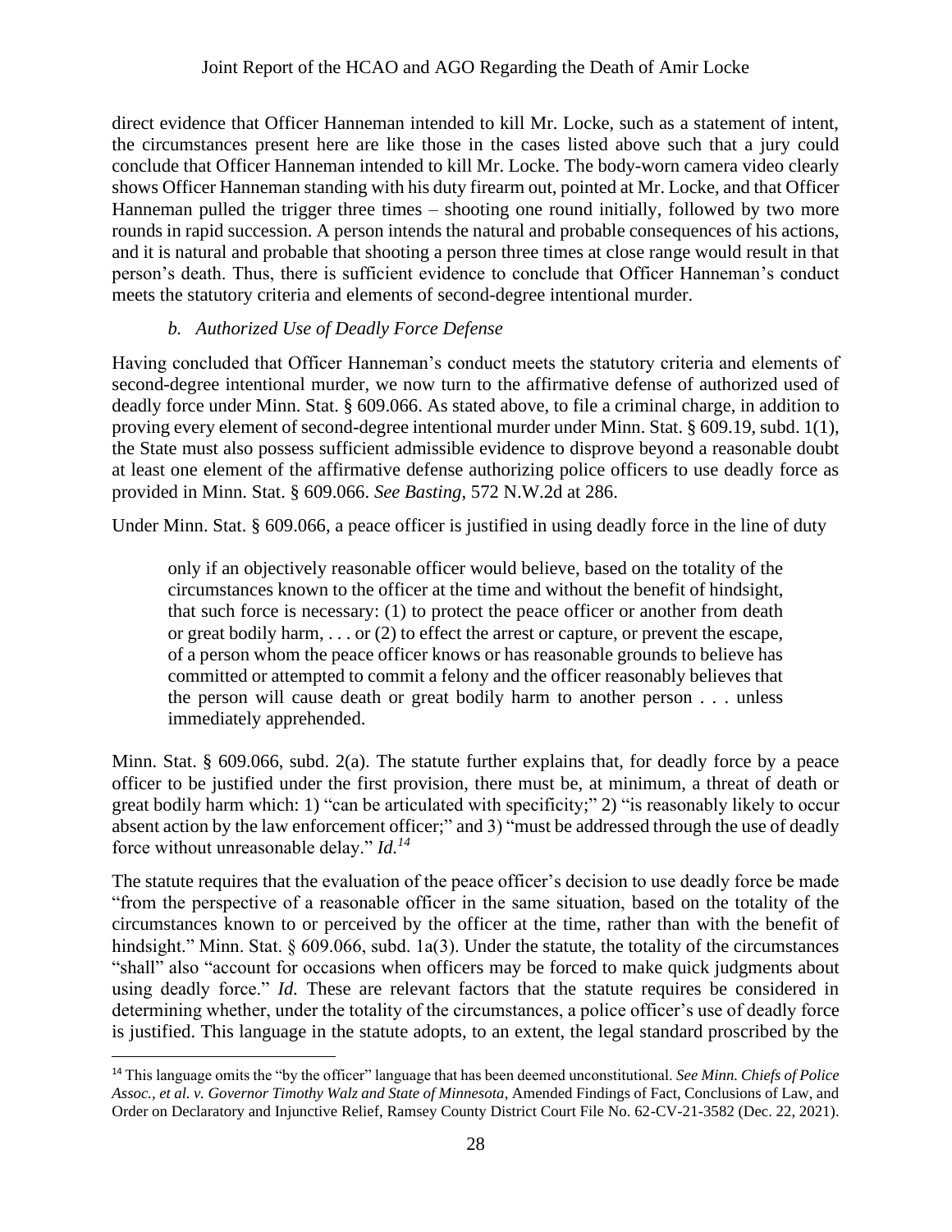direct evidence that Officer Hanneman intended to kill Mr. Locke, such as a statement of intent, the circumstances present here are like those in the cases listed above such that a jury could conclude that Officer Hanneman intended to kill Mr. Locke. The body-worn camera video clearly shows Officer Hanneman standing with his duty firearm out, pointed at Mr. Locke, and that Officer Hanneman pulled the trigger three times – shooting one round initially, followed by two more rounds in rapid succession. A person intends the natural and probable consequences of his actions, and it is natural and probable that shooting a person three times at close range would result in that person's death. Thus, there is sufficient evidence to conclude that Officer Hanneman's conduct meets the statutory criteria and elements of second-degree intentional murder.

#### *b. Authorized Use of Deadly Force Defense*

Having concluded that Officer Hanneman's conduct meets the statutory criteria and elements of second-degree intentional murder, we now turn to the affirmative defense of authorized used of deadly force under Minn. Stat. § 609.066. As stated above, to file a criminal charge, in addition to proving every element of second-degree intentional murder under Minn. Stat. § 609.19, subd. 1(1), the State must also possess sufficient admissible evidence to disprove beyond a reasonable doubt at least one element of the affirmative defense authorizing police officers to use deadly force as provided in Minn. Stat. § 609.066. *See Basting*, 572 N.W.2d at 286.

Under Minn. Stat. § 609.066, a peace officer is justified in using deadly force in the line of duty

> only if an objectively reasonable officer would believe, based on the totality of the circumstances known to the officer at the time and without the benefit of hindsight, that such force is necessary: (1) to protect the peace officer or another from death or great bodily harm, . . . or (2) to effect the arrest or capture, or prevent the escape, of a person whom the peace officer knows or has reasonable grounds to believe has committed or attempted to commit a felony and the officer reasonably believes that the person will cause death or great bodily harm to another person . . . unless immediately apprehended.

Minn. Stat. § 609.066, subd. 2(a). The statute further explains that, for deadly force by a peace officer to be justified under the first provision, there must be, at minimum, a threat of death or great bodily harm which: 1) "can be articulated with specificity;" 2) "is reasonably likely to occur absent action by the law enforcement officer;" and 3) "must be addressed through the use of deadly force without unreasonable delay." *Id.*[14]

The statute requires that the evaluation of the peace officer's decision to use deadly force be made "from the perspective of a reasonable officer in the same situation, based on the totality of the circumstances known to or perceived by the officer at the time, rather than with the benefit of hindsight." Minn. Stat. § 609.066, subd. 1a(3). Under the statute, the totality of the circumstances "shall" also "account for occasions when officers may be forced to make quick judgments about using deadly force." *Id.* These are relevant factors that the statute requires be considered in determining whether, under the totality of the circumstances, a police officer's use of deadly force is justified. This language in the statute adopts, to an extent, the legal standard proscribed by the

[14] This language omits the "by the officer" language that has been deemed unconstitutional. *See Minn. Chiefs of Police Assoc., et al. v. Governor Timothy Walz and State of Minnesota*, Amended Findings of Fact, Conclusions of Law, and Order on Declaratory and Injunctive Relief, Ramsey County District Court File No. 62-CV-21-3582 (Dec. 22, 2021).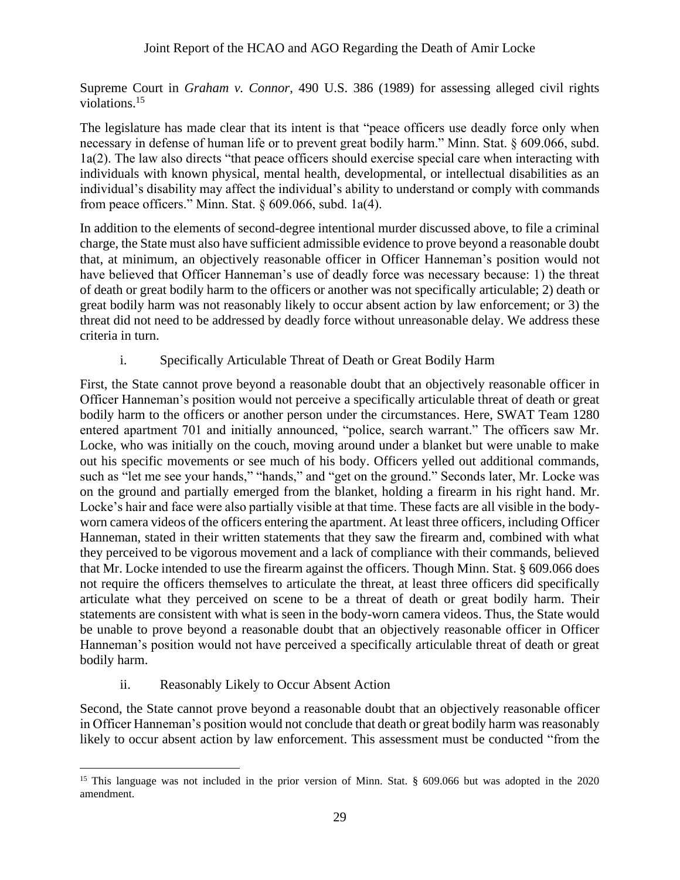Supreme Court in *Graham v. Connor*, 490 U.S. 386 (1989) for assessing alleged civil rights violations.[15]

The legislature has made clear that its intent is that "peace officers use deadly force only when necessary in defense of human life or to prevent great bodily harm." Minn. Stat. § 609.066, subd. 1a(2). The law also directs "that peace officers should exercise special care when interacting with individuals with known physical, mental health, developmental, or intellectual disabilities as an individual's disability may affect the individual's ability to understand or comply with commands from peace officers." Minn. Stat. § 609.066, subd. 1a(4).

In addition to the elements of second-degree intentional murder discussed above, to file a criminal charge, the State must also have sufficient admissible evidence to prove beyond a reasonable doubt that, at minimum, an objectively reasonable officer in Officer Hanneman's position would not have believed that Officer Hanneman's use of deadly force was necessary because: 1) the threat of death or great bodily harm to the officers or another was not specifically articulable; 2) death or great bodily harm was not reasonably likely to occur absent action by law enforcement; or 3) the threat did not need to be addressed by deadly force without unreasonable delay. We address these criteria in turn.

i. Specifically Articulable Threat of Death or Great Bodily Harm

First, the State cannot prove beyond a reasonable doubt that an objectively reasonable officer in Officer Hanneman's position would not perceive a specifically articulable threat of death or great bodily harm to the officers or another person under the circumstances. Here, SWAT Team 1280 entered apartment 701 and initially announced, "police, search warrant." The officers saw Mr. Locke, who was initially on the couch, moving around under a blanket but were unable to make out his specific movements or see much of his body. Officers yelled out additional commands, such as "let me see your hands," "hands," and "get on the ground." Seconds later, Mr. Locke was on the ground and partially emerged from the blanket, holding a firearm in his right hand. Mr. Locke's hair and face were also partially visible at that time. These facts are all visible in the body-worn camera videos of the officers entering the apartment. At least three officers, including Officer Hanneman, stated in their written statements that they saw the firearm and, combined with what they perceived to be vigorous movement and a lack of compliance with their commands, believed that Mr. Locke intended to use the firearm against the officers. Though Minn. Stat. § 609.066 does not require the officers themselves to articulate the threat, at least three officers did specifically articulate what they perceived on scene to be a threat of death or great bodily harm. Their statements are consistent with what is seen in the body-worn camera videos. Thus, the State would be unable to prove beyond a reasonable doubt that an objectively reasonable officer in Officer Hanneman's position would not have perceived a specifically articulable threat of death or great bodily harm.

ii. Reasonably Likely to Occur Absent Action

Second, the State cannot prove beyond a reasonable doubt that an objectively reasonable officer in Officer Hanneman's position would not conclude that death or great bodily harm was reasonably likely to occur absent action by law enforcement. This assessment must be conducted "from the

[15] This language was not included in the prior version of Minn. Stat. § 609.066 but was adopted in the 2020 amendment.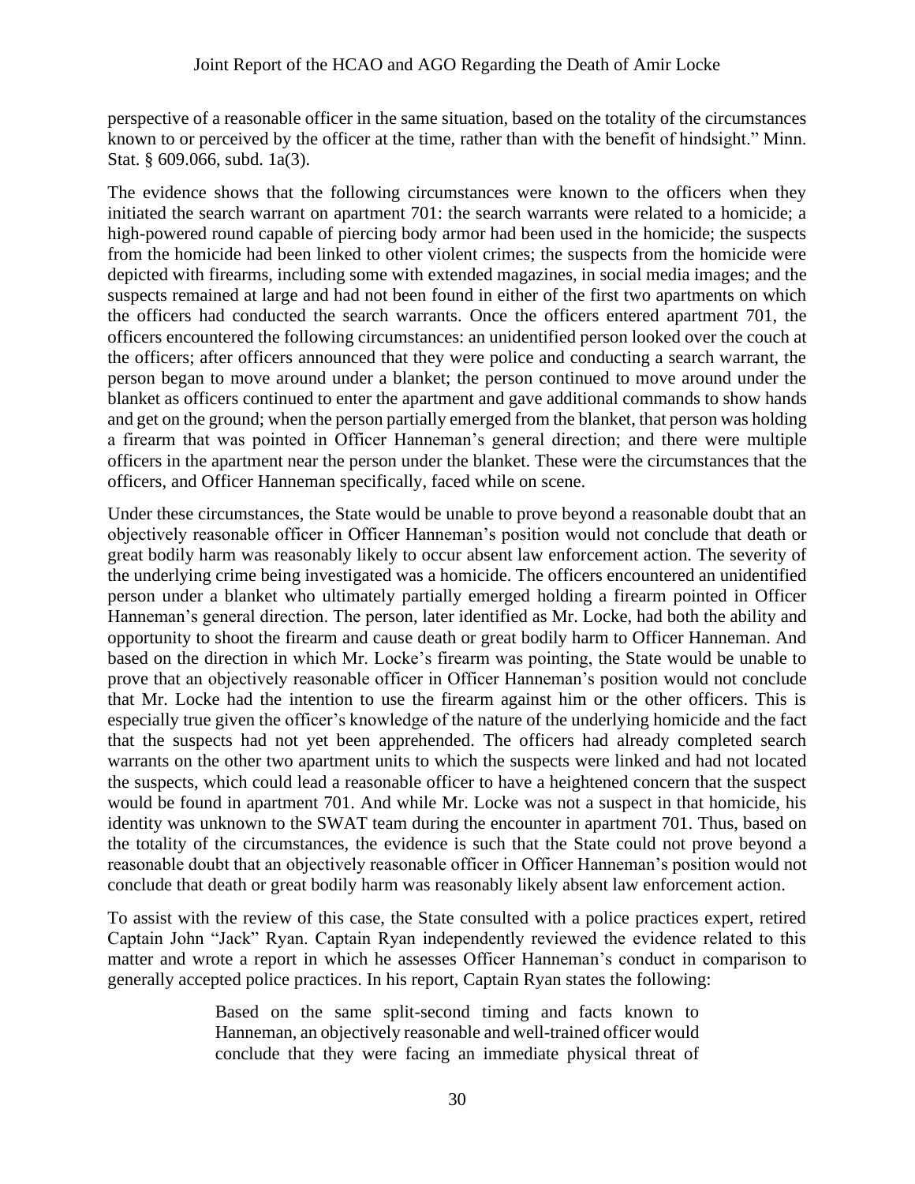perspective of a reasonable officer in the same situation, based on the totality of the circumstances known to or perceived by the officer at the time, rather than with the benefit of hindsight." Minn. Stat. § 609.066, subd. 1a(3).

The evidence shows that the following circumstances were known to the officers when they initiated the search warrant on apartment 701: the search warrants were related to a homicide; a high-powered round capable of piercing body armor had been used in the homicide; the suspects from the homicide had been linked to other violent crimes; the suspects from the homicide were depicted with firearms, including some with extended magazines, in social media images; and the suspects remained at large and had not been found in either of the first two apartments on which the officers had conducted the search warrants. Once the officers entered apartment 701, the officers encountered the following circumstances: an unidentified person looked over the couch at the officers; after officers announced that they were police and conducting a search warrant, the person began to move around under a blanket; the person continued to move around under the blanket as officers continued to enter the apartment and gave additional commands to show hands and get on the ground; when the person partially emerged from the blanket, that person was holding a firearm that was pointed in Officer Hanneman's general direction; and there were multiple officers in the apartment near the person under the blanket. These were the circumstances that the officers, and Officer Hanneman specifically, faced while on scene.

Under these circumstances, the State would be unable to prove beyond a reasonable doubt that an objectively reasonable officer in Officer Hanneman's position would not conclude that death or great bodily harm was reasonably likely to occur absent law enforcement action. The severity of the underlying crime being investigated was a homicide. The officers encountered an unidentified person under a blanket who ultimately partially emerged holding a firearm pointed in Officer Hanneman's general direction. The person, later identified as Mr. Locke, had both the ability and opportunity to shoot the firearm and cause death or great bodily harm to Officer Hanneman. And based on the direction in which Mr. Locke's firearm was pointing, the State would be unable to prove that an objectively reasonable officer in Officer Hanneman's position would not conclude that Mr. Locke had the intention to use the firearm against him or the other officers. This is especially true given the officer's knowledge of the nature of the underlying homicide and the fact that the suspects had not yet been apprehended. The officers had already completed search warrants on the other two apartment units to which the suspects were linked and had not located the suspects, which could lead a reasonable officer to have a heightened concern that the suspect would be found in apartment 701. And while Mr. Locke was not a suspect in that homicide, his identity was unknown to the SWAT team during the encounter in apartment 701. Thus, based on the totality of the circumstances, the evidence is such that the State could not prove beyond a reasonable doubt that an objectively reasonable officer in Officer Hanneman's position would not conclude that death or great bodily harm was reasonably likely absent law enforcement action.

To assist with the review of this case, the State consulted with a police practices expert, retired Captain John "Jack" Ryan. Captain Ryan independently reviewed the evidence related to this matter and wrote a report in which he assesses Officer Hanneman's conduct in comparison to generally accepted police practices. In his report, Captain Ryan states the following:

> Based on the same split-second timing and facts known to Hanneman, an objectively reasonable and well-trained officer would conclude that they were facing an immediate physical threat of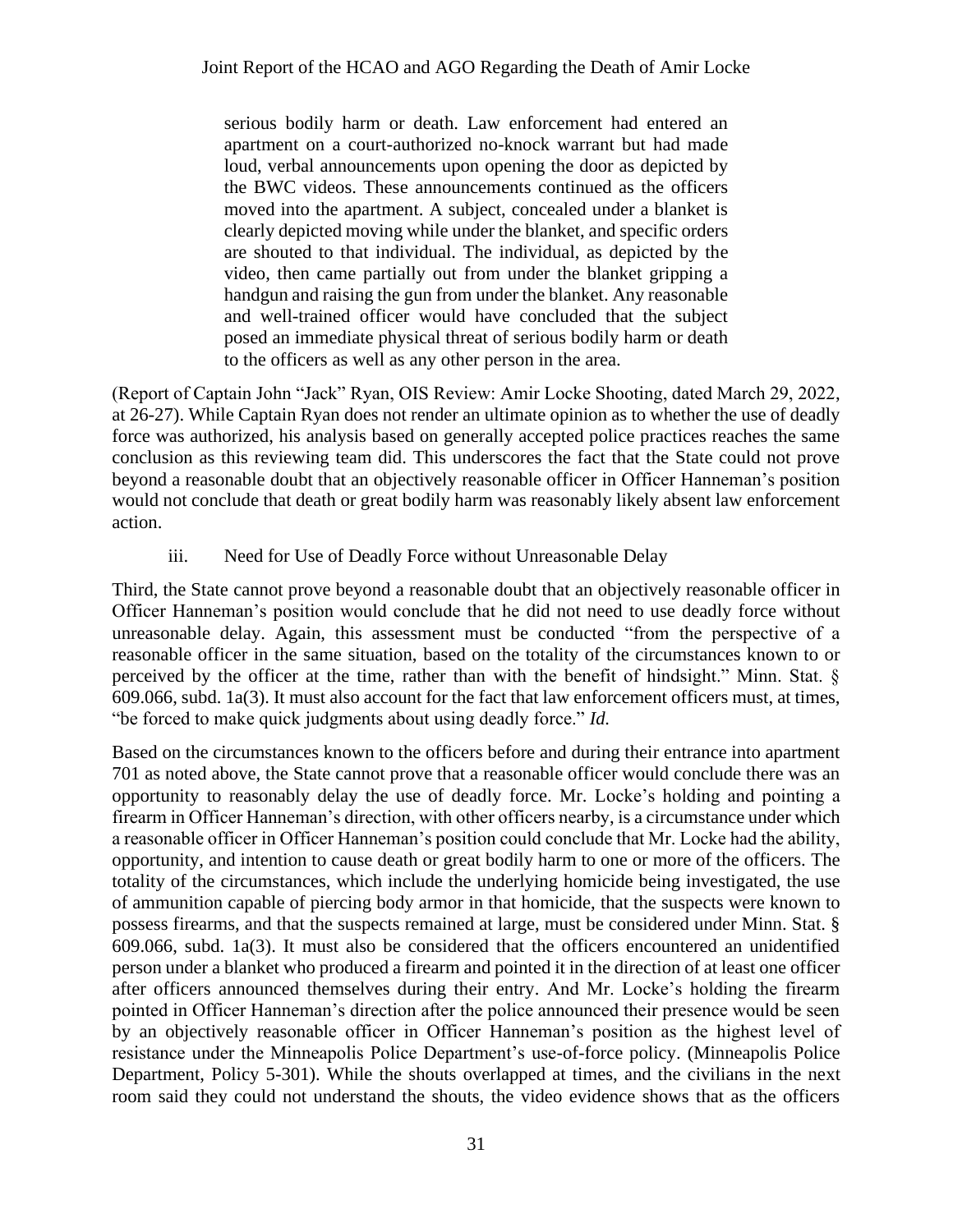> serious bodily harm or death. Law enforcement had entered an apartment on a court-authorized no-knock warrant but had made loud, verbal announcements upon opening the door as depicted by the BWC videos. These announcements continued as the officers moved into the apartment. A subject, concealed under a blanket is clearly depicted moving while under the blanket, and specific orders are shouted to that individual. The individual, as depicted by the video, then came partially out from under the blanket gripping a handgun and raising the gun from under the blanket. Any reasonable and well-trained officer would have concluded that the subject posed an immediate physical threat of serious bodily harm or death to the officers as well as any other person in the area.

(Report of Captain John "Jack" Ryan, OIS Review: Amir Locke Shooting, dated March 29, 2022, at 26-27). While Captain Ryan does not render an ultimate opinion as to whether the use of deadly force was authorized, his analysis based on generally accepted police practices reaches the same conclusion as this reviewing team did. This underscores the fact that the State could not prove beyond a reasonable doubt that an objectively reasonable officer in Officer Hanneman's position would not conclude that death or great bodily harm was reasonably likely absent law enforcement action.

iii. Need for Use of Deadly Force without Unreasonable Delay

Third, the State cannot prove beyond a reasonable doubt that an objectively reasonable officer in Officer Hanneman's position would conclude that he did not need to use deadly force without unreasonable delay. Again, this assessment must be conducted "from the perspective of a reasonable officer in the same situation, based on the totality of the circumstances known to or perceived by the officer at the time, rather than with the benefit of hindsight." Minn. Stat. § 609.066, subd. 1a(3). It must also account for the fact that law enforcement officers must, at times, "be forced to make quick judgments about using deadly force." *Id.*

Based on the circumstances known to the officers before and during their entrance into apartment 701 as noted above, the State cannot prove that a reasonable officer would conclude there was an opportunity to reasonably delay the use of deadly force. Mr. Locke's holding and pointing a firearm in Officer Hanneman's direction, with other officers nearby, is a circumstance under which a reasonable officer in Officer Hanneman's position could conclude that Mr. Locke had the ability, opportunity, and intention to cause death or great bodily harm to one or more of the officers. The totality of the circumstances, which include the underlying homicide being investigated, the use of ammunition capable of piercing body armor in that homicide, that the suspects were known to possess firearms, and that the suspects remained at large, must be considered under Minn. Stat. § 609.066, subd. 1a(3). It must also be considered that the officers encountered an unidentified person under a blanket who produced a firearm and pointed it in the direction of at least one officer after officers announced themselves during their entry. And Mr. Locke's holding the firearm pointed in Officer Hanneman's direction after the police announced their presence would be seen by an objectively reasonable officer in Officer Hanneman's position as the highest level of resistance under the Minneapolis Police Department's use-of-force policy. (Minneapolis Police Department, Policy 5-301). While the shouts overlapped at times, and the civilians in the next room said they could not understand the shouts, the video evidence shows that as the officers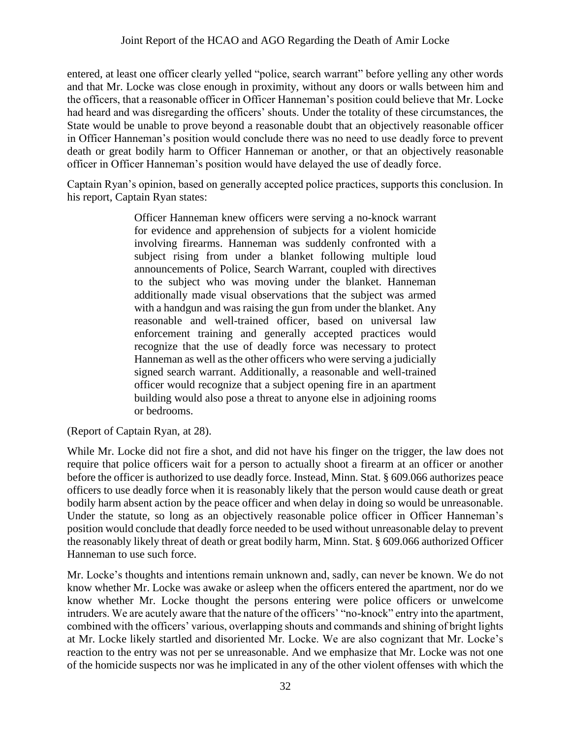entered, at least one officer clearly yelled "police, search warrant" before yelling any other words and that Mr. Locke was close enough in proximity, without any doors or walls between him and the officers, that a reasonable officer in Officer Hanneman's position could believe that Mr. Locke had heard and was disregarding the officers' shouts. Under the totality of these circumstances, the State would be unable to prove beyond a reasonable doubt that an objectively reasonable officer in Officer Hanneman's position would conclude there was no need to use deadly force to prevent death or great bodily harm to Officer Hanneman or another, or that an objectively reasonable officer in Officer Hanneman's position would have delayed the use of deadly force.

Captain Ryan's opinion, based on generally accepted police practices, supports this conclusion. In his report, Captain Ryan states:

> Officer Hanneman knew officers were serving a no-knock warrant for evidence and apprehension of subjects for a violent homicide involving firearms. Hanneman was suddenly confronted with a subject rising from under a blanket following multiple loud announcements of Police, Search Warrant, coupled with directives to the subject who was moving under the blanket. Hanneman additionally made visual observations that the subject was armed with a handgun and was raising the gun from under the blanket. Any reasonable and well-trained officer, based on universal law enforcement training and generally accepted practices would recognize that the use of deadly force was necessary to protect Hanneman as well as the other officers who were serving a judicially signed search warrant. Additionally, a reasonable and well-trained officer would recognize that a subject opening fire in an apartment building would also pose a threat to anyone else in adjoining rooms or bedrooms.

(Report of Captain Ryan, at 28).

While Mr. Locke did not fire a shot, and did not have his finger on the trigger, the law does not require that police officers wait for a person to actually shoot a firearm at an officer or another before the officer is authorized to use deadly force. Instead, Minn. Stat. § 609.066 authorizes peace officers to use deadly force when it is reasonably likely that the person would cause death or great bodily harm absent action by the peace officer and when delay in doing so would be unreasonable. Under the statute, so long as an objectively reasonable police officer in Officer Hanneman's position would conclude that deadly force needed to be used without unreasonable delay to prevent the reasonably likely threat of death or great bodily harm, Minn. Stat. § 609.066 authorized Officer Hanneman to use such force.

Mr. Locke's thoughts and intentions remain unknown and, sadly, can never be known. We do not know whether Mr. Locke was awake or asleep when the officers entered the apartment, nor do we know whether Mr. Locke thought the persons entering were police officers or unwelcome intruders. We are acutely aware that the nature of the officers' "no-knock" entry into the apartment, combined with the officers' various, overlapping shouts and commands and shining of bright lights at Mr. Locke likely startled and disoriented Mr. Locke. We are also cognizant that Mr. Locke's reaction to the entry was not per se unreasonable. And we emphasize that Mr. Locke was not one of the homicide suspects nor was he implicated in any of the other violent offenses with which the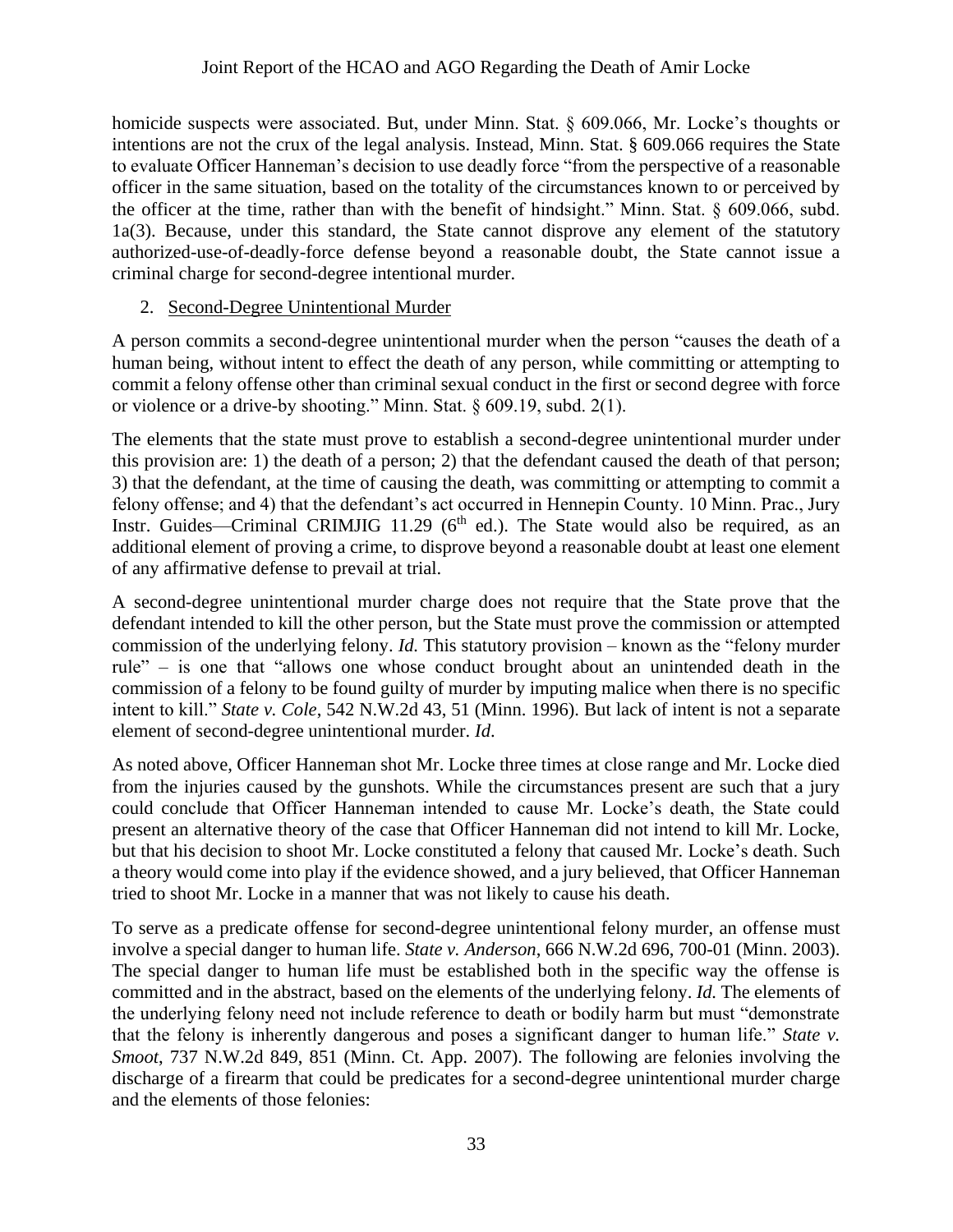homicide suspects were associated. But, under Minn. Stat. § 609.066, Mr. Locke's thoughts or intentions are not the crux of the legal analysis. Instead, Minn. Stat. § 609.066 requires the State to evaluate Officer Hanneman's decision to use deadly force "from the perspective of a reasonable officer in the same situation, based on the totality of the circumstances known to or perceived by the officer at the time, rather than with the benefit of hindsight." Minn. Stat. § 609.066, subd. 1a(3). Because, under this standard, the State cannot disprove any element of the statutory authorized-use-of-deadly-force defense beyond a reasonable doubt, the State cannot issue a criminal charge for second-degree intentional murder.

2. Second-Degree Unintentional Murder

A person commits a second-degree unintentional murder when the person "causes the death of a human being, without intent to effect the death of any person, while committing or attempting to commit a felony offense other than criminal sexual conduct in the first or second degree with force or violence or a drive-by shooting." Minn. Stat. § 609.19, subd. 2(1).

The elements that the state must prove to establish a second-degree unintentional murder under this provision are: 1) the death of a person; 2) that the defendant caused the death of that person; 3) that the defendant, at the time of causing the death, was committing or attempting to commit a felony offense; and 4) that the defendant's act occurred in Hennepin County. 10 Minn. Prac., Jury Instr. Guides—Criminal CRIMJIG 11.29 (6th ed.). The State would also be required, as an additional element of proving a crime, to disprove beyond a reasonable doubt at least one element of any affirmative defense to prevail at trial.

A second-degree unintentional murder charge does not require that the State prove that the defendant intended to kill the other person, but the State must prove the commission or attempted commission of the underlying felony. *Id.* This statutory provision – known as the "felony murder rule" – is one that "allows one whose conduct brought about an unintended death in the commission of a felony to be found guilty of murder by imputing malice when there is no specific intent to kill." *State v. Cole*, 542 N.W.2d 43, 51 (Minn. 1996). But lack of intent is not a separate element of second-degree unintentional murder. *Id*.

As noted above, Officer Hanneman shot Mr. Locke three times at close range and Mr. Locke died from the injuries caused by the gunshots. While the circumstances present are such that a jury could conclude that Officer Hanneman intended to cause Mr. Locke's death, the State could present an alternative theory of the case that Officer Hanneman did not intend to kill Mr. Locke, but that his decision to shoot Mr. Locke constituted a felony that caused Mr. Locke's death. Such a theory would come into play if the evidence showed, and a jury believed, that Officer Hanneman tried to shoot Mr. Locke in a manner that was not likely to cause his death.

To serve as a predicate offense for second-degree unintentional felony murder, an offense must involve a special danger to human life. *State v. Anderson*, 666 N.W.2d 696, 700-01 (Minn. 2003). The special danger to human life must be established both in the specific way the offense is committed and in the abstract, based on the elements of the underlying felony. *Id.* The elements of the underlying felony need not include reference to death or bodily harm but must "demonstrate that the felony is inherently dangerous and poses a significant danger to human life." *State v. Smoot*, 737 N.W.2d 849, 851 (Minn. Ct. App. 2007). The following are felonies involving the discharge of a firearm that could be predicates for a second-degree unintentional murder charge and the elements of those felonies: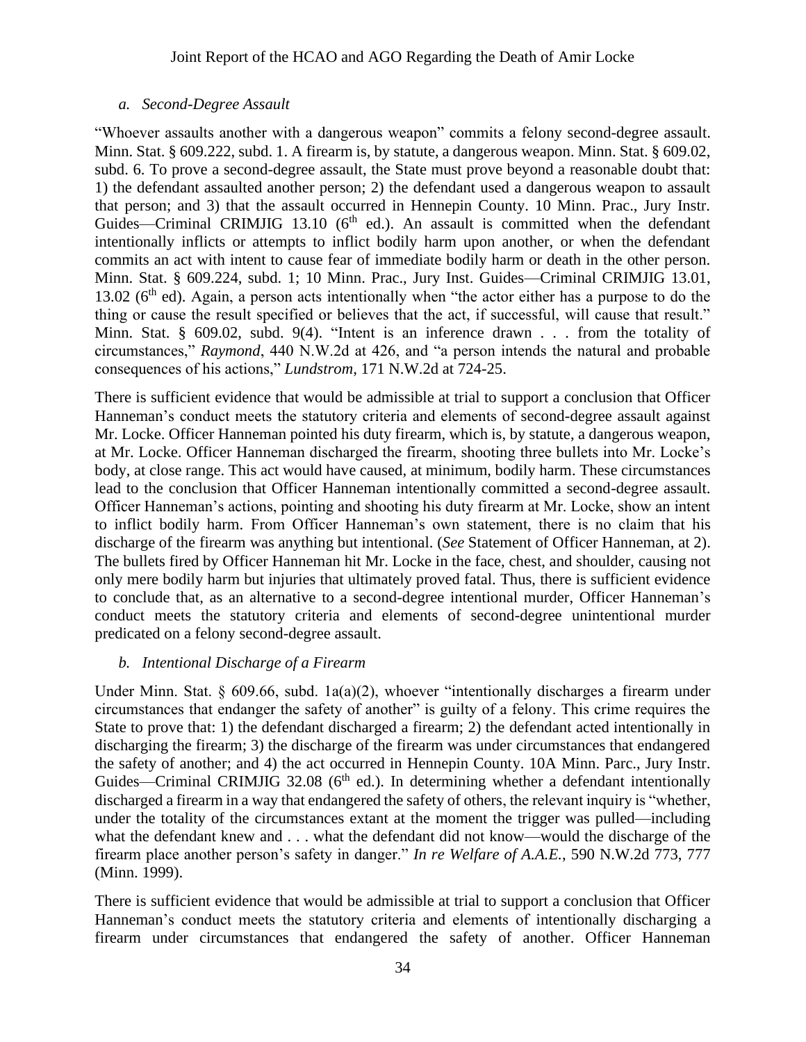### *a. Second-Degree Assault*

"Whoever assaults another with a dangerous weapon" commits a felony second-degree assault. Minn. Stat. § 609.222, subd. 1. A firearm is, by statute, a dangerous weapon. Minn. Stat. § 609.02, subd. 6. To prove a second-degree assault, the State must prove beyond a reasonable doubt that: 1) the defendant assaulted another person; 2) the defendant used a dangerous weapon to assault that person; and 3) that the assault occurred in Hennepin County. 10 Minn. Prac., Jury Instr. Guides—Criminal CRIMJIG 13.10 (6th ed.). An assault is committed when the defendant intentionally inflicts or attempts to inflict bodily harm upon another, or when the defendant commits an act with intent to cause fear of immediate bodily harm or death in the other person. Minn. Stat. § 609.224, subd. 1; 10 Minn. Prac., Jury Inst. Guides—Criminal CRIMJIG 13.01, 13.02 (6th ed). Again, a person acts intentionally when "the actor either has a purpose to do the thing or cause the result specified or believes that the act, if successful, will cause that result." Minn. Stat. § 609.02, subd. 9(4). "Intent is an inference drawn . . . from the totality of circumstances," *Raymond*, 440 N.W.2d at 426, and "a person intends the natural and probable consequences of his actions," *Lundstrom*, 171 N.W.2d at 724-25.

There is sufficient evidence that would be admissible at trial to support a conclusion that Officer Hanneman's conduct meets the statutory criteria and elements of second-degree assault against Mr. Locke. Officer Hanneman pointed his duty firearm, which is, by statute, a dangerous weapon, at Mr. Locke. Officer Hanneman discharged the firearm, shooting three bullets into Mr. Locke's body, at close range. This act would have caused, at minimum, bodily harm. These circumstances lead to the conclusion that Officer Hanneman intentionally committed a second-degree assault. Officer Hanneman's actions, pointing and shooting his duty firearm at Mr. Locke, show an intent to inflict bodily harm. From Officer Hanneman's own statement, there is no claim that his discharge of the firearm was anything but intentional. (*See* Statement of Officer Hanneman, at 2). The bullets fired by Officer Hanneman hit Mr. Locke in the face, chest, and shoulder, causing not only mere bodily harm but injuries that ultimately proved fatal. Thus, there is sufficient evidence to conclude that, as an alternative to a second-degree intentional murder, Officer Hanneman's conduct meets the statutory criteria and elements of second-degree unintentional murder predicated on a felony second-degree assault.

### *b. Intentional Discharge of a Firearm*

Under Minn. Stat. § 609.66, subd. 1a(a)(2), whoever "intentionally discharges a firearm under circumstances that endanger the safety of another" is guilty of a felony. This crime requires the State to prove that: 1) the defendant discharged a firearm; 2) the defendant acted intentionally in discharging the firearm; 3) the discharge of the firearm was under circumstances that endangered the safety of another; and 4) the act occurred in Hennepin County. 10A Minn. Parc., Jury Instr. Guides—Criminal CRIMJIG 32.08 (6th ed.). In determining whether a defendant intentionally discharged a firearm in a way that endangered the safety of others, the relevant inquiry is "whether, under the totality of the circumstances extant at the moment the trigger was pulled—including what the defendant knew and . . . what the defendant did not know—would the discharge of the firearm place another person's safety in danger." *In re Welfare of A.A.E.*, 590 N.W.2d 773, 777 (Minn. 1999).

There is sufficient evidence that would be admissible at trial to support a conclusion that Officer Hanneman's conduct meets the statutory criteria and elements of intentionally discharging a firearm under circumstances that endangered the safety of another. Officer Hanneman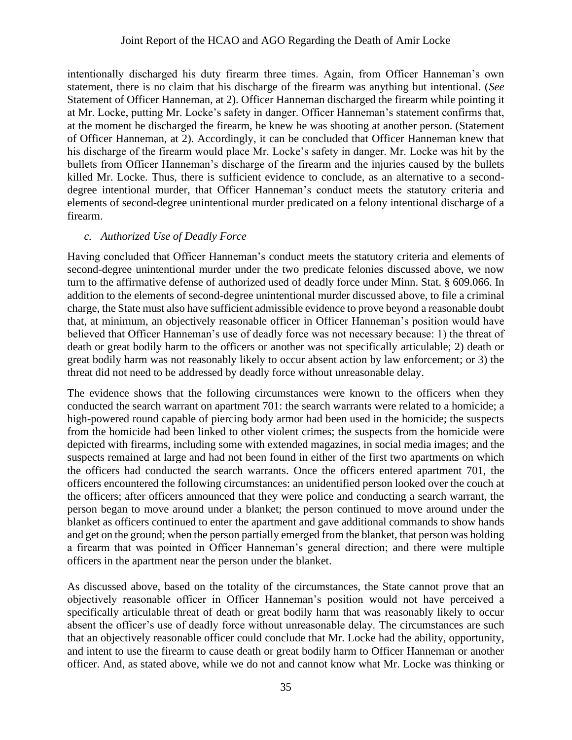intentionally discharged his duty firearm three times. Again, from Officer Hanneman's own statement, there is no claim that his discharge of the firearm was anything but intentional. (*See* Statement of Officer Hanneman, at 2). Officer Hanneman discharged the firearm while pointing it at Mr. Locke, putting Mr. Locke's safety in danger. Officer Hanneman's statement confirms that, at the moment he discharged the firearm, he knew he was shooting at another person. (Statement of Officer Hanneman, at 2). Accordingly, it can be concluded that Officer Hanneman knew that his discharge of the firearm would place Mr. Locke's safety in danger. Mr. Locke was hit by the bullets from Officer Hanneman's discharge of the firearm and the injuries caused by the bullets killed Mr. Locke. Thus, there is sufficient evidence to conclude, as an alternative to a second-degree intentional murder, that Officer Hanneman's conduct meets the statutory criteria and elements of second-degree unintentional murder predicated on a felony intentional discharge of a firearm.

*c. Authorized Use of Deadly Force*

Having concluded that Officer Hanneman's conduct meets the statutory criteria and elements of second-degree unintentional murder under the two predicate felonies discussed above, we now turn to the affirmative defense of authorized used of deadly force under Minn. Stat. § 609.066. In addition to the elements of second-degree unintentional murder discussed above, to file a criminal charge, the State must also have sufficient admissible evidence to prove beyond a reasonable doubt that, at minimum, an objectively reasonable officer in Officer Hanneman's position would have believed that Officer Hanneman's use of deadly force was not necessary because: 1) the threat of death or great bodily harm to the officers or another was not specifically articulable; 2) death or great bodily harm was not reasonably likely to occur absent action by law enforcement; or 3) the threat did not need to be addressed by deadly force without unreasonable delay.

The evidence shows that the following circumstances were known to the officers when they conducted the search warrant on apartment 701: the search warrants were related to a homicide; a high-powered round capable of piercing body armor had been used in the homicide; the suspects from the homicide had been linked to other violent crimes; the suspects from the homicide were depicted with firearms, including some with extended magazines, in social media images; and the suspects remained at large and had not been found in either of the first two apartments on which the officers had conducted the search warrants. Once the officers entered apartment 701, the officers encountered the following circumstances: an unidentified person looked over the couch at the officers; after officers announced that they were police and conducting a search warrant, the person began to move around under a blanket; the person continued to move around under the blanket as officers continued to enter the apartment and gave additional commands to show hands and get on the ground; when the person partially emerged from the blanket, that person was holding a firearm that was pointed in Officer Hanneman's general direction; and there were multiple officers in the apartment near the person under the blanket.

As discussed above, based on the totality of the circumstances, the State cannot prove that an objectively reasonable officer in Officer Hanneman's position would not have perceived a specifically articulable threat of death or great bodily harm that was reasonably likely to occur absent the officer's use of deadly force without unreasonable delay. The circumstances are such that an objectively reasonable officer could conclude that Mr. Locke had the ability, opportunity, and intent to use the firearm to cause death or great bodily harm to Officer Hanneman or another officer. And, as stated above, while we do not and cannot know what Mr. Locke was thinking or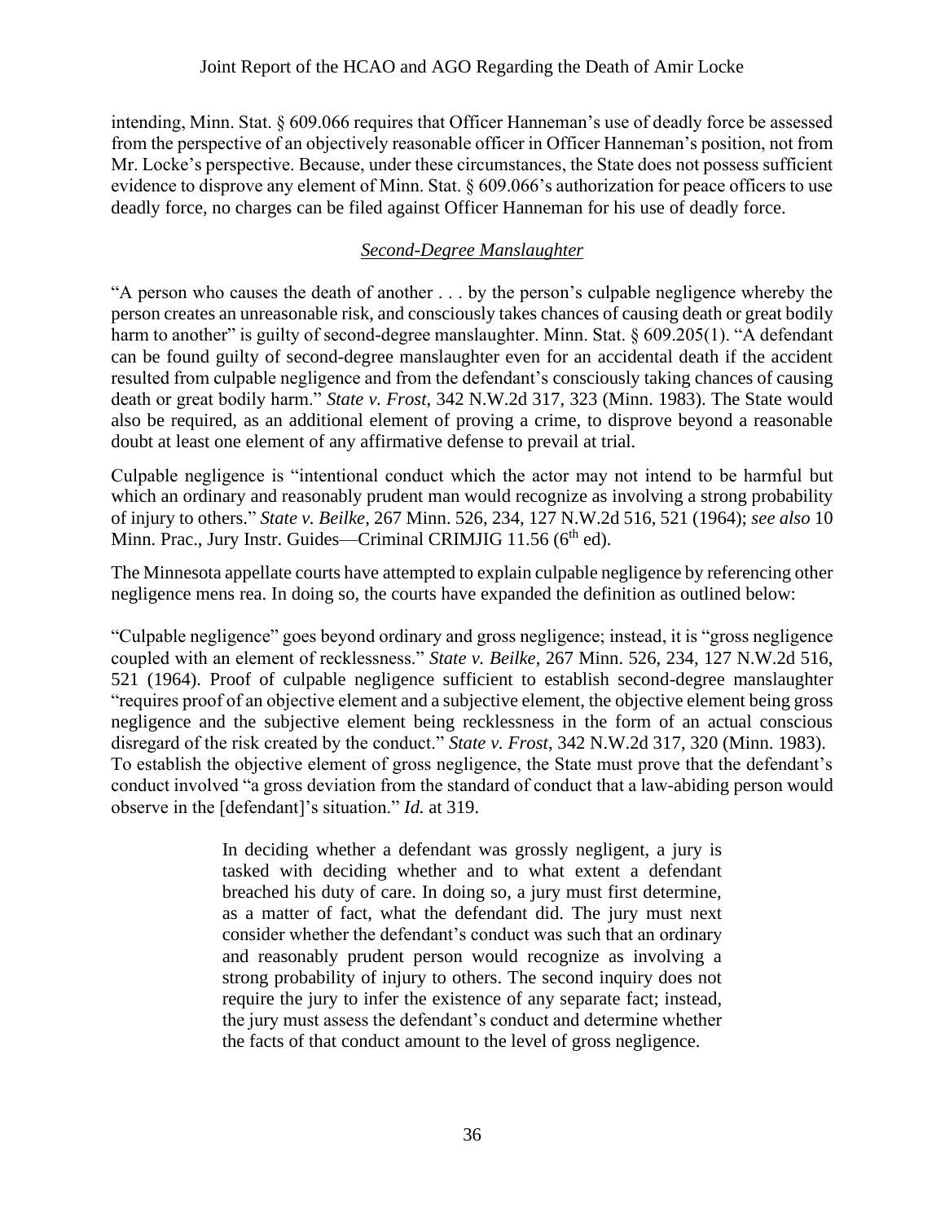intending, Minn. Stat. § 609.066 requires that Officer Hanneman's use of deadly force be assessed from the perspective of an objectively reasonable officer in Officer Hanneman's position, not from Mr. Locke's perspective. Because, under these circumstances, the State does not possess sufficient evidence to disprove any element of Minn. Stat. § 609.066's authorization for peace officers to use deadly force, no charges can be filed against Officer Hanneman for his use of deadly force.

### *Second-Degree Manslaughter*

"A person who causes the death of another . . . by the person's culpable negligence whereby the person creates an unreasonable risk, and consciously takes chances of causing death or great bodily harm to another" is guilty of second-degree manslaughter. Minn. Stat. § 609.205(1). "A defendant can be found guilty of second-degree manslaughter even for an accidental death if the accident resulted from culpable negligence and from the defendant's consciously taking chances of causing death or great bodily harm." *State v. Frost*, 342 N.W.2d 317, 323 (Minn. 1983). The State would also be required, as an additional element of proving a crime, to disprove beyond a reasonable doubt at least one element of any affirmative defense to prevail at trial.

Culpable negligence is "intentional conduct which the actor may not intend to be harmful but which an ordinary and reasonably prudent man would recognize as involving a strong probability of injury to others." *State v. Beilke*, 267 Minn. 526, 234, 127 N.W.2d 516, 521 (1964); *see also* 10 Minn. Prac., Jury Instr. Guides—Criminal CRIMJIG 11.56 (6th ed).

The Minnesota appellate courts have attempted to explain culpable negligence by referencing other negligence mens rea. In doing so, the courts have expanded the definition as outlined below:

"Culpable negligence" goes beyond ordinary and gross negligence; instead, it is "gross negligence coupled with an element of recklessness." *State v. Beilke*, 267 Minn. 526, 234, 127 N.W.2d 516, 521 (1964). Proof of culpable negligence sufficient to establish second-degree manslaughter "requires proof of an objective element and a subjective element, the objective element being gross negligence and the subjective element being recklessness in the form of an actual conscious disregard of the risk created by the conduct." *State v. Frost*, 342 N.W.2d 317, 320 (Minn. 1983). To establish the objective element of gross negligence, the State must prove that the defendant's conduct involved "a gross deviation from the standard of conduct that a law-abiding person would observe in the [defendant]'s situation." *Id.* at 319.

> In deciding whether a defendant was grossly negligent, a jury is tasked with deciding whether and to what extent a defendant breached his duty of care. In doing so, a jury must first determine, as a matter of fact, what the defendant did. The jury must next consider whether the defendant's conduct was such that an ordinary and reasonably prudent person would recognize as involving a strong probability of injury to others. The second inquiry does not require the jury to infer the existence of any separate fact; instead, the jury must assess the defendant's conduct and determine whether the facts of that conduct amount to the level of gross negligence.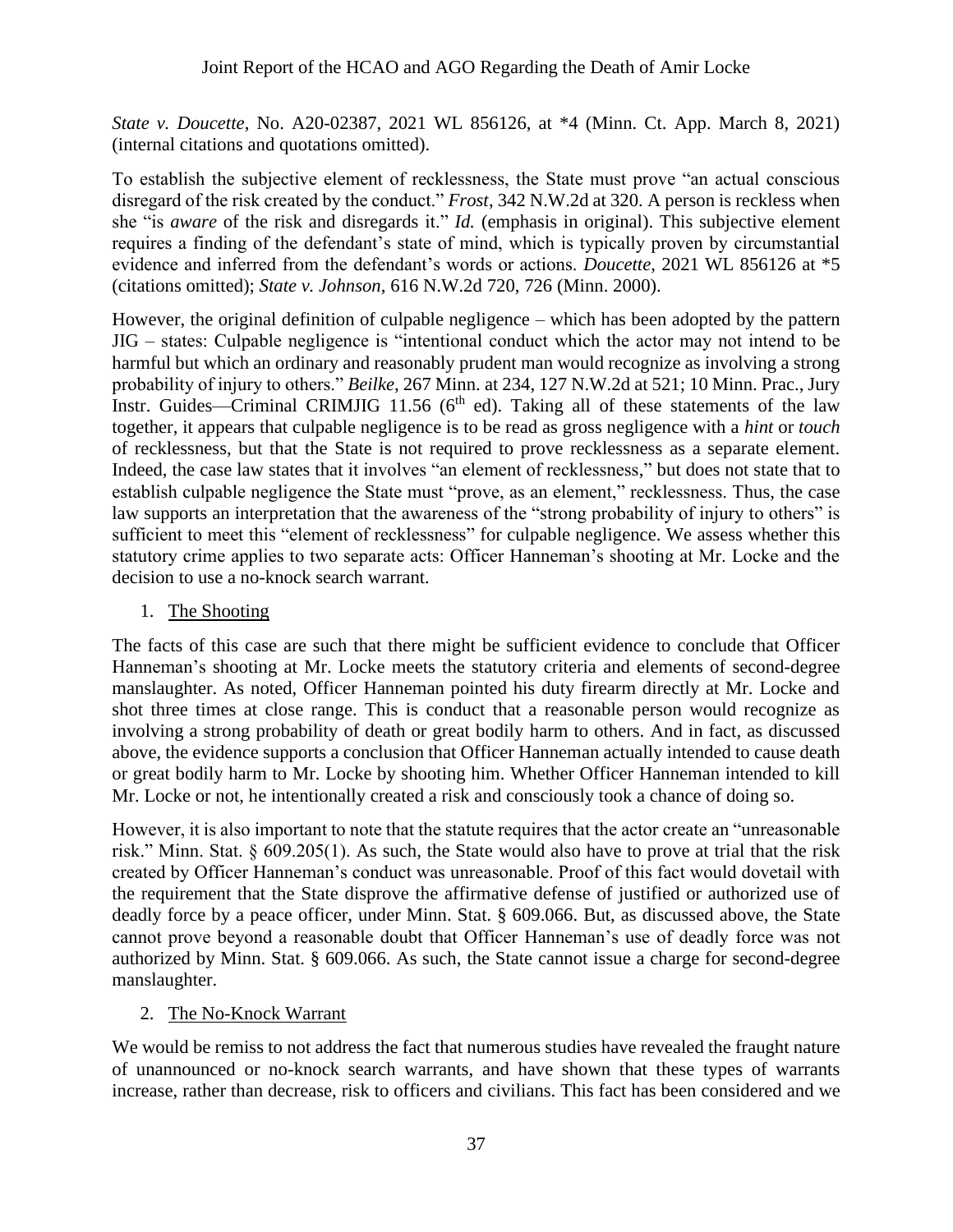*State v. Doucette*, No. A20-02387, 2021 WL 856126, at *4 (Minn. Ct. App. March 8, 2021) (internal citations and quotations omitted).

To establish the subjective element of recklessness, the State must prove "an actual conscious disregard of the risk created by the conduct." *Frost*, 342 N.W.2d at 320. A person is reckless when she "is *aware* of the risk and disregards it." *Id.* (emphasis in original). This subjective element requires a finding of the defendant's state of mind, which is typically proven by circumstantial evidence and inferred from the defendant's words or actions. *Doucette*, 2021 WL 856126 at *5 (citations omitted); *State v. Johnson*, 616 N.W.2d 720, 726 (Minn. 2000).

However, the original definition of culpable negligence – which has been adopted by the pattern JIG – states: Culpable negligence is "intentional conduct which the actor may not intend to be harmful but which an ordinary and reasonably prudent man would recognize as involving a strong probability of injury to others." *Beilke*, 267 Minn. at 234, 127 N.W.2d at 521; 10 Minn. Prac., Jury Instr. Guides—Criminal CRIMJIG 11.56 (6th ed). Taking all of these statements of the law together, it appears that culpable negligence is to be read as gross negligence with a *hint* or *touch* of recklessness, but that the State is not required to prove recklessness as a separate element. Indeed, the case law states that it involves "an element of recklessness," but does not state that to establish culpable negligence the State must "prove, as an element," recklessness. Thus, the case law supports an interpretation that the awareness of the "strong probability of injury to others" is sufficient to meet this "element of recklessness" for culpable negligence. We assess whether this statutory crime applies to two separate acts: Officer Hanneman's shooting at Mr. Locke and the decision to use a no-knock search warrant.

1. The Shooting

The facts of this case are such that there might be sufficient evidence to conclude that Officer Hanneman's shooting at Mr. Locke meets the statutory criteria and elements of second-degree manslaughter. As noted, Officer Hanneman pointed his duty firearm directly at Mr. Locke and shot three times at close range. This is conduct that a reasonable person would recognize as involving a strong probability of death or great bodily harm to others. And in fact, as discussed above, the evidence supports a conclusion that Officer Hanneman actually intended to cause death or great bodily harm to Mr. Locke by shooting him. Whether Officer Hanneman intended to kill Mr. Locke or not, he intentionally created a risk and consciously took a chance of doing so.

However, it is also important to note that the statute requires that the actor create an "unreasonable risk." Minn. Stat. § 609.205(1). As such, the State would also have to prove at trial that the risk created by Officer Hanneman's conduct was unreasonable. Proof of this fact would dovetail with the requirement that the State disprove the affirmative defense of justified or authorized use of deadly force by a peace officer, under Minn. Stat. § 609.066. But, as discussed above, the State cannot prove beyond a reasonable doubt that Officer Hanneman's use of deadly force was not authorized by Minn. Stat. § 609.066. As such, the State cannot issue a charge for second-degree manslaughter.

2. The No-Knock Warrant

We would be remiss to not address the fact that numerous studies have revealed the fraught nature of unannounced or no-knock search warrants, and have shown that these types of warrants increase, rather than decrease, risk to officers and civilians. This fact has been considered and we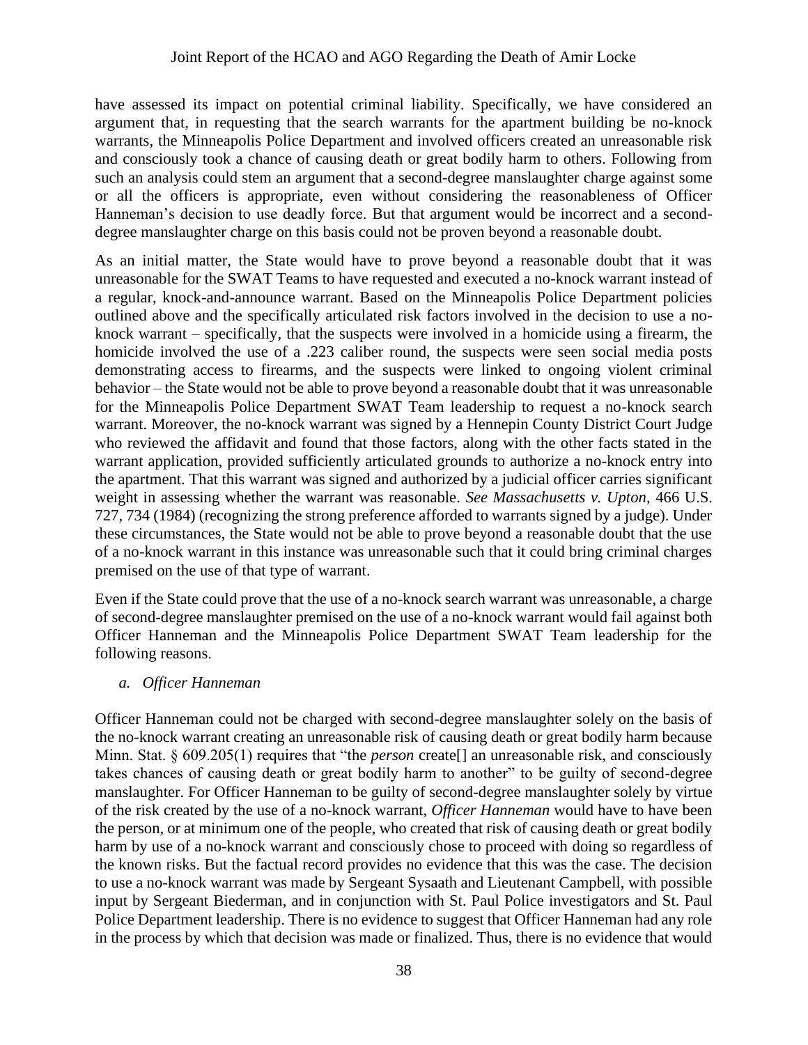have assessed its impact on potential criminal liability. Specifically, we have considered an argument that, in requesting that the search warrants for the apartment building be no-knock warrants, the Minneapolis Police Department and involved officers created an unreasonable risk and consciously took a chance of causing death or great bodily harm to others. Following from such an analysis could stem an argument that a second-degree manslaughter charge against some or all the officers is appropriate, even without considering the reasonableness of Officer Hanneman's decision to use deadly force. But that argument would be incorrect and a second-degree manslaughter charge on this basis could not be proven beyond a reasonable doubt.

As an initial matter, the State would have to prove beyond a reasonable doubt that it was unreasonable for the SWAT Teams to have requested and executed a no-knock warrant instead of a regular, knock-and-announce warrant. Based on the Minneapolis Police Department policies outlined above and the specifically articulated risk factors involved in the decision to use a no-knock warrant – specifically, that the suspects were involved in a homicide using a firearm, the homicide involved the use of a .223 caliber round, the suspects were seen social media posts demonstrating access to firearms, and the suspects were linked to ongoing violent criminal behavior – the State would not be able to prove beyond a reasonable doubt that it was unreasonable for the Minneapolis Police Department SWAT Team leadership to request a no-knock search warrant. Moreover, the no-knock warrant was signed by a Hennepin County District Court Judge who reviewed the affidavit and found that those factors, along with the other facts stated in the warrant application, provided sufficiently articulated grounds to authorize a no-knock entry into the apartment. That this warrant was signed and authorized by a judicial officer carries significant weight in assessing whether the warrant was reasonable. *See Massachusetts v. Upton*, 466 U.S. 727, 734 (1984) (recognizing the strong preference afforded to warrants signed by a judge). Under these circumstances, the State would not be able to prove beyond a reasonable doubt that the use of a no-knock warrant in this instance was unreasonable such that it could bring criminal charges premised on the use of that type of warrant.

Even if the State could prove that the use of a no-knock search warrant was unreasonable, a charge of second-degree manslaughter premised on the use of a no-knock warrant would fail against both Officer Hanneman and the Minneapolis Police Department SWAT Team leadership for the following reasons.

*a. Officer Hanneman*

Officer Hanneman could not be charged with second-degree manslaughter solely on the basis of the no-knock warrant creating an unreasonable risk of causing death or great bodily harm because Minn. Stat. § 609.205(1) requires that "the *person* create[] an unreasonable risk, and consciously takes chances of causing death or great bodily harm to another" to be guilty of second-degree manslaughter. For Officer Hanneman to be guilty of second-degree manslaughter solely by virtue of the risk created by the use of a no-knock warrant, *Officer Hanneman* would have to have been the person, or at minimum one of the people, who created that risk of causing death or great bodily harm by use of a no-knock warrant and consciously chose to proceed with doing so regardless of the known risks. But the factual record provides no evidence that this was the case. The decision to use a no-knock warrant was made by Sergeant Sysaath and Lieutenant Campbell, with possible input by Sergeant Biederman, and in conjunction with St. Paul Police investigators and St. Paul Police Department leadership. There is no evidence to suggest that Officer Hanneman had any role in the process by which that decision was made or finalized. Thus, there is no evidence that would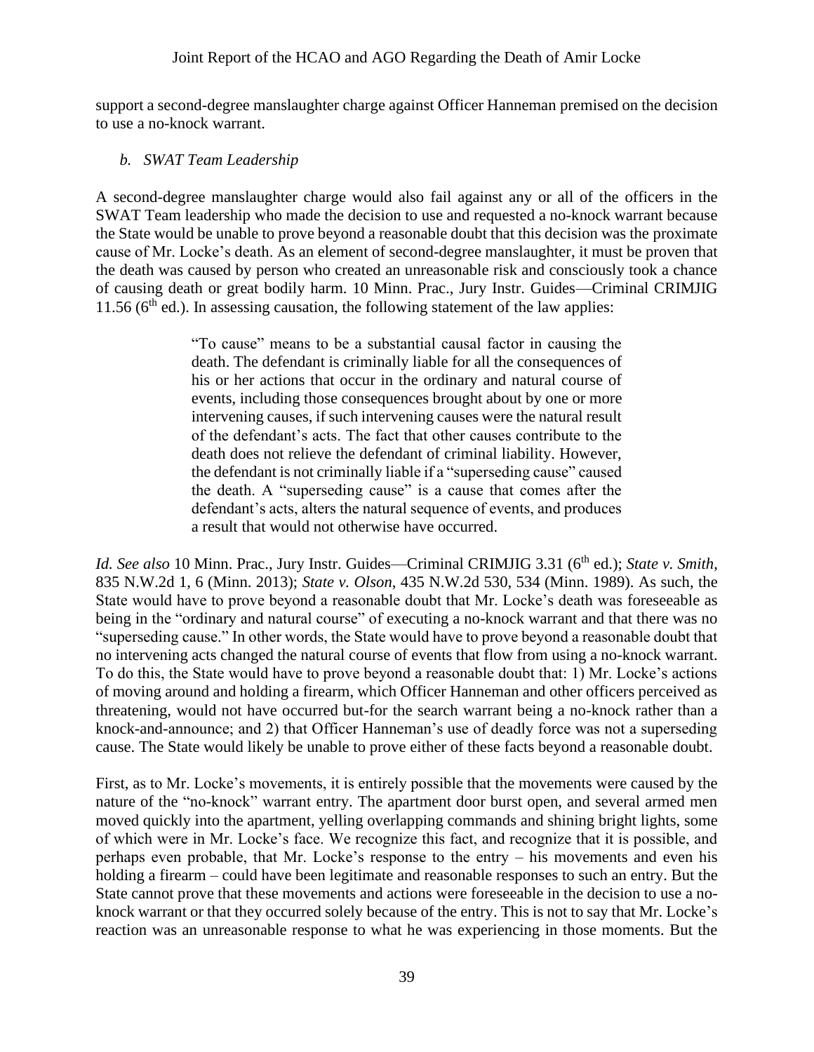support a second-degree manslaughter charge against Officer Hanneman premised on the decision to use a no-knock warrant.

*b. SWAT Team Leadership*

A second-degree manslaughter charge would also fail against any or all of the officers in the SWAT Team leadership who made the decision to use and requested a no-knock warrant because the State would be unable to prove beyond a reasonable doubt that this decision was the proximate cause of Mr. Locke's death. As an element of second-degree manslaughter, it must be proven that the death was caused by person who created an unreasonable risk and consciously took a chance of causing death or great bodily harm. 10 Minn. Prac., Jury Instr. Guides—Criminal CRIMJIG 11.56 (6th ed.). In assessing causation, the following statement of the law applies:

> "To cause" means to be a substantial causal factor in causing the death. The defendant is criminally liable for all the consequences of his or her actions that occur in the ordinary and natural course of events, including those consequences brought about by one or more intervening causes, if such intervening causes were the natural result of the defendant's acts. The fact that other causes contribute to the death does not relieve the defendant of criminal liability. However, the defendant is not criminally liable if a "superseding cause" caused the death. A "superseding cause" is a cause that comes after the defendant's acts, alters the natural sequence of events, and produces a result that would not otherwise have occurred.

*Id. See also* 10 Minn. Prac., Jury Instr. Guides—Criminal CRIMJIG 3.31 (6th ed.); *State v. Smith*, 835 N.W.2d 1, 6 (Minn. 2013); *State v. Olson*, 435 N.W.2d 530, 534 (Minn. 1989). As such, the State would have to prove beyond a reasonable doubt that Mr. Locke's death was foreseeable as being in the "ordinary and natural course" of executing a no-knock warrant and that there was no "superseding cause." In other words, the State would have to prove beyond a reasonable doubt that no intervening acts changed the natural course of events that flow from using a no-knock warrant. To do this, the State would have to prove beyond a reasonable doubt that: 1) Mr. Locke's actions of moving around and holding a firearm, which Officer Hanneman and other officers perceived as threatening, would not have occurred but-for the search warrant being a no-knock rather than a knock-and-announce; and 2) that Officer Hanneman's use of deadly force was not a superseding cause. The State would likely be unable to prove either of these facts beyond a reasonable doubt.

First, as to Mr. Locke's movements, it is entirely possible that the movements were caused by the nature of the "no-knock" warrant entry. The apartment door burst open, and several armed men moved quickly into the apartment, yelling overlapping commands and shining bright lights, some of which were in Mr. Locke's face. We recognize this fact, and recognize that it is possible, and perhaps even probable, that Mr. Locke's response to the entry – his movements and even his holding a firearm – could have been legitimate and reasonable responses to such an entry. But the State cannot prove that these movements and actions were foreseeable in the decision to use a no-knock warrant or that they occurred solely because of the entry. This is not to say that Mr. Locke's reaction was an unreasonable response to what he was experiencing in those moments. But the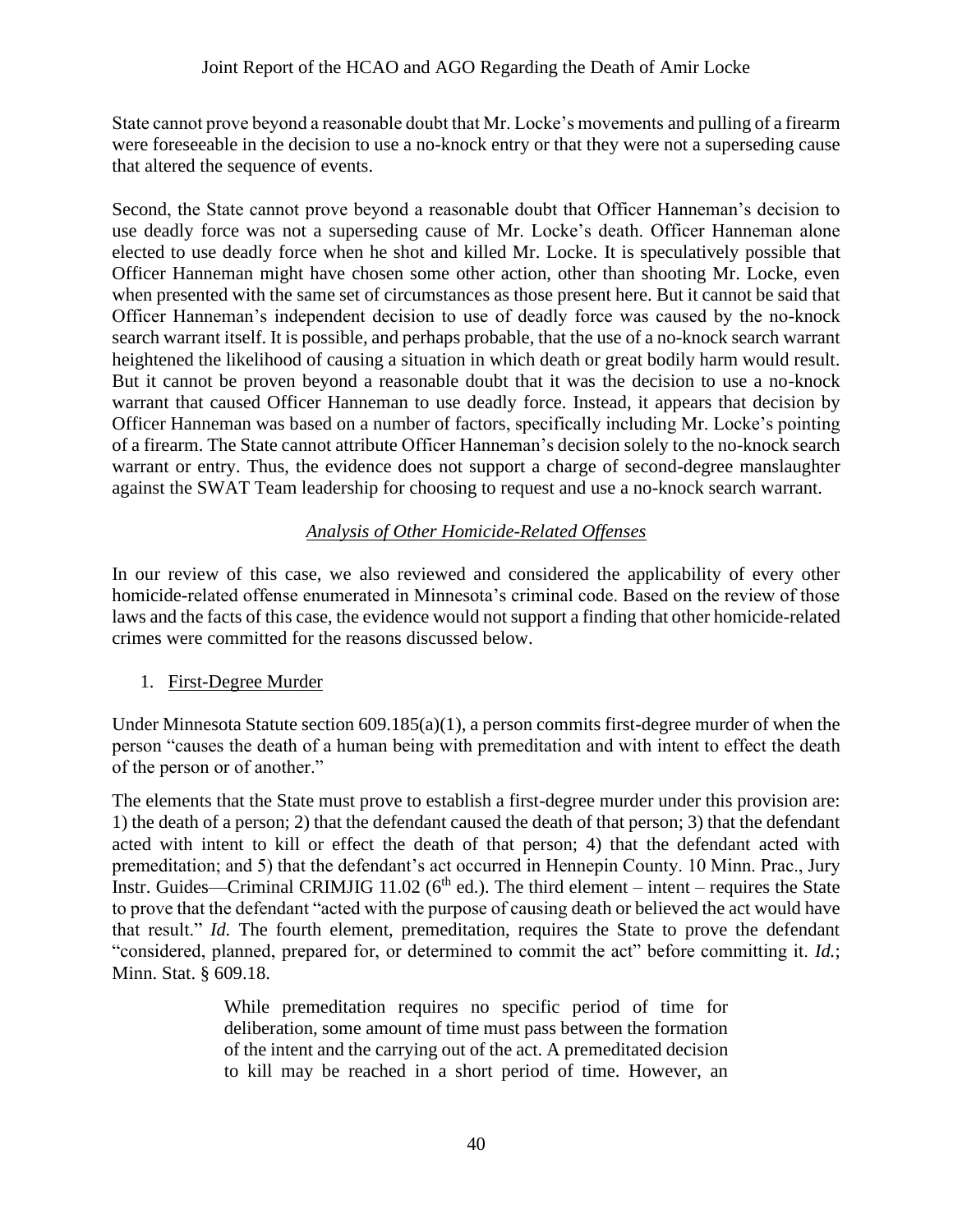State cannot prove beyond a reasonable doubt that Mr. Locke's movements and pulling of a firearm were foreseeable in the decision to use a no-knock entry or that they were not a superseding cause that altered the sequence of events.

Second, the State cannot prove beyond a reasonable doubt that Officer Hanneman's decision to use deadly force was not a superseding cause of Mr. Locke's death. Officer Hanneman alone elected to use deadly force when he shot and killed Mr. Locke. It is speculatively possible that Officer Hanneman might have chosen some other action, other than shooting Mr. Locke, even when presented with the same set of circumstances as those present here. But it cannot be said that Officer Hanneman's independent decision to use of deadly force was caused by the no-knock search warrant itself. It is possible, and perhaps probable, that the use of a no-knock search warrant heightened the likelihood of causing a situation in which death or great bodily harm would result. But it cannot be proven beyond a reasonable doubt that it was the decision to use a no-knock warrant that caused Officer Hanneman to use deadly force. Instead, it appears that decision by Officer Hanneman was based on a number of factors, specifically including Mr. Locke's pointing of a firearm. The State cannot attribute Officer Hanneman's decision solely to the no-knock search warrant or entry. Thus, the evidence does not support a charge of second-degree manslaughter against the SWAT Team leadership for choosing to request and use a no-knock search warrant.

### *Analysis of Other Homicide-Related Offenses*

In our review of this case, we also reviewed and considered the applicability of every other homicide-related offense enumerated in Minnesota's criminal code. Based on the review of those laws and the facts of this case, the evidence would not support a finding that other homicide-related crimes were committed for the reasons discussed below.

1. First-Degree Murder

Under Minnesota Statute section 609.185(a)(1), a person commits first-degree murder of when the person "causes the death of a human being with premeditation and with intent to effect the death of the person or of another."

The elements that the State must prove to establish a first-degree murder under this provision are: 1) the death of a person; 2) that the defendant caused the death of that person; 3) that the defendant acted with intent to kill or effect the death of that person; 4) that the defendant acted with premeditation; and 5) that the defendant's act occurred in Hennepin County. 10 Minn. Prac., Jury Instr. Guides—Criminal CRIMJIG 11.02 (6th ed.). The third element – intent – requires the State to prove that the defendant "acted with the purpose of causing death or believed the act would have that result." *Id.* The fourth element, premeditation, requires the State to prove the defendant "considered, planned, prepared for, or determined to commit the act" before committing it. *Id.*; Minn. Stat. § 609.18.

> While premeditation requires no specific period of time for deliberation, some amount of time must pass between the formation of the intent and the carrying out of the act. A premeditated decision to kill may be reached in a short period of time. However, an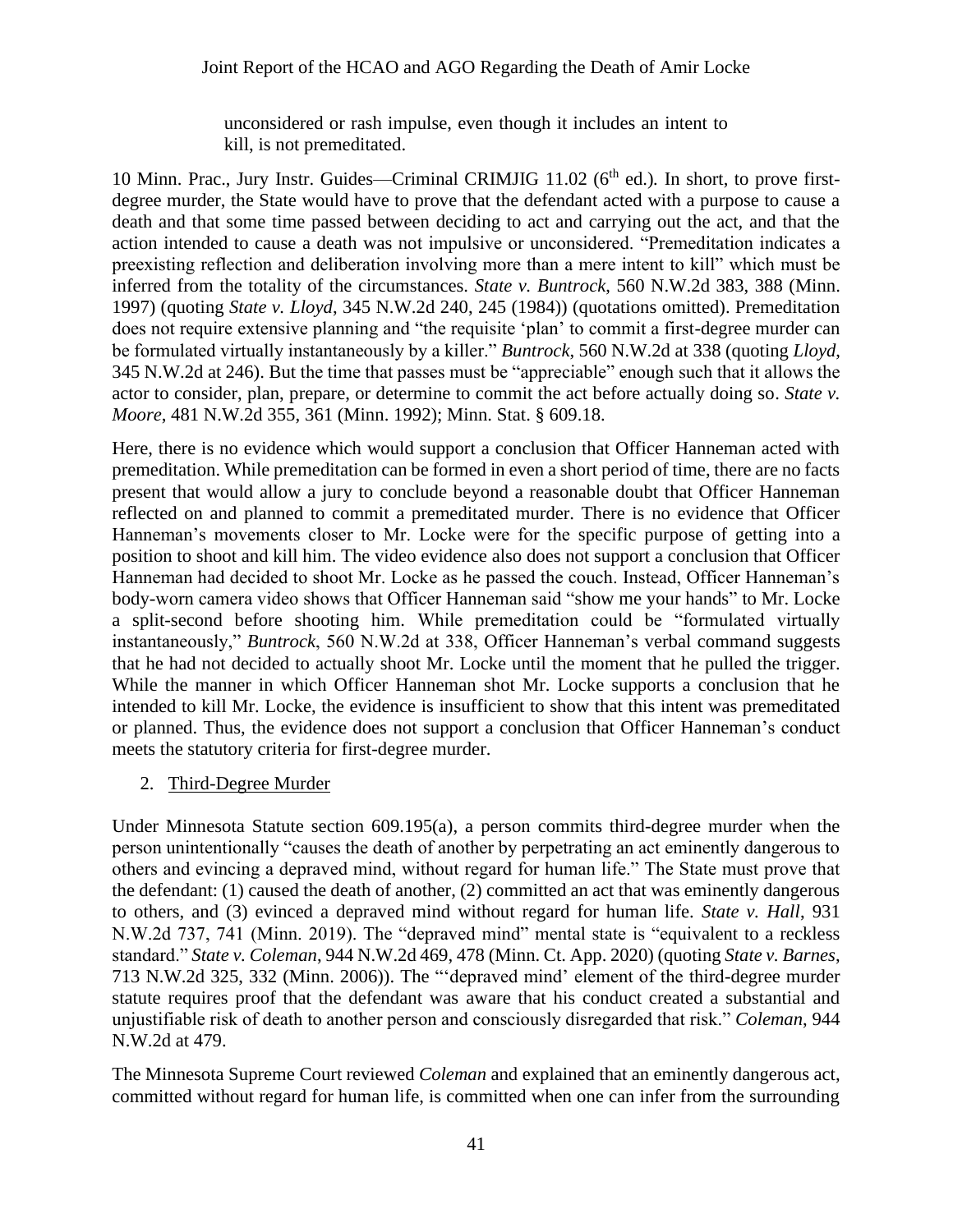> unconsidered or rash impulse, even though it includes an intent to kill, is not premeditated.

10 Minn. Prac., Jury Instr. Guides—Criminal CRIMJIG 11.02 (6th ed.). In short, to prove first-degree murder, the State would have to prove that the defendant acted with a purpose to cause a death and that some time passed between deciding to act and carrying out the act, and that the action intended to cause a death was not impulsive or unconsidered. "Premeditation indicates a preexisting reflection and deliberation involving more than a mere intent to kill" which must be inferred from the totality of the circumstances. *State v. Buntrock*, 560 N.W.2d 383, 388 (Minn. 1997) (quoting *State v. Lloyd*, 345 N.W.2d 240, 245 (1984)) (quotations omitted). Premeditation does not require extensive planning and "the requisite 'plan' to commit a first-degree murder can be formulated virtually instantaneously by a killer." *Buntrock*, 560 N.W.2d at 338 (quoting *Lloyd*, 345 N.W.2d at 246). But the time that passes must be "appreciable" enough such that it allows the actor to consider, plan, prepare, or determine to commit the act before actually doing so. *State v. Moore*, 481 N.W.2d 355, 361 (Minn. 1992); Minn. Stat. § 609.18.

Here, there is no evidence which would support a conclusion that Officer Hanneman acted with premeditation. While premeditation can be formed in even a short period of time, there are no facts present that would allow a jury to conclude beyond a reasonable doubt that Officer Hanneman reflected on and planned to commit a premeditated murder. There is no evidence that Officer Hanneman's movements closer to Mr. Locke were for the specific purpose of getting into a position to shoot and kill him. The video evidence also does not support a conclusion that Officer Hanneman had decided to shoot Mr. Locke as he passed the couch. Instead, Officer Hanneman's body-worn camera video shows that Officer Hanneman said "show me your hands" to Mr. Locke a split-second before shooting him. While premeditation could be "formulated virtually instantaneously," *Buntrock*, 560 N.W.2d at 338, Officer Hanneman's verbal command suggests that he had not decided to actually shoot Mr. Locke until the moment that he pulled the trigger. While the manner in which Officer Hanneman shot Mr. Locke supports a conclusion that he intended to kill Mr. Locke, the evidence is insufficient to show that this intent was premeditated or planned. Thus, the evidence does not support a conclusion that Officer Hanneman's conduct meets the statutory criteria for first-degree murder.

2. <u>Third-Degree Murder</u>

Under Minnesota Statute section 609.195(a), a person commits third-degree murder when the person unintentionally "causes the death of another by perpetrating an act eminently dangerous to others and evincing a depraved mind, without regard for human life." The State must prove that the defendant: (1) caused the death of another, (2) committed an act that was eminently dangerous to others, and (3) evinced a depraved mind without regard for human life. *State v. Hall*, 931 N.W.2d 737, 741 (Minn. 2019). The "depraved mind" mental state is "equivalent to a reckless standard." *State v. Coleman*, 944 N.W.2d 469, 478 (Minn. Ct. App. 2020) (quoting *State v. Barnes*, 713 N.W.2d 325, 332 (Minn. 2006)). The "'depraved mind' element of the third-degree murder statute requires proof that the defendant was aware that his conduct created a substantial and unjustifiable risk of death to another person and consciously disregarded that risk." *Coleman*, 944 N.W.2d at 479.

The Minnesota Supreme Court reviewed *Coleman* and explained that an eminently dangerous act, committed without regard for human life, is committed when one can infer from the surrounding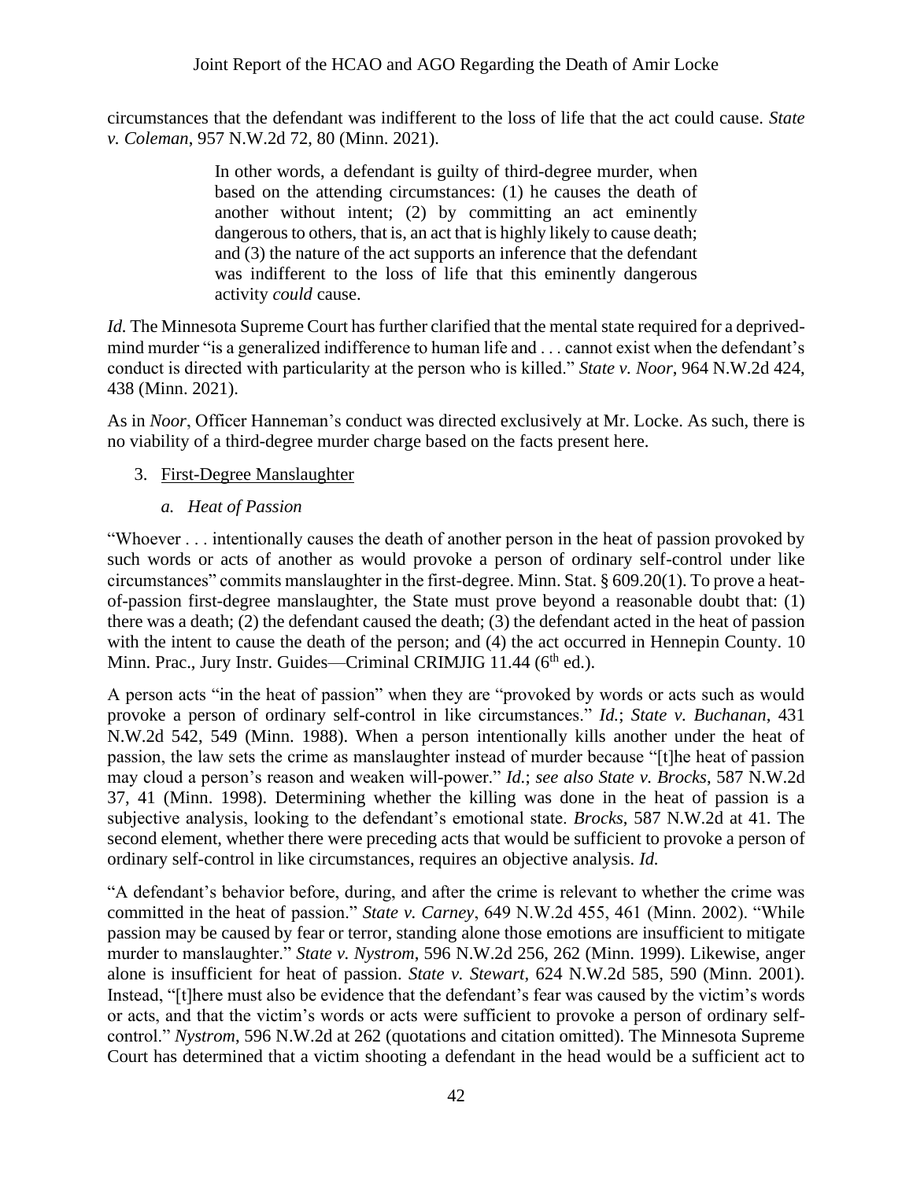circumstances that the defendant was indifferent to the loss of life that the act could cause. *State v. Coleman*, 957 N.W.2d 72, 80 (Minn. 2021).

> In other words, a defendant is guilty of third-degree murder, when based on the attending circumstances: (1) he causes the death of another without intent; (2) by committing an act eminently dangerous to others, that is, an act that is highly likely to cause death; and (3) the nature of the act supports an inference that the defendant was indifferent to the loss of life that this eminently dangerous activity *could* cause.

*Id.* The Minnesota Supreme Court has further clarified that the mental state required for a deprived-mind murder "is a generalized indifference to human life and . . . cannot exist when the defendant's conduct is directed with particularity at the person who is killed." *State v. Noor*, 964 N.W.2d 424, 438 (Minn. 2021).

As in *Noor*, Officer Hanneman's conduct was directed exclusively at Mr. Locke. As such, there is no viability of a third-degree murder charge based on the facts present here.

3. First-Degree Manslaughter

   *a. Heat of Passion*

"Whoever . . . intentionally causes the death of another person in the heat of passion provoked by such words or acts of another as would provoke a person of ordinary self-control under like circumstances" commits manslaughter in the first-degree. Minn. Stat. § 609.20(1). To prove a heat-of-passion first-degree manslaughter, the State must prove beyond a reasonable doubt that: (1) there was a death; (2) the defendant caused the death; (3) the defendant acted in the heat of passion with the intent to cause the death of the person; and (4) the act occurred in Hennepin County. 10 Minn. Prac., Jury Instr. Guides—Criminal CRIMJIG 11.44 (6th ed.).

A person acts "in the heat of passion" when they are "provoked by words or acts such as would provoke a person of ordinary self-control in like circumstances." *Id.*; *State v. Buchanan*, 431 N.W.2d 542, 549 (Minn. 1988). When a person intentionally kills another under the heat of passion, the law sets the crime as manslaughter instead of murder because "[t]he heat of passion may cloud a person's reason and weaken will-power." *Id.*; *see also State v. Brocks*, 587 N.W.2d 37, 41 (Minn. 1998). Determining whether the killing was done in the heat of passion is a subjective analysis, looking to the defendant's emotional state. *Brocks*, 587 N.W.2d at 41. The second element, whether there were preceding acts that would be sufficient to provoke a person of ordinary self-control in like circumstances, requires an objective analysis. *Id.*

"A defendant's behavior before, during, and after the crime is relevant to whether the crime was committed in the heat of passion." *State v. Carney*, 649 N.W.2d 455, 461 (Minn. 2002). "While passion may be caused by fear or terror, standing alone those emotions are insufficient to mitigate murder to manslaughter." *State v. Nystrom*, 596 N.W.2d 256, 262 (Minn. 1999). Likewise, anger alone is insufficient for heat of passion. *State v. Stewart*, 624 N.W.2d 585, 590 (Minn. 2001). Instead, "[t]here must also be evidence that the defendant's fear was caused by the victim's words or acts, and that the victim's words or acts were sufficient to provoke a person of ordinary self-control." *Nystrom*, 596 N.W.2d at 262 (quotations and citation omitted). The Minnesota Supreme Court has determined that a victim shooting a defendant in the head would be a sufficient act to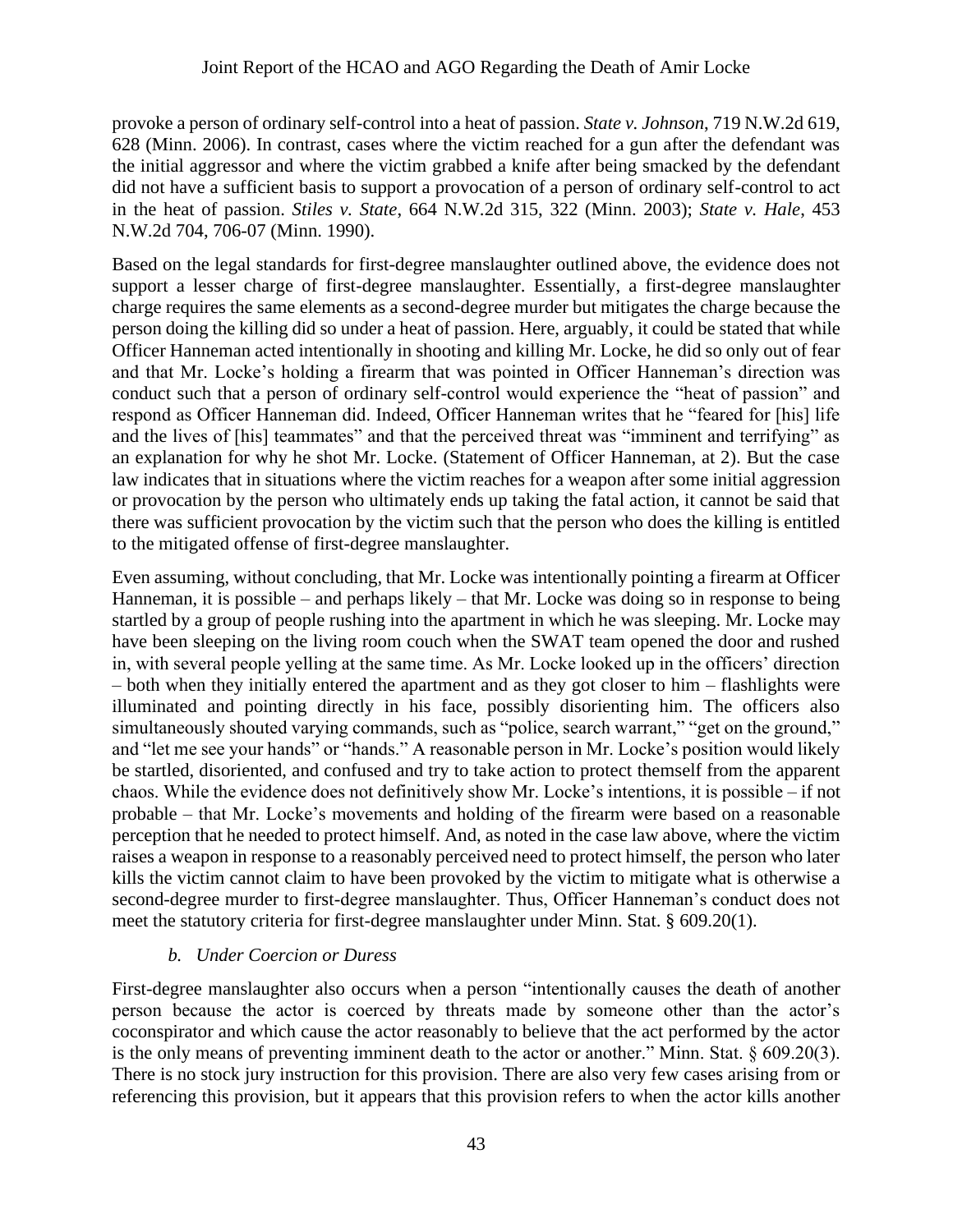provoke a person of ordinary self-control into a heat of passion. *State v. Johnson*, 719 N.W.2d 619, 628 (Minn. 2006). In contrast, cases where the victim reached for a gun after the defendant was the initial aggressor and where the victim grabbed a knife after being smacked by the defendant did not have a sufficient basis to support a provocation of a person of ordinary self-control to act in the heat of passion. *Stiles v. State*, 664 N.W.2d 315, 322 (Minn. 2003); *State v. Hale*, 453 N.W.2d 704, 706-07 (Minn. 1990).

Based on the legal standards for first-degree manslaughter outlined above, the evidence does not support a lesser charge of first-degree manslaughter. Essentially, a first-degree manslaughter charge requires the same elements as a second-degree murder but mitigates the charge because the person doing the killing did so under a heat of passion. Here, arguably, it could be stated that while Officer Hanneman acted intentionally in shooting and killing Mr. Locke, he did so only out of fear and that Mr. Locke's holding a firearm that was pointed in Officer Hanneman's direction was conduct such that a person of ordinary self-control would experience the "heat of passion" and respond as Officer Hanneman did. Indeed, Officer Hanneman writes that he "feared for [his] life and the lives of [his] teammates" and that the perceived threat was "imminent and terrifying" as an explanation for why he shot Mr. Locke. (Statement of Officer Hanneman, at 2). But the case law indicates that in situations where the victim reaches for a weapon after some initial aggression or provocation by the person who ultimately ends up taking the fatal action, it cannot be said that there was sufficient provocation by the victim such that the person who does the killing is entitled to the mitigated offense of first-degree manslaughter.

Even assuming, without concluding, that Mr. Locke was intentionally pointing a firearm at Officer Hanneman, it is possible – and perhaps likely – that Mr. Locke was doing so in response to being startled by a group of people rushing into the apartment in which he was sleeping. Mr. Locke may have been sleeping on the living room couch when the SWAT team opened the door and rushed in, with several people yelling at the same time. As Mr. Locke looked up in the officers' direction – both when they initially entered the apartment and as they got closer to him – flashlights were illuminated and pointing directly in his face, possibly disorienting him. The officers also simultaneously shouted varying commands, such as "police, search warrant," "get on the ground," and "let me see your hands" or "hands." A reasonable person in Mr. Locke's position would likely be startled, disoriented, and confused and try to take action to protect themself from the apparent chaos. While the evidence does not definitively show Mr. Locke's intentions, it is possible – if not probable – that Mr. Locke's movements and holding of the firearm were based on a reasonable perception that he needed to protect himself. And, as noted in the case law above, where the victim raises a weapon in response to a reasonably perceived need to protect himself, the person who later kills the victim cannot claim to have been provoked by the victim to mitigate what is otherwise a second-degree murder to first-degree manslaughter. Thus, Officer Hanneman's conduct does not meet the statutory criteria for first-degree manslaughter under Minn. Stat. § 609.20(1).

*b. Under Coercion or Duress*

First-degree manslaughter also occurs when a person "intentionally causes the death of another person because the actor is coerced by threats made by someone other than the actor's coconspirator and which cause the actor reasonably to believe that the act performed by the actor is the only means of preventing imminent death to the actor or another." Minn. Stat. § 609.20(3). There is no stock jury instruction for this provision. There are also very few cases arising from or referencing this provision, but it appears that this provision refers to when the actor kills another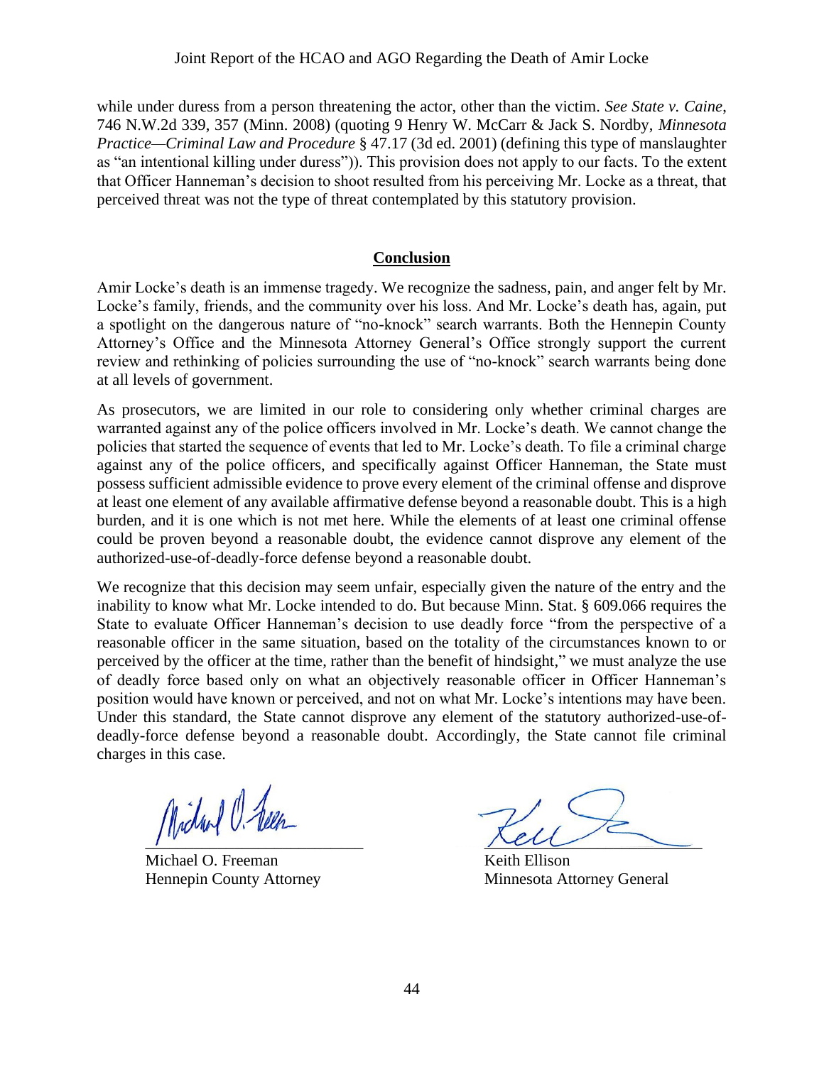while under duress from a person threatening the actor, other than the victim. *See State v. Caine*, 746 N.W.2d 339, 357 (Minn. 2008) (quoting 9 Henry W. McCarr & Jack S. Nordby, *Minnesota Practice—Criminal Law and Procedure* § 47.17 (3d ed. 2001) (defining this type of manslaughter as "an intentional killing under duress")). This provision does not apply to our facts. To the extent that Officer Hanneman's decision to shoot resulted from his perceiving Mr. Locke as a threat, that perceived threat was not the type of threat contemplated by this statutory provision.

## **Conclusion**

Amir Locke's death is an immense tragedy. We recognize the sadness, pain, and anger felt by Mr. Locke's family, friends, and the community over his loss. And Mr. Locke's death has, again, put a spotlight on the dangerous nature of "no-knock" search warrants. Both the Hennepin County Attorney's Office and the Minnesota Attorney General's Office strongly support the current review and rethinking of policies surrounding the use of "no-knock" search warrants being done at all levels of government.

As prosecutors, we are limited in our role to considering only whether criminal charges are warranted against any of the police officers involved in Mr. Locke's death. We cannot change the policies that started the sequence of events that led to Mr. Locke's death. To file a criminal charge against any of the police officers, and specifically against Officer Hanneman, the State must possess sufficient admissible evidence to prove every element of the criminal offense and disprove at least one element of any available affirmative defense beyond a reasonable doubt. This is a high burden, and it is one which is not met here. While the elements of at least one criminal offense could be proven beyond a reasonable doubt, the evidence cannot disprove any element of the authorized-use-of-deadly-force defense beyond a reasonable doubt.

We recognize that this decision may seem unfair, especially given the nature of the entry and the inability to know what Mr. Locke intended to do. But because Minn. Stat. § 609.066 requires the State to evaluate Officer Hanneman's decision to use deadly force "from the perspective of a reasonable officer in the same situation, based on the totality of the circumstances known to or perceived by the officer at the time, rather than the benefit of hindsight," we must analyze the use of deadly force based only on what an objectively reasonable officer in Officer Hanneman's position would have known or perceived, and not on what Mr. Locke's intentions may have been. Under this standard, the State cannot disprove any element of the statutory authorized-use-of-deadly-force defense beyond a reasonable doubt. Accordingly, the State cannot file criminal charges in this case.

Michael O. Freeman
Hennepin County Attorney

Keith Ellison
Minnesota Attorney General